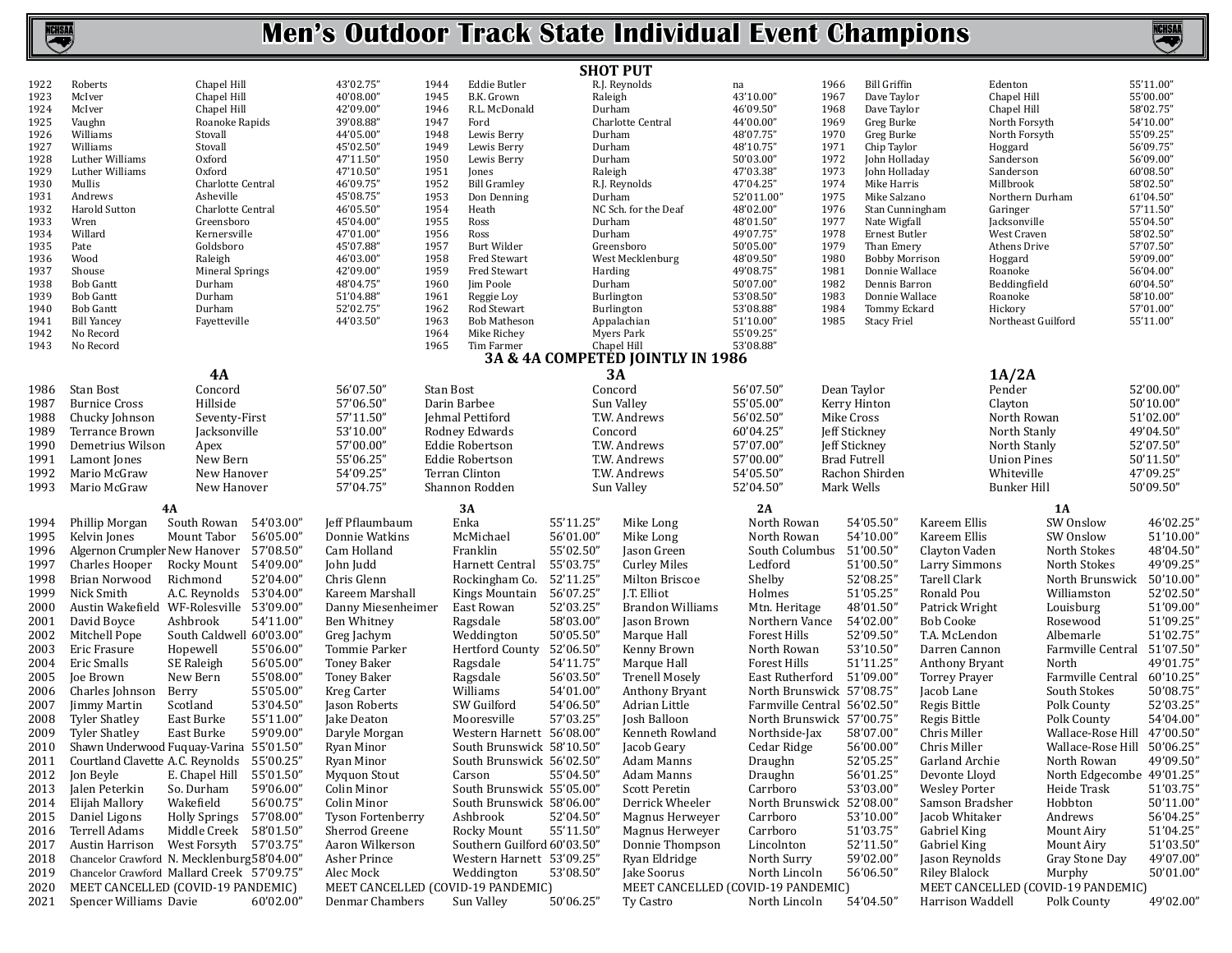# Men's Outdoor Track State Individual Event Champions

## SHOT PUT

| Year | Name | School | Mark |
|---|---|---|---|
| 1922 | Roberts | Chapel Hill | 43'02.75" |
| 1923 | McIver | Chapel Hill | 40'08.00" |
| 1924 | McIver | Chapel Hill | 42'09.00" |
| 1925 | Vaughn | Roanoke Rapids | 39'08.88" |
| 1926 | Williams | Stovall | 44'05.00" |
| 1927 | Williams | Stovall | 45'02.50" |
| 1928 | Luther Williams | Oxford | 47'11.50" |
| 1929 | Luther Williams | Oxford | 47'10.50" |
| 1930 | Mullis | Charlotte Central | 46'09.75" |
| 1931 | Andrews | Asheville | 45'08.75" |
| 1932 | Harold Sutton | Charlotte Central | 46'05.50" |
| 1933 | Wren | Greensboro | 45'04.00" |
| 1934 | Willard | Kernersville | 47'01.00" |
| 1935 | Pate | Goldsboro | 45'07.88" |
| 1936 | Wood | Raleigh | 46'03.00" |
| 1937 | Shouse | Mineral Springs | 42'09.00" |
| 1938 | Bob Gantt | Durham | 48'04.75" |
| 1939 | Bob Gantt | Durham | 51'04.88" |
| 1940 | Bob Gantt | Durham | 52'02.75" |
| 1941 | Bill Yancey | Fayetteville | 44'03.50" |
| 1942 | No Record | | |
| 1943 | No Record | | |
| 1944 | Eddie Butler | R.J. Reynolds | na |
| 1945 | B.K. Grown | Raleigh | 43'10.00" |
| 1946 | R.L. McDonald | Durham | 46'09.50" |
| 1947 | Ford | Charlotte Central | 44'00.00" |
| 1948 | Lewis Berry | Durham | 48'07.75" |
| 1949 | Lewis Berry | Durham | 48'10.75" |
| 1950 | Lewis Berry | Durham | 50'03.00" |
| 1951 | Jones | Raleigh | 47'03.38" |
| 1952 | Bill Gramley | R.J. Reynolds | 47'04.25" |
| 1953 | Don Denning | Durham | 52'011.00" |
| 1954 | Heath | NC Sch. for the Deaf | 48'02.00" |
| 1955 | Ross | Durham | 48'01.50" |
| 1956 | Ross | Durham | 49'07.75" |
| 1957 | Burt Wilder | Greensboro | 50'05.00" |
| 1958 | Fred Stewart | West Mecklenburg | 48'09.50" |
| 1959 | Fred Stewart | Harding | 49'08.75" |
| 1960 | Jim Poole | Durham | 50'07.00" |
| 1961 | Reggie Loy | Burlington | 53'08.50" |
| 1962 | Rod Stewart | Burlington | 53'08.88" |
| 1963 | Bob Matheson | Appalachian | 51'10.00" |
| 1964 | Mike Richey | Myers Park | 55'09.25" |
| 1965 | Tim Farmer | Chapel Hill | 53'08.88" |
| 1966 | Bill Griffin | Edenton | 55'11.00" |
| 1967 | Dave Taylor | Chapel Hill | 55'00.00" |
| 1968 | Dave Taylor | Chapel Hill | 58'02.75" |
| 1969 | Greg Burke | North Forsyth | 54'10.00" |
| 1970 | Greg Burke | North Forsyth | 55'09.25" |
| 1971 | Chip Taylor | Hoggard | 56'09.75" |
| 1972 | John Holladay | Sanderson | 56'09.00" |
| 1973 | John Holladay | Sanderson | 60'08.50" |
| 1974 | Mike Harris | Millbrook | 58'02.50" |
| 1975 | Mike Salzano | Northern Durham | 61'04.50" |
| 1976 | Stan Cunningham | Garinger | 57'11.50" |
| 1977 | Nate Wigfall | Jacksonville | 55'04.50" |
| 1978 | Ernest Butler | West Craven | 58'02.50" |
| 1979 | Than Emery | Athens Drive | 57'07.50" |
| 1980 | Bobby Morrison | Hoggard | 59'09.00" |
| 1981 | Donnie Wallace | Roanoke | 56'04.00" |
| 1982 | Dennis Barron | Beddingfield | 60'04.50" |
| 1983 | Donnie Wallace | Roanoke | 58'10.00" |
| 1984 | Tommy Eckard | Hickory | 57'01.00" |
| 1985 | Stacy Friel | Northeast Guilford | 55'11.00" |

**3A & 4A COMPETED JOINTLY IN 1986**

| Year | 4A | | | 3A | | | 1A/2A | | |
|---|---|---|---|---|---|---|---|---|---|
| 1986 | Stan Bost | Concord | 56'07.50" | Stan Bost | Concord | 56'07.50" | Dean Taylor | Pender | 52'00.00" |
| 1987 | Burnice Cross | Hillside | 57'06.50" | Darin Barbee | Sun Valley | 55'05.00" | Kerry Hinton | Clayton | 50'10.00" |
| 1988 | Chucky Johnson | Seventy-First | 57'11.50" | Jehmal Pettiford | T.W. Andrews | 56'02.50" | Mike Cross | North Rowan | 51'02.00" |
| 1989 | Terrance Brown | Jacksonville | 53'10.00" | Rodney Edwards | Concord | 60'04.25" | Jeff Stickney | North Stanly | 49'04.50" |
| 1990 | Demetrius Wilson | Apex | 57'00.00" | Eddie Robertson | T.W. Andrews | 57'07.00" | Jeff Stickney | North Stanly | 52'07.50" |
| 1991 | Lamont Jones | New Bern | 55'06.25" | Eddie Robertson | T.W. Andrews | 57'00.00" | Brad Futrell | Union Pines | 50'11.50" |
| 1992 | Mario McGraw | New Hanover | 54'09.25" | Terran Clinton | T.W. Andrews | 54'05.50" | Rachon Shirden | Whiteville | 47'09.25" |
| 1993 | Mario McGraw | New Hanover | 57'04.75" | Shannon Rodden | Sun Valley | 52'04.50" | Mark Wells | Bunker Hill | 50'09.50" |

| Year | 4A | | | 3A | | | 2A | | | 1A | | |
|---|---|---|---|---|---|---|---|---|---|---|---|---|
| 1994 | Phillip Morgan | South Rowan | 54'03.00" | Jeff Pflaumbaum | Enka | 55'11.25" | Mike Long | North Rowan | 54'05.50" | Kareem Ellis | SW Onslow | 46'02.25" |
| 1995 | Kelvin Jones | Mount Tabor | 56'05.00" | Donnie Watkins | McMichael | 56'01.00" | Mike Long | North Rowan | 54'10.00" | Kareem Ellis | SW Onslow | 51'10.00" |
| 1996 | Algernon Crumpler | New Hanover | 57'08.50" | Cam Holland | Franklin | 55'02.50" | Jason Green | South Columbus | 51'00.50" | Clayton Vaden | North Stokes | 48'04.50" |
| 1997 | Charles Hooper | Rocky Mount | 54'09.00" | John Judd | Harnett Central | 55'03.75" | Curley Miles | Ledford | 51'00.50" | Larry Simmons | North Stokes | 49'09.25" |
| 1998 | Brian Norwood | Richmond | 52'04.00" | Chris Glenn | Rockingham Co. | 52'11.25" | Milton Briscoe | Shelby | 52'08.25" | Tarell Clark | North Brunswick | 50'10.00" |
| 1999 | Nick Smith | A.C. Reynolds | 53'04.00" | Kareem Marshall | Kings Mountain | 56'07.25" | J.T. Elliot | Holmes | 51'05.25" | Ronald Pou | Williamston | 52'02.50" |
| 2000 | Austin Wakefield | WF-Rolesville | 53'09.00" | Danny Miesenheimer | East Rowan | 52'03.25" | Brandon Williams | Mtn. Heritage | 48'01.50" | Patrick Wright | Louisburg | 51'09.00" |
| 2001 | David Boyce | Ashbrook | 54'11.00" | Ben Whitney | Ragsdale | 58'03.00" | Jason Brown | Northern Vance | 54'02.00" | Bob Cooke | Rosewood | 51'09.25" |
| 2002 | Mitchell Pope | South Caldwell | 60'03.00" | Greg Jachym | Weddington | 50'05.50" | Marque Hall | Forest Hills | 52'09.50" | T.A. McLendon | Albemarle | 51'02.75" |
| 2003 | Eric Frasure | Hopewell | 55'06.00" | Tommie Parker | Hertford County | 52'06.50" | Kenny Brown | North Rowan | 53'10.50" | Darren Cannon | Farmville Central | 51'07.50" |
| 2004 | Eric Smalls | SE Raleigh | 56'05.00" | Toney Baker | Ragsdale | 54'11.75" | Marque Hall | Forest Hills | 51'11.25" | Anthony Bryant | North | 49'01.75" |
| 2005 | Joe Brown | New Bern | 55'08.00" | Toney Baker | Ragsdale | 56'03.50" | Trenell Mosely | East Rutherford | 51'09.00" | Torrey Prayer | Farmville Central | 60'10.25" |
| 2006 | Charles Johnson | Berry | 55'05.00" | Kreg Carter | Williams | 54'01.00" | Anthony Bryant | North Brunswick | 57'08.75" | Jacob Lane | South Stokes | 50'08.75" |
| 2007 | Jimmy Martin | Scotland | 53'04.50" | Jason Roberts | SW Guilford | 54'06.50" | Adrian Little | Farmville Central | 56'02.50" | Regis Bittle | Polk County | 52'03.25" |
| 2008 | Tyler Shatley | East Burke | 55'11.00" | Jake Deaton | Mooresville | 57'03.25" | Josh Balloon | North Brunswick | 57'00.75" | Regis Bittle | Polk County | 54'04.00" |
| 2009 | Tyler Shatley | East Burke | 59'09.00" | Daryle Morgan | Western Harnett | 56'08.00" | Kenneth Rowland | Northside-Jax | 58'07.00" | Chris Miller | Wallace-Rose Hill | 47'00.50" |
| 2010 | Shawn Underwood | Fuquay-Varina | 55'01.50" | Ryan Minor | South Brunswick | 58'10.50" | Jacob Geary | Cedar Ridge | 56'00.00" | Chris Miller | Wallace-Rose Hill | 50'06.25" |
| 2011 | Courtland Clavette | A.C. Reynolds | 55'00.25" | Ryan Minor | South Brunswick | 56'02.50" | Adam Manns | Draughn | 52'05.25" | Garland Archie | North Rowan | 49'09.50" |
| 2012 | Jon Beyle | E. Chapel Hill | 55'01.50" | Myquon Stout | Carson | 55'04.50" | Adam Manns | Draughn | 56'01.25" | Devonte Lloyd | North Edgecombe | 49'01.25" |
| 2013 | Jalen Peterkin | So. Durham | 59'06.00" | Colin Minor | South Brunswick | 55'05.00" | Scott Peretin | Carrboro | 53'03.00" | Wesley Porter | Heide Trask | 51'03.75" |
| 2014 | Elijah Mallory | Wakefield | 56'00.75" | Colin Minor | South Brunswick | 58'06.00" | Derrick Wheeler | North Brunswick | 52'08.00" | Samson Bradsher | Hobbton | 50'11.00" |
| 2015 | Daniel Ligons | Holly Springs | 57'08.00" | Tyson Fortenberry | Ashbrook | 52'04.50" | Magnus Herweyer | Carrboro | 53'10.00" | Jacob Whitaker | Andrews | 56'04.25" |
| 2016 | Terrell Adams | Middle Creek | 58'01.50" | Sherrod Greene | Rocky Mount | 55'11.50" | Magnus Herweyer | Carrboro | 51'03.75" | Gabriel King | Mount Airy | 51'04.25" |
| 2017 | Austin Harrison | West Forsyth | 57'03.75" | Aaron Wilkerson | Southern Guilford | 60'03.50" | Donnie Thompson | Lincolnton | 52'11.50" | Gabriel King | Mount Airy | 51'03.50" |
| 2018 | Chancelor Crawford | N. Mecklenburg | 58'04.00" | Asher Prince | Western Harnett | 53'09.25" | Ryan Eldridge | North Surry | 59'02.00" | Jason Reynolds | Gray Stone Day | 49'07.00" |
| 2019 | Chancelor Crawford | Mallard Creek | 57'09.75" | Alec Mock | Weddington | 53'08.50" | Jake Soorus | North Lincoln | 56'06.50" | Riley Blalock | Murphy | 50'01.00" |
| 2020 | MEET CANCELLED (COVID-19 PANDEMIC) | | | MEET CANCELLED (COVID-19 PANDEMIC) | | | MEET CANCELLED (COVID-19 PANDEMIC) | | | MEET CANCELLED (COVID-19 PANDEMIC) | | |
| 2021 | Spencer Williams | Davie | 60'02.00" | Denmar Chambers | Sun Valley | 50'06.25" | Ty Castro | North Lincoln | 54'04.50" | Harrison Waddell | Polk County | 49'02.00" |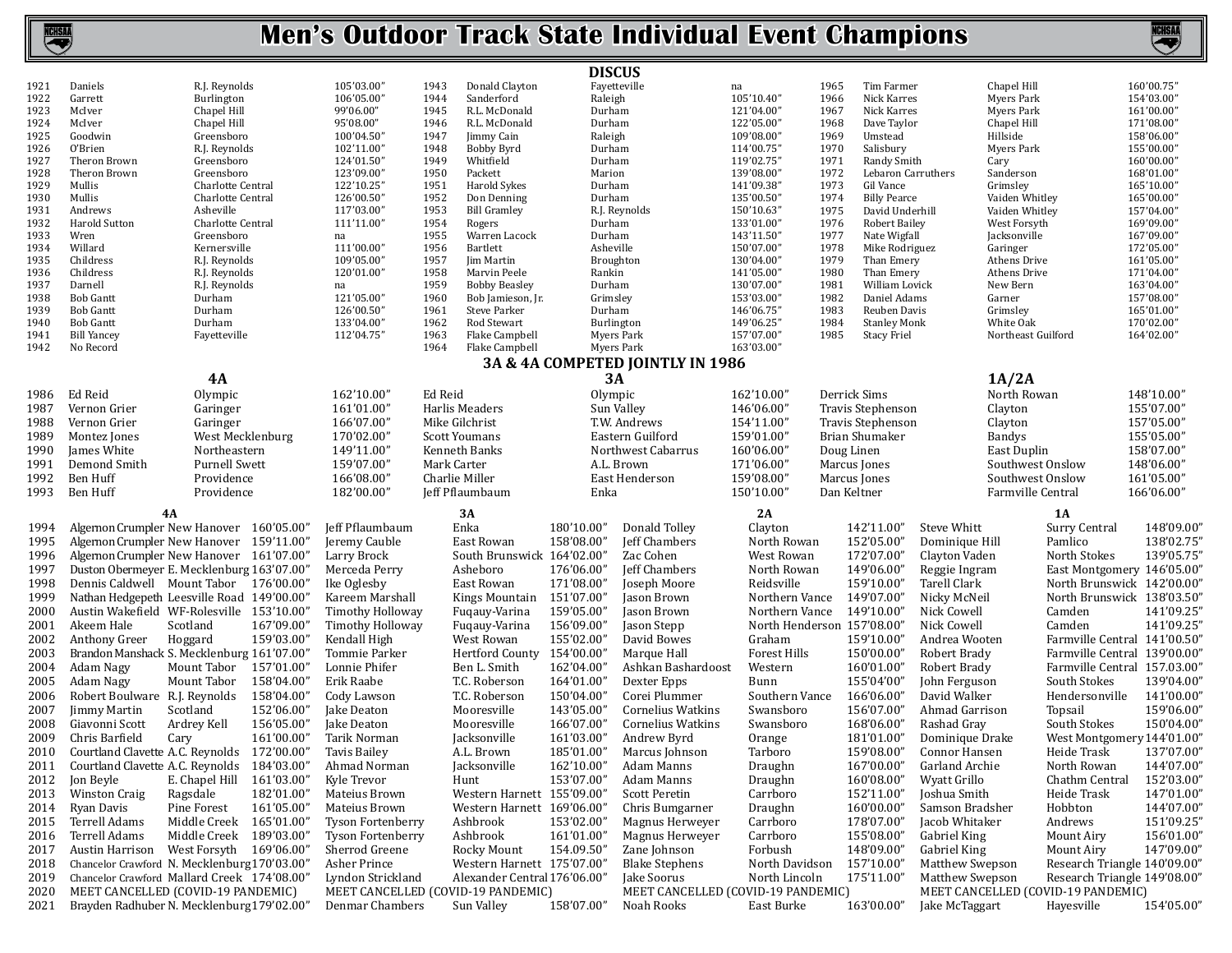# Men's Outdoor Track State Individual Event Champions

## DISCUS

| Year | Name | School | Mark |
|---|---|---|---|
| 1921 | Daniels | R.J. Reynolds | 105'03.00" |
| 1922 | Garrett | Burlington | 106'05.00" |
| 1923 | McIver | Chapel Hill | 99'06.00" |
| 1924 | McIver | Chapel Hill | 95'08.00" |
| 1925 | Goodwin | Greensboro | 100'04.50" |
| 1926 | O'Brien | R.J. Reynolds | 102'11.00" |
| 1927 | Theron Brown | Greensboro | 124'01.50" |
| 1928 | Theron Brown | Greensboro | 123'09.00" |
| 1929 | Mullis | Charlotte Central | 122'10.25" |
| 1930 | Mullis | Charlotte Central | 126'00.50" |
| 1931 | Andrews | Asheville | 117'03.00" |
| 1932 | Harold Sutton | Charlotte Central | 111'11.00" |
| 1933 | Wren | Greensboro | na |
| 1934 | Willard | Kernersville | 111'00.00" |
| 1935 | Childress | R.J. Reynolds | 109'05.00" |
| 1936 | Childress | R.J. Reynolds | 120'01.00" |
| 1937 | Darnell | R.J. Reynolds | na |
| 1938 | Bob Gantt | Durham | 121'05.00" |
| 1939 | Bob Gantt | Durham | 126'00.50" |
| 1940 | Bob Gantt | Durham | 133'04.00" |
| 1941 | Bill Yancey | Fayetteville | 112'04.75" |
| 1942 | No Record | | |
| 1943 | Donald Clayton | Fayetteville | na |
| 1944 | Sanderford | Raleigh | 105'10.40" |
| 1945 | R.L. McDonald | Durham | 121'04.00" |
| 1946 | R.L. McDonald | Durham | 122'05.00" |
| 1947 | Jimmy Cain | Raleigh | 109'08.00" |
| 1948 | Bobby Byrd | Durham | 114'00.75" |
| 1949 | Whitfield | Durham | 119'02.75" |
| 1950 | Packett | Marion | 139'08.00" |
| 1951 | Harold Sykes | Durham | 141'09.38" |
| 1952 | Don Denning | Durham | 135'00.50" |
| 1953 | Bill Gramley | R.J. Reynolds | 150'10.63" |
| 1954 | Rogers | Durham | 133'01.00" |
| 1955 | Warren Lacock | Durham | 143'11.50" |
| 1956 | Bartlett | Asheville | 150'07.00" |
| 1957 | Jim Martin | Broughton | 130'04.00" |
| 1958 | Marvin Peele | Rankin | 141'05.00" |
| 1959 | Bobby Beasley | Durham | 130'07.00" |
| 1960 | Bob Jamieson, Jr. | Grimsley | 153'03.00" |
| 1961 | Steve Parker | Durham | 146'06.75" |
| 1962 | Rod Stewart | Burlington | 149'06.25" |
| 1963 | Flake Campbell | Myers Park | 157'07.00" |
| 1964 | Flake Campbell | Myers Park | 163'03.00" |
| 1965 | Tim Farmer | Chapel Hill | 160'00.75" |
| 1966 | Nick Karres | Myers Park | 154'03.00" |
| 1967 | Nick Karres | Myers Park | 161'00.00" |
| 1968 | Dave Taylor | Chapel Hill | 171'08.00" |
| 1969 | Umstead | Hillside | 158'06.00" |
| 1970 | Salisbury | Myers Park | 155'00.00" |
| 1971 | Randy Smith | Cary | 160'00.00" |
| 1972 | Lebaron Carruthers | Sanderson | 168'01.00" |
| 1973 | Gil Vance | Grimsley | 165'10.00" |
| 1974 | Billy Pearce | Vaiden Whitley | 165'00.00" |
| 1975 | David Underhill | Vaiden Whitley | 157'04.00" |
| 1976 | Robert Bailey | West Forsyth | 169'09.00" |
| 1977 | Nate Wigfall | Jacksonville | 167'09.00" |
| 1978 | Mike Rodriguez | Garinger | 172'05.00" |
| 1979 | Than Emery | Athens Drive | 161'05.00" |
| 1980 | Than Emery | Athens Drive | 171'04.00" |
| 1981 | William Lovick | New Bern | 163'04.00" |
| 1982 | Daniel Adams | Garner | 157'08.00" |
| 1983 | Reuben Davis | Grimsley | 165'01.00" |
| 1984 | Stanley Monk | White Oak | 170'02.00" |
| 1985 | Stacy Friel | Northeast Guilford | 164'02.00" |

### 3A & 4A COMPETED JOINTLY IN 1986

| Year | 4A Name | 4A School | 4A Mark | 3A Name | 3A School | 3A Mark | 1A/2A Name | 1A/2A School | 1A/2A Mark |
|---|---|---|---|---|---|---|---|---|---|
| 1986 | Ed Reid | Olympic | 162'10.00" | Ed Reid | Olympic | 162'10.00" | Derrick Sims | North Rowan | 148'10.00" |
| 1987 | Vernon Grier | Garinger | 161'01.00" | Harlis Meaders | Sun Valley | 146'06.00" | Travis Stephenson | Clayton | 155'07.00" |
| 1988 | Vernon Grier | Garinger | 166'07.00" | Mike Gilchrist | T.W. Andrews | 154'11.00" | Travis Stephenson | Clayton | 157'05.00" |
| 1989 | Montez Jones | West Mecklenburg | 170'02.00" | Scott Youmans | Eastern Guilford | 159'01.00" | Brian Shumaker | Bandys | 155'05.00" |
| 1990 | James White | Northeastern | 149'11.00" | Kenneth Banks | Northwest Cabarrus | 160'06.00" | Doug Linen | East Duplin | 158'07.00" |
| 1991 | Demond Smith | Purnell Swett | 159'07.00" | Mark Carter | A.L. Brown | 171'06.00" | Marcus Jones | Southwest Onslow | 148'06.00" |
| 1992 | Ben Huff | Providence | 166'08.00" | Charlie Miller | East Henderson | 159'08.00" | Marcus Jones | Southwest Onslow | 161'05.00" |
| 1993 | Ben Huff | Providence | 182'00.00" | Jeff Pflaumbaum | Enka | 150'10.00" | Dan Keltner | Farmville Central | 166'06.00" |

| Year | 4A Name | 4A School | 4A Mark | 3A Name | 3A School | 3A Mark | 2A Name | 2A School | 2A Mark | 1A Name | 1A School | 1A Mark |
|---|---|---|---|---|---|---|---|---|---|---|---|---|
| 1994 | Algernon Crumpler | New Hanover | 160'05.00" | Jeff Pflaumbaum | Enka | 180'10.00" | Donald Tolley | Clayton | 142'11.00" | Steve Whitt | Surry Central | 148'09.00" |
| 1995 | Algernon Crumpler | New Hanover | 159'11.00" | Jeremy Cauble | East Rowan | 158'08.00" | Jeff Chambers | North Rowan | 152'05.00" | Dominique Hill | Pamlico | 138'02.75" |
| 1996 | Algernon Crumpler | New Hanover | 161'07.00" | Larry Brock | South Brunswick | 164'02.00" | Zac Cohen | West Rowan | 172'07.00" | Clayton Vaden | North Stokes | 139'05.75" |
| 1997 | Duston Obermeyer | E. Mecklenburg | 163'07.00" | Merceda Perry | Asheboro | 176'06.00" | Jeff Chambers | North Rowan | 149'06.00" | Reggie Ingram | East Montgomery | 146'05.00" |
| 1998 | Dennis Caldwell | Mount Tabor | 176'00.00" | Ike Oglesby | East Rowan | 171'08.00" | Joseph Moore | Reidsville | 159'10.00" | Tarell Clark | North Brunswick | 142'00.00" |
| 1999 | Nathan Hedgepeth | Leesville Road | 149'00.00" | Kareem Marshall | Kings Mountain | 151'07.00" | Jason Brown | Northern Vance | 149'07.00" | Nicky McNeil | North Brunswick | 138'03.50" |
| 2000 | Austin Wakefield | WF-Rolesville | 153'10.00" | Timothy Holloway | Fuquay-Varina | 159'05.00" | Jason Brown | Northern Vance | 149'10.00" | Nick Cowell | Camden | 141'09.25" |
| 2001 | Akeem Hale | Scotland | 167'09.00" | Timothy Holloway | Fuquay-Varina | 156'09.00" | Jason Stepp | North Henderson | 157'08.00" | Nick Cowell | Camden | 141'09.25" |
| 2002 | Anthony Greer | Hoggard | 159'03.00" | Kendall High | West Rowan | 155'02.00" | David Bowes | Graham | 159'10.00" | Andrea Wooten | Farmville Central | 141'00.50" |
| 2003 | Brandon Manshack | S. Mecklenburg | 161'07.00" | Tommie Parker | Hertford County | 154'00.00" | Marque Hall | Forest Hills | 150'00.00" | Robert Brady | Farmville Central | 139'00.00" |
| 2004 | Adam Nagy | Mount Tabor | 157'01.00" | Lonnie Phifer | Ben L. Smith | 162'04.00" | Ashkan Bashardoost | Western | 160'01.00" | Robert Brady | Farmville Central | 157.03.00" |
| 2005 | Adam Nagy | Mount Tabor | 158'04.00" | Erik Raabe | T.C. Roberson | 164'01.00" | Dexter Epps | Bunn | 155'04'00" | John Ferguson | South Stokes | 139'04.00" |
| 2006 | Robert Boulware | R.J. Reynolds | 158'04.00" | Cody Lawson | T.C. Roberson | 150'04.00" | Corei Plummer | Southern Vance | 166'06.00" | David Walker | Hendersonville | 141'00.00" |
| 2007 | Jimmy Martin | Scotland | 152'06.00" | Jake Deaton | Mooresville | 143'05.00" | Cornelius Watkins | Swansboro | 156'07.00" | Ahmad Garrison | Topsail | 159'06.00" |
| 2008 | Giavonni Scott | Ardrey Kell | 156'05.00" | Jake Deaton | Mooresville | 166'07.00" | Cornelius Watkins | Swansboro | 168'06.00" | Rashad Gray | South Stokes | 150'04.00" |
| 2009 | Chris Barfield | Cary | 161'00.00" | Tarik Norman | Jacksonville | 161'03.00" | Andrew Byrd | Orange | 181'01.00" | Dominique Drake | West Montgomery | 144'01.00" |
| 2010 | Courtland Clavette | A.C. Reynolds | 172'00.00" | Tavis Bailey | A.L. Brown | 185'01.00" | Marcus Johnson | Tarboro | 159'08.00" | Connor Hansen | Heide Trask | 137'07.00" |
| 2011 | Courtland Clavette | A.C. Reynolds | 184'03.00" | Ahmad Norman | Jacksonville | 162'10.00" | Adam Manns | Draughn | 167'00.00" | Garland Archie | North Rowan | 144'07.00" |
| 2012 | Jon Beyle | E. Chapel Hill | 161'03.00" | Kyle Trevor | Hunt | 153'07.00" | Adam Manns | Draughn | 160'08.00" | Wyatt Grillo | Chathm Central | 152'03.00" |
| 2013 | Winston Craig | Ragsdale | 182'01.00" | Mateius Brown | Western Harnett | 155'09.00" | Scott Peretin | Carrboro | 152'11.00" | Joshua Smith | Heide Trask | 147'01.00" |
| 2014 | Ryan Davis | Pine Forest | 161'05.00" | Mateius Brown | Western Harnett | 169'06.00" | Chris Bumgarner | Draughn | 160'00.00" | Samson Bradsher | Hobbton | 144'07.00" |
| 2015 | Terrell Adams | Middle Creek | 165'01.00" | Tyson Fortenberry | Ashbrook | 153'02.00" | Magnus Herweyer | Carrboro | 178'07.00" | Jacob Whitaker | Andrews | 151'09.25" |
| 2016 | Terrell Adams | Middle Creek | 189'03.00" | Tyson Fortenberry | Ashbrook | 161'01.00" | Magnus Herweyer | Carrboro | 155'08.00" | Gabriel King | Mount Airy | 156'01.00" |
| 2017 | Austin Harrison | West Forsyth | 169'06.00" | Sherrod Greene | Rocky Mount | 154.09.50" | Zane Johnson | Forbush | 148'09.00" | Gabriel King | Mount Airy | 147'09.00" |
| 2018 | Chancelor Crawford | N. Mecklenburg | 170'03.00" | Asher Prince | Western Harnett | 175'07.00" | Blake Stephens | North Davidson | 157'10.00" | Matthew Swepson | Research Triangle | 140'09.00" |
| 2019 | Chancelor Crawford | Mallard Creek | 174'08.00" | Lyndon Strickland | Alexander Central | 176'06.00" | Jake Soorus | North Lincoln | 175'11.00" | Matthew Swepson | Research Triangle | 149'08.00" |
| 2020 | MEET CANCELLED (COVID-19 PANDEMIC) | | | MEET CANCELLED (COVID-19 PANDEMIC) | | | MEET CANCELLED (COVID-19 PANDEMIC) | | | MEET CANCELLED (COVID-19 PANDEMIC) | | |
| 2021 | Brayden Radhuber | N. Mecklenburg | 179'02.00" | Denmar Chambers | Sun Valley | 158'07.00" | Noah Rooks | East Burke | 163'00.00" | Jake McTaggart | Hayesville | 154'05.00" |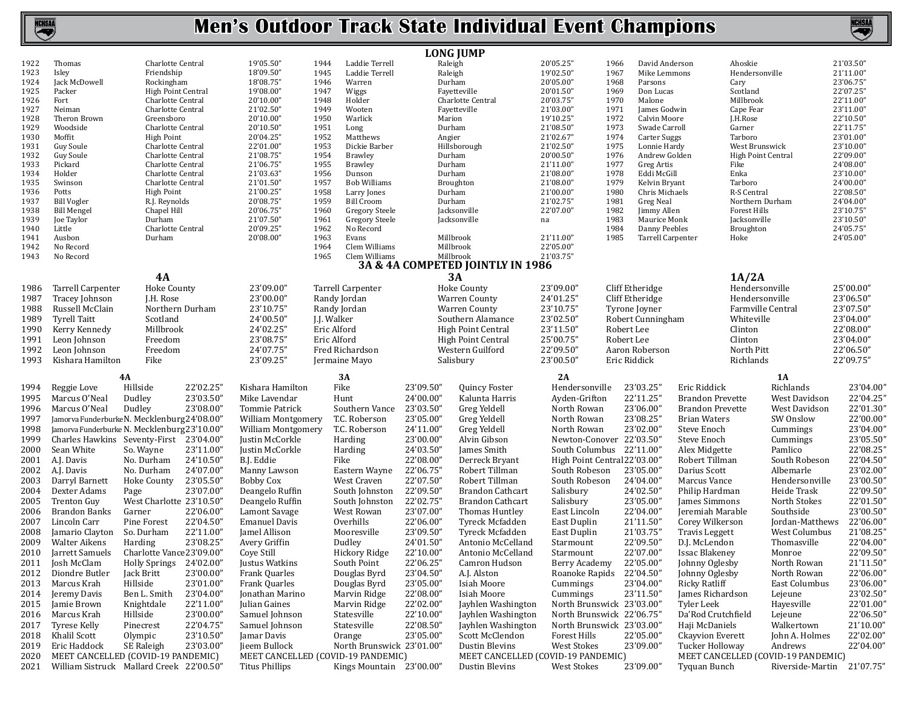# Men's Outdoor Track State Individual Event Champions

## LONG JUMP

| Year | Name | School | Mark |
|---|---|---|---|
| 1922 | Thomas | Charlotte Central | 19'05.50" |
| 1923 | Isley | Friendship | 18'09.50" |
| 1924 | Jack McDowell | Rockingham | 18'08.75" |
| 1925 | Packer | High Point Central | 19'08.00" |
| 1926 | Fort | Charlotte Central | 20'10.00" |
| 1927 | Neiman | Charlotte Central | 21'02.50" |
| 1928 | Theron Brown | Greensboro | 20'10.00" |
| 1929 | Woodside | Charlotte Central | 20'10.50" |
| 1930 | Moffit | High Point | 20'04.25" |
| 1931 | Guy Soule | Charlotte Central | 22'01.00" |
| 1932 | Guy Soule | Charlotte Central | 21'08.75" |
| 1933 | Pickard | Charlotte Central | 21'06.75" |
| 1934 | Holder | Charlotte Central | 21'03.63" |
| 1935 | Swinson | Charlotte Central | 21'01.50" |
| 1936 | Potts | High Point | 21'00.25" |
| 1937 | Bill Vogler | R.J. Reynolds | 20'08.75" |
| 1938 | Bill Mengel | Chapel Hill | 20'06.75" |
| 1939 | Joe Taylor | Durham | 21'07.50" |
| 1940 | Little | Charlotte Central | 20'09.25" |
| 1941 | Ausbon | Durham | 20'08.00" |
| 1942 | No Record | | |
| 1943 | No Record | | |
| 1944 | Laddie Terrell | Raleigh | 20'05.25" |
| 1945 | Laddie Terrell | Raleigh | 19'02.50" |
| 1946 | Warren | Durham | 20'05.00" |
| 1947 | Wiggs | Fayetteville | 20'01.50" |
| 1948 | Holder | Charlotte Central | 20'03.75" |
| 1949 | Wooten | Fayetteville | 21'03.00" |
| 1950 | Warlick | Marion | 19'10.25" |
| 1951 | Long | Durham | 21'08.50" |
| 1952 | Matthews | Angier | 21'02.67" |
| 1953 | Dickie Barber | Hillsborough | 21'02.50" |
| 1954 | Brawley | Durham | 20'00.50" |
| 1955 | Brawley | Durham | 21'11.00" |
| 1956 | Dunson | Durham | 21'08.00" |
| 1957 | Bob Williams | Broughton | 21'08.00" |
| 1958 | Larry Jones | Durham | 21'00.00" |
| 1959 | Bill Croom | Durham | 21'02.75" |
| 1960 | Gregory Steele | Jacksonville | 22'07.00" |
| 1961 | Gregory Steele | Jacksonville | na |
| 1962 | No Record | | |
| 1963 | Evans | Millbrook | 21'11.00" |
| 1964 | Clem Williams | Millbrook | 22'05.00" |
| 1965 | Clem Williams | Millbrook | 21'03.75" |
| 1966 | David Anderson | Ahoskie | 21'03.50" |
| 1967 | Mike Lemmons | Hendersonville | 21'11.00" |
| 1968 | Parsons | Cary | 23'06.75" |
| 1969 | Don Lucas | Scotland | 22'07.25" |
| 1970 | Malone | Millbrook | 22'11.00" |
| 1971 | James Godwin | Cape Fear | 23'11.00" |
| 1972 | Calvin Moore | J.H.Rose | 22'10.50" |
| 1973 | Swade Carroll | Garner | 22'11.75" |
| 1974 | Carter Suggs | Tarboro | 23'01.00" |
| 1975 | Lonnie Hardy | West Brunswick | 23'10.00" |
| 1976 | Andrew Golden | High Point Central | 22'09.00" |
| 1977 | Greg Artis | Fike | 24'08.00" |
| 1978 | Eddi McGill | Enka | 23'10.00" |
| 1979 | Kelvin Bryant | Tarboro | 24'00.00" |
| 1980 | Chris Michaels | R-S Central | 22'08.50" |
| 1981 | Greg Neal | Northern Durham | 24'04.00" |
| 1982 | Jimmy Allen | Forest Hills | 23'10.75" |
| 1983 | Maurice Monk | Jacksonville | 23'10.50" |
| 1984 | Danny Peebles | Broughton | 24'05.75" |
| 1985 | Tarrell Carpenter | Hoke | 24'05.00" |

### 3A & 4A COMPETED JOINTLY IN 1986

| Year | 4A | | | 3A | | | 1A/2A | | |
|---|---|---|---|---|---|---|---|---|---|
| 1986 | Tarrell Carpenter | Hoke County | 23'09.00" | Tarrell Carpenter | Hoke County | 23'09.00" | Cliff Etheridge | Hendersonville | 25'00.00" |
| 1987 | Tracey Johnson | J.H. Rose | 23'00.00" | Randy Jordan | Warren County | 24'01.25" | Cliff Etheridge | Hendersonville | 23'06.50" |
| 1988 | Russell McClain | Northern Durham | 23'10.75" | Randy Jordan | Warren County | 23'10.75" | Tyrone Joyner | Farmville Central | 23'07.50" |
| 1989 | Tyrell Taitt | Scotland | 24'00.50" | J.J. Walker | Southern Alamance | 23'02.50" | Robert Cunningham | Whiteville | 23'04.00" |
| 1990 | Kerry Kennedy | Millbrook | 24'02.25" | Eric Alford | High Point Central | 23'11.50" | Robert Lee | Clinton | 22'08.00" |
| 1991 | Leon Johnson | Freedom | 23'08.75" | Eric Alford | High Point Central | 25'00.75" | Robert Lee | Clinton | 23'04.00" |
| 1992 | Leon Johnson | Freedom | 24'07.75" | Fred Richardson | Western Guilford | 22'09.50" | Aaron Roberson | North Pitt | 22'06.50" |
| 1993 | Kishara Hamilton | Fike | 23'09.25" | Jermaine Mayo | Salisbury | 23'00.50" | Eric Riddick | Richlands | 22'09.75" |

| Year | 4A | | | 3A | | | 2A | | | 1A | | |
|---|---|---|---|---|---|---|---|---|---|---|---|---|
| 1994 | Reggie Love | Hillside | 22'02.25" | Kishara Hamilton | Fike | 23'09.50" | Quincy Foster | Hendersonville | 23'03.25" | Eric Riddick | Richlands | 23'04.00" |
| 1995 | Marcus O'Neal | Dudley | 23'03.50" | Mike Lavendar | Hunt | 24'00.00" | Kalunta Harris | Ayden-Grifton | 22'11.25" | Brandon Prevette | West Davidson | 22'04.25" |
| 1996 | Marcus O'Neal | Dudley | 23'08.00" | Tommie Patrick | Southern Vance | 23'03.50" | Greg Yeldell | North Rowan | 23'06.00" | Brandon Prevette | West Davidson | 22'01.30" |
| 1997 | Jamorva Funderburke | N. Mecklenburg | 24'08.00" | William Montgomery | T.C. Roberson | 23'05.00" | Greg Yeldell | North Rowan | 23'08.25" | Brian Waters | SW Onslow | 22'00.00" |
| 1998 | Jamorva Funderburke | N. Mecklenburg | 23'10.00" | William Montgomery | T.C. Roberson | 24'11.00" | Greg Yeldell | North Rowan | 23'02.00" | Steve Enoch | Cummings | 23'04.00" |
| 1999 | Charles Hawkins | Seventy-First | 23'04.00" | Justin McCorkle | Harding | 23'00.00" | Alvin Gibson | Newton-Conover | 22'03.50" | Steve Enoch | Cummings | 23'05.50" |
| 2000 | Sean White | So. Wayne | 23'11.00" | Justin McCorkle | Harding | 24'03.50" | James Smith | South Columbus | 22'11.00" | Alex Midgette | Pamlico | 22'08.25" |
| 2001 | A.J. Davis | No. Durham | 24'10.50" | B.J. Eddie | Fike | 22'08.00" | Derreck Bryant | High Point Central | 22'03.00" | Robert Tillman | South Robeson | 22'04.50" |
| 2002 | A.J. Davis | No. Durham | 24'07.00" | Manny Lawson | Eastern Wayne | 22'06.75" | Robert Tillman | South Robeson | 23'05.00" | Darius Scott | Albemarle | 23'02.00" |
| 2003 | Darryl Barnett | Hoke County | 23'05.50" | Bobby Cox | West Craven | 22'07.50" | Robert Tillman | South Robeson | 24'04.00" | Marcus Vance | Hendersonville | 23'00.50" |
| 2004 | Dexter Adams | Page | 23'07.00" | Deangelo Ruffin | South Johnston | 22'09.50" | Brandon Cathcart | Salisbury | 24'02.50" | Philip Hardman | Heide Trask | 22'09.50" |
| 2005 | Trenton Guy | West Charlotte | 23'10.50" | Deangelo Ruffin | South Johnston | 22'02.75" | Brandon Cathcart | Salisbury | 23'05.00" | James Simmons | North Stokes | 22'01.50" |
| 2006 | Brandon Banks | Garner | 22'06.00" | Lamont Savage | West Rowan | 23'07.00" | Thomas Huntley | East Lincoln | 22'04.00" | Jeremiah Marable | Southside | 23'00.50" |
| 2007 | Lincoln Carr | Pine Forest | 22'04.50" | Emanuel Davis | Overhills | 22'06.00" | Tyreck Mcfadden | East Duplin | 21'11.50" | Corey Wilkerson | Jordan-Matthews | 22'06.00" |
| 2008 | Jamario Clayton | So. Durham | 22'11.00" | Jamel Allison | Mooresville | 23'09.50" | Tyreck Mcfadden | East Duplin | 21'03.75" | Travis Leggett | West Columbus | 21'08.25" |
| 2009 | Walter Aikens | Harding | 23'08.25" | Avery Griffin | Dudley | 24'01.50" | Antonio McCelland | Starmount | 22'09.50" | D.J. McLendon | Thomasville | 22'04.00" |
| 2010 | Jarrett Samuels | Charlotte Vance | 23'09.00" | Coye Still | Hickory Ridge | 22'10.00" | Antonio McCelland | Starmount | 22'07.00" | Issac Blakeney | Monroe | 22'09.50" |
| 2011 | Josh McClam | Holly Springs | 24'02.00" | Justus Watkins | South Point | 22'06.25" | Camron Hudson | Berry Academy | 22'05.00" | Johnny Oglesby | North Rowan | 21'11.50" |
| 2012 | Diondre Butler | Jack Britt | 23'00.00" | Frank Quarles | Douglas Byrd | 23'04.50" | A.J. Alston | Roanoke Rapids | 22'04.50" | Johnny Oglesby | North Rowan | 22'06.00" |
| 2013 | Marcus Krah | Hillside | 23'01.00" | Frank Quarles | Douglas Byrd | 23'05.00" | Isiah Moore | Cummings | 23'04.00" | Ricky Ratliff | East Columbus | 23'06.00" |
| 2014 | Jeremy Davis | Ben L. Smith | 23'04.00" | Jonathan Marino | Marvin Ridge | 22'08.00" | Isiah Moore | Cummings | 23'11.50" | James Richardson | Lejeune | 23'02.50" |
| 2015 | Jamie Brown | Knightdale | 22'11.00" | Julian Gaines | Marvin Ridge | 22'02.00" | Jayhlen Washington | North Brunswick | 23'03.00" | Tyler Leek | Hayesville | 22'01.00" |
| 2016 | Marcus Krah | Hillside | 23'00.00" | Samuel Johnson | Statesville | 22'10.00" | Jayhlen Washington | North Brunswick | 22'06.75" | Da'Rod Crutchfield | Lejeune | 22'06.50" |
| 2017 | Tyrese Kelly | Pinecrest | 22'04.75" | Samuel Johnson | Statesville | 22'08.50" | Jayhlen Washington | North Brunswick | 23'03.00" | Haji McDaniels | Walkertown | 21'10.00" |
| 2018 | Khalil Scott | Olympic | 23'10.50" | Jamar Davis | Orange | 23'05.00" | Scott McClendon | Forest Hills | 22'05.00" | Ckayvion Everett | John A. Holmes | 22'02.00" |
| 2019 | Eric Haddock | SE Raleigh | 23'03.00" | Jieem Bullock | North Brunswick | 23'01.00" | Dustin Blevins | West Stokes | 23'09.00" | Tucker Holloway | Andrews | 22'04.00" |
| 2020 | MEET CANCELLED (COVID-19 PANDEMIC) | | | MEET CANCELLED (COVID-19 PANDEMIC) | | | MEET CANCELLED (COVID-19 PANDEMIC) | | | MEET CANCELLED (COVID-19 PANDEMIC) | | |
| 2021 | William Sistruck | Mallard Creek | 22'00.50" | Titus Phillips | Kings Mountain | 23'00.00" | Dustin Blevins | West Stokes | 23'09.00" | Tyquan Bunch | Riverside-Martin | 21'07.75" |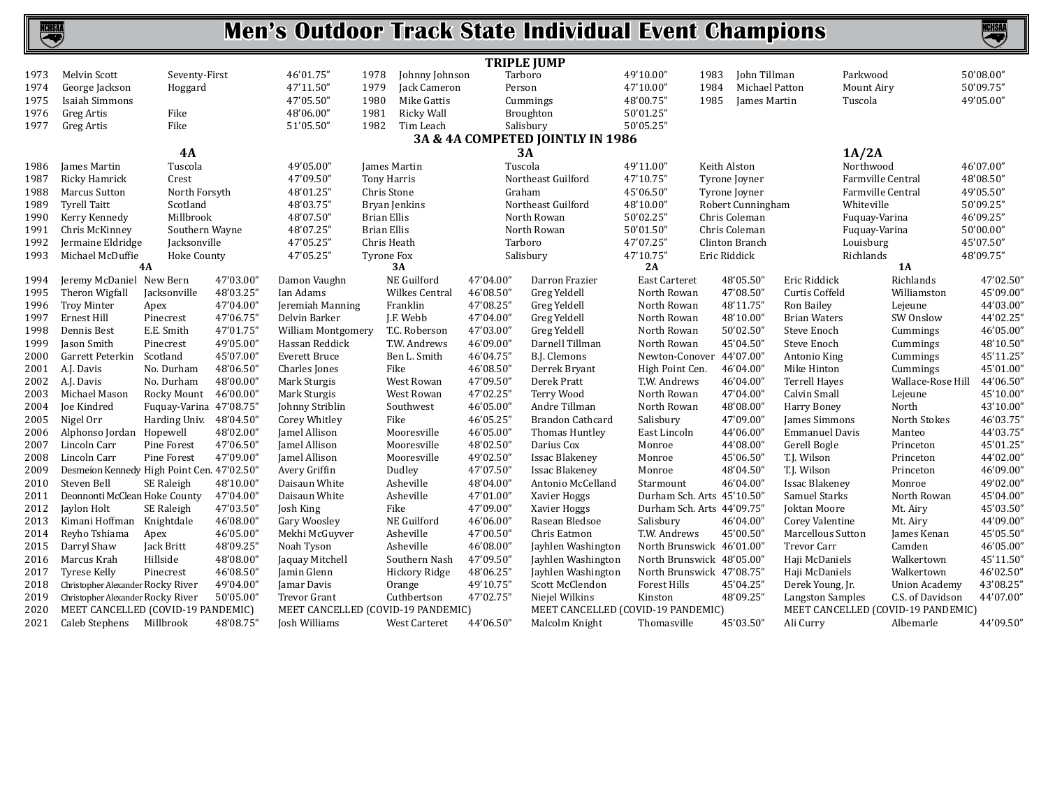# Men's Outdoor Track State Individual Event Champions

## TRIPLE JUMP

| Year | Name | School | Mark |
|---|---|---|---|
| 1973 | Melvin Scott | Seventy-First | 46'01.75" |
| 1974 | George Jackson | Hoggard | 47'11.50" |
| 1975 | Isaiah Simmons | | 47'05.50" |
| 1976 | Greg Artis | Fike | 48'06.00" |
| 1977 | Greg Artis | Fike | 51'05.50" |
| 1978 | Johnny Johnson | Tarboro | 49'10.00" |
| 1979 | Jack Cameron | Person | 47'10.00" |
| 1980 | Mike Gattis | Cummings | 48'00.75" |
| 1981 | Ricky Wall | Broughton | 50'01.25" |
| 1982 | Tim Leach | Salisbury | 50'05.25" |
| 1983 | John Tillman | Parkwood | 50'08.00" |
| 1984 | Michael Patton | Mount Airy | 50'09.75" |
| 1985 | James Martin | Tuscola | 49'05.00" |

### 3A & 4A COMPETED JOINTLY IN 1986

| Year | 4A Name | 4A School | 4A Mark | 3A Name | 3A School | 3A Mark | 1A/2A Name | 1A/2A School | 1A/2A Mark |
|---|---|---|---|---|---|---|---|---|---|
| 1986 | James Martin | Tuscola | 49'05.00" | James Martin | Tuscola | 49'11.00" | Keith Alston | Northwood | 46'07.00" |
| 1987 | Ricky Hamrick | Crest | 47'09.50" | Tony Harris | Northeast Guilford | 47'10.75" | Tyrone Joyner | Farmville Central | 48'08.50" |
| 1988 | Marcus Sutton | North Forsyth | 48'01.25" | Chris Stone | Graham | 45'06.50" | Tyrone Joyner | Farmville Central | 49'05.50" |
| 1989 | Tyrell Taitt | Scotland | 48'03.75" | Bryan Jenkins | Northeast Guilford | 48'10.00" | Robert Cunningham | Whiteville | 50'09.25" |
| 1990 | Kerry Kennedy | Millbrook | 48'07.50" | Brian Ellis | North Rowan | 50'02.25" | Chris Coleman | Fuquay-Varina | 46'09.25" |
| 1991 | Chris McKinney | Southern Wayne | 48'07.25" | Brian Ellis | North Rowan | 50'01.50" | Chris Coleman | Fuquay-Varina | 50'00.00" |
| 1992 | Jermaine Eldridge | Jacksonville | 47'05.25" | Chris Heath | Tarboro | 47'07.25" | Clinton Branch | Louisburg | 45'07.50" |
| 1993 | Michael McDuffie | Hoke County | 47'05.25" | Tyrone Fox | Salisbury | 47'10.75" | Eric Riddick | Richlands | 48'09.75" |

| Year | 4A Name | 4A School | 4A Mark | 3A Name | 3A School | 3A Mark | 2A Name | 2A School | 2A Mark | 1A Name | 1A School | 1A Mark |
|---|---|---|---|---|---|---|---|---|---|---|---|---|
| 1994 | Jeremy McDaniel | New Bern | 47'03.00" | Damon Vaughn | NE Guilford | 47'04.00" | Darron Frazier | East Carteret | 48'05.50" | Eric Riddick | Richlands | 47'02.50" |
| 1995 | Theron Wigfall | Jacksonville | 48'03.25" | Ian Adams | Wilkes Central | 46'08.50" | Greg Yeldell | North Rowan | 47'08.50" | Curtis Coffeld | Williamston | 45'09.00" |
| 1996 | Troy Minter | Apex | 47'04.00" | Jeremiah Manning | Franklin | 47'08.25" | Greg Yeldell | North Rowan | 48'11.75" | Ron Bailey | Lejeune | 44'03.00" |
| 1997 | Ernest Hill | Pinecrest | 47'06.75" | Delvin Barker | J.F. Webb | 47'04.00" | Greg Yeldell | North Rowan | 48'10.00" | Brian Waters | SW Onslow | 44'02.25" |
| 1998 | Dennis Best | E.E. Smith | 47'01.75" | William Montgomery | T.C. Roberson | 47'03.00" | Greg Yeldell | North Rowan | 50'02.50" | Steve Enoch | Cummings | 46'05.00" |
| 1999 | Jason Smith | Pinecrest | 49'05.00" | Hassan Reddick | T.W. Andrews | 46'09.00" | Darnell Tillman | North Rowan | 45'04.50" | Steve Enoch | Cummings | 48'10.50" |
| 2000 | Garrett Peterkin | Scotland | 45'07.00" | Everett Bruce | Ben L. Smith | 46'04.75" | B.J. Clemons | Newton-Conover | 44'07.00" | Antonio King | Cummings | 45'11.25" |
| 2001 | A.J. Davis | No. Durham | 48'06.50" | Charles Jones | Fike | 46'08.50" | Derrek Bryant | High Point Cen. | 46'04.00" | Mike Hinton | Cummings | 45'01.00" |
| 2002 | A.J. Davis | No. Durham | 48'00.00" | Mark Sturgis | West Rowan | 47'09.50" | Derek Pratt | T.W. Andrews | 46'04.00" | Terrell Hayes | Wallace-Rose Hill | 44'06.50" |
| 2003 | Michael Mason | Rocky Mount | 46'00.00" | Mark Sturgis | West Rowan | 47'02.25" | Terry Wood | North Rowan | 47'04.00" | Calvin Small | Lejeune | 45'10.00" |
| 2004 | Joe Kindred | Fuquay-Varina | 47'08.75" | Johnny Striblin | Southwest | 46'05.00" | Andre Tillman | North Rowan | 48'08.00" | Harry Boney | North | 43'10.00" |
| 2005 | Nigel Orr | Harding Univ. | 48'04.50" | Corey Whitley | Fike | 46'05.25" | Brandon Cathcard | Salisbury | 47'09.00" | James Simmons | North Stokes | 46'03.75" |
| 2006 | Alphonso Jordan | Hopewell | 48'02.00" | Jamel Allison | Mooresville | 46'05.00" | Thomas Huntley | East Lincoln | 44'06.00" | Emmanuel Davis | Manteo | 44'03.75" |
| 2007 | Lincoln Carr | Pine Forest | 47'06.50" | Jamel Allison | Mooresville | 48'02.50" | Darius Cox | Monroe | 44'08.00" | Gerell Bogle | Princeton | 45'01.25" |
| 2008 | Lincoln Carr | Pine Forest | 47'09.00" | Jamel Allison | Mooresville | 49'02.50" | Issac Blakeney | Monroe | 45'06.50" | T.J. Wilson | Princeton | 44'02.00" |
| 2009 | Desmeion Kennedy | High Point Cen. | 47'02.50" | Avery Griffin | Dudley | 47'07.50" | Issac Blakeney | Monroe | 48'04.50" | T.J. Wilson | Princeton | 46'09.00" |
| 2010 | Steven Bell | SE Raleigh | 48'10.00" | Daisaun White | Asheville | 48'04.00" | Antonio McCelland | Starmount | 46'04.00" | Issac Blakeney | Monroe | 49'02.00" |
| 2011 | Deonnonti McClean | Hoke County | 47'04.00" | Daisaun White | Asheville | 47'01.00" | Xavier Hoggs | Durham Sch. Arts | 45'10.50" | Samuel Starks | North Rowan | 45'04.00" |
| 2012 | Jaylon Holt | SE Raleigh | 47'03.50" | Josh King | Fike | 47'09.00" | Xavier Hoggs | Durham Sch. Arts | 44'09.75" | Joktan Moore | Mt. Airy | 45'03.50" |
| 2013 | Kimani Hoffman | Knightdale | 46'08.00" | Gary Woosley | NE Guilford | 46'06.00" | Rasean Bledsoe | Salisbury | 46'04.00" | Corey Valentine | Mt. Airy | 44'09.00" |
| 2014 | Reyho Tshiama | Apex | 46'05.00" | Mekhi McGuyver | Asheville | 47'00.50" | Chris Eatmon | T.W. Andrews | 45'00.50" | Marcellous Sutton | James Kenan | 45'05.50" |
| 2015 | Darryl Shaw | Jack Britt | 48'09.25" | Noah Tyson | Asheville | 46'08.00" | Jayhlen Washington | North Brunswick | 46'01.00" | Trevor Carr | Camden | 46'05.00" |
| 2016 | Marcus Krah | Hillside | 48'08.00" | Jaquay Mitchell | Southern Nash | 47'09.50" | Jayhlen Washington | North Brunswick | 48'05.00" | Haji McDaniels | Walkertown | 45'11.50" |
| 2017 | Tyrese Kelly | Pinecrest | 46'08.50" | Jamin Glenn | Hickory Ridge | 48'06.25" | Jayhlen Washington | North Brunswick | 47'08.75" | Haji McDaniels | Walkertown | 46'02.50" |
| 2018 | Christopher Alexander | Rocky River | 49'04.00" | Jamar Davis | Orange | 49'10.75" | Scott McClendon | Forest Hills | 45'04.25" | Derek Young, Jr. | Union Academy | 43'08.25" |
| 2019 | Christopher Alexander | Rocky River | 50'05.00" | Trevor Grant | Cuthbertson | 47'02.75" | Niejel Wilkins | Kinston | 48'09.25" | Langston Samples | C.S. of Davidson | 44'07.00" |
| 2020 | MEET CANCELLED (COVID-19 PANDEMIC) | | | MEET CANCELLED (COVID-19 PANDEMIC) | | | MEET CANCELLED (COVID-19 PANDEMIC) | | | MEET CANCELLED (COVID-19 PANDEMIC) | | |
| 2021 | Caleb Stephens | Millbrook | 48'08.75" | Josh Williams | West Carteret | 44'06.50" | Malcolm Knight | Thomasville | 45'03.50" | Ali Curry | Albemarle | 44'09.50" |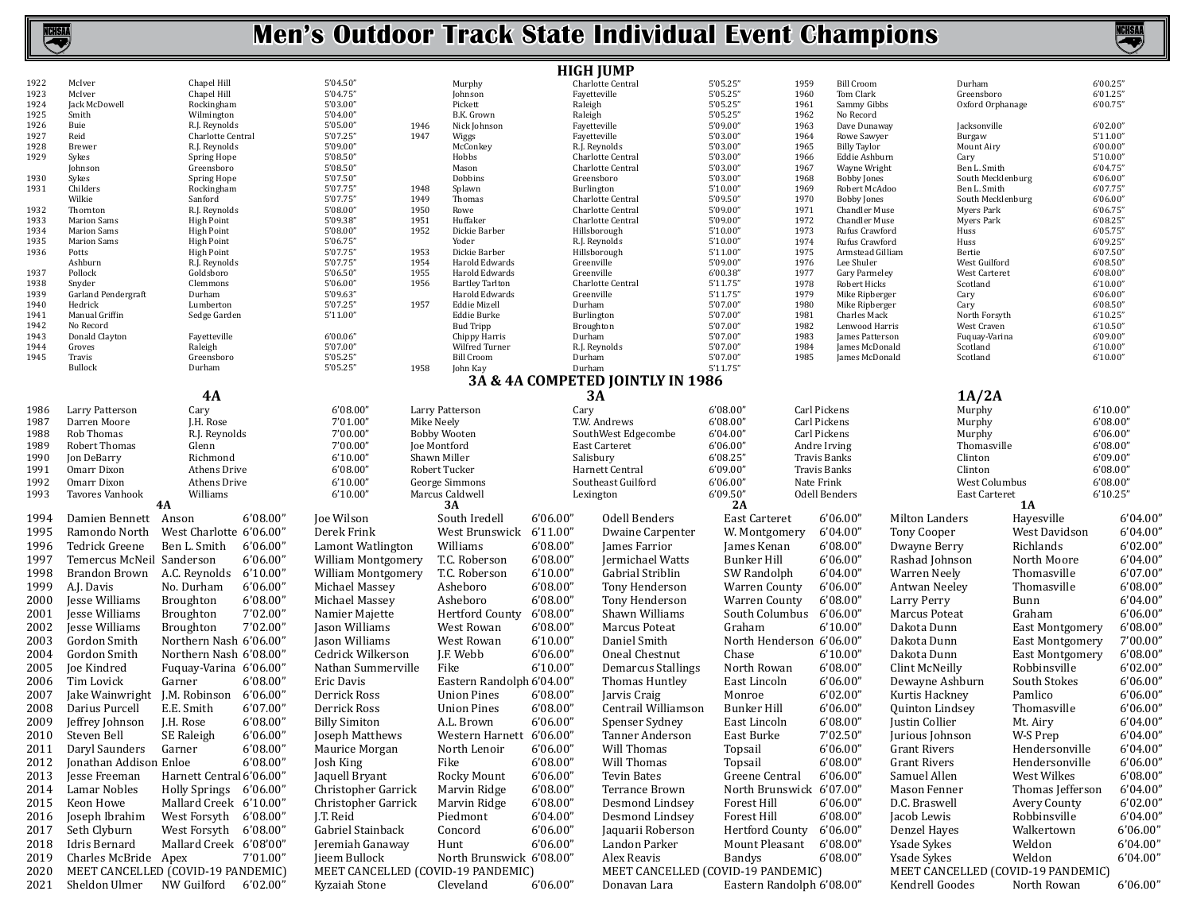# Men's Outdoor Track State Individual Event Champions

## HIGH JUMP

| Year | Name | School | Mark |
|---|---|---|---|
| 1922 | McIver | Chapel Hill | 5'04.50" |
| 1923 | McIver | Chapel Hill | 5'04.75" |
| 1924 | Jack McDowell | Rockingham | 5'03.00" |
| 1925 | Smith | Wilmington | 5'04.00" |
| 1926 | Buie | R.J. Reynolds | 5'05.00" |
| 1927 | Reid | Charlotte Central | 5'07.25" |
| 1928 | Brewer | R.J. Reynolds | 5'09.00" |
| 1929 | Sykes | Spring Hope | 5'08.50" |
| | Johnson | Greensboro | 5'08.50" |
| 1930 | Sykes | Spring Hope | 5'07.50" |
| 1931 | Childers | Rockingham | 5'07.75" |
| | Wilkie | Sanford | 5'07.75" |
| 1932 | Thornton | R.J. Reynolds | 5'08.00" |
| 1933 | Marion Sams | High Point | 5'09.38" |
| 1934 | Marion Sams | High Point | 5'08.00" |
| 1935 | Marion Sams | High Point | 5'06.75" |
| 1936 | Potts | High Point | 5'07.75" |
| | Ashburn | R.J. Reynolds | 5'07.75" |
| 1937 | Pollock | Goldsboro | 5'06.50" |
| 1938 | Snyder | Clemmons | 5'06.00" |
| 1939 | Garland Pendergraft | Durham | 5'09.63" |
| 1940 | Hedrick | Lumberton | 5'07.25" |
| 1941 | Manual Griffin | Sedge Garden | 5'11.00" |
| 1942 | No Record | | |
| 1943 | Donald Clayton | Fayetteville | 6'00.06" |
| 1944 | Groves | Raleigh | 5'07.00" |
| 1945 | Travis | Greensboro | 5'05.25" |
| | Bullock | Durham | 5'05.25" |
| | Murphy | Charlotte Central | 5'05.25" |
| | Johnson | Fayetteville | 5'05.25" |
| | Pickett | Raleigh | 5'05.25" |
| | B.K. Grown | Raleigh | 5'05.25" |
| 1946 | Nick Johnson | Fayetteville | 5'09.00" |
| 1947 | Wiggs | Fayetteville | 5'03.00" |
| | McConkey | R.J. Reynolds | 5'03.00" |
| | Hobbs | Charlotte Central | 5'03.00" |
| | Mason | Charlotte Central | 5'03.00" |
| | Dobbins | Greensboro | 5'03.00" |
| 1948 | Splawn | Burlington | 5'10.00" |
| 1949 | Thomas | Charlotte Central | 5'09.50" |
| 1950 | Rowe | Charlotte Central | 5'09.00" |
| 1951 | Huffaker | Charlotte Central | 5'09.00" |
| 1952 | Dickie Barber | Hillsborough | 5'10.00" |
| | Yoder | R.J. Reynolds | 5'10.00" |
| 1953 | Dickie Barber | Hillsborough | 5'11.00" |
| 1954 | Harold Edwards | Greenville | 5'09.00" |
| 1955 | Harold Edwards | Greenville | 6'00.38" |
| 1956 | Bartley Tarlton | Charlotte Central | 5'11.75" |
| | Harold Edwards | Greenville | 5'11.75" |
| 1957 | Eddie Mizell | Durham | 5'07.00" |
| | Eddie Burke | Burlington | 5'07.00" |
| | Bud Tripp | Broughton | 5'07.00" |
| | Chippy Harris | Durham | 5'07.00" |
| | Wilfred Turner | R.J. Reynolds | 5'07.00" |
| | Bill Croom | Durham | 5'07.00" |
| 1958 | John Kay | Durham | 5'11.75" |
| 1959 | Bill Croom | Durham | 6'00.25" |
| 1960 | Tom Clark | Greensboro | 6'01.25" |
| 1961 | Sammy Gibbs | Oxford Orphanage | 6'00.75" |
| 1962 | No Record | | |
| 1963 | Dave Dunaway | Jacksonville | 6'02.00" |
| 1964 | Rowe Sawyer | Burgaw | 5'11.00" |
| 1965 | Billy Taylor | Mount Airy | 6'00.00" |
| 1966 | Eddie Ashburn | Cary | 5'10.00" |
| 1967 | Wayne Wright | Ben L. Smith | 6'04.75" |
| 1968 | Bobby Jones | South Mecklenburg | 6'06.00" |
| 1969 | Robert McAdoo | Ben L. Smith | 6'07.75" |
| 1970 | Bobby Jones | South Mecklenburg | 6'06.00" |
| 1971 | Chandler Muse | Myers Park | 6'06.75" |
| 1972 | Chandler Muse | Myers Park | 6'08.25" |
| 1973 | Rufus Crawford | Huss | 6'05.75" |
| 1974 | Rufus Crawford | Huss | 6'09.25" |
| 1975 | Armstead Gilliam | Bertie | 6'07.50" |
| 1976 | Lee Shuler | West Guilford | 6'08.50" |
| 1977 | Gary Parmeley | West Carteret | 6'08.00" |
| 1978 | Robert Hicks | Scotland | 6'10.00" |
| 1979 | Mike Ripberger | Cary | 6'06.00" |
| 1980 | Mike Ripberger | Cary | 6'08.50" |
| 1981 | Charles Mack | North Forsyth | 6'10.25" |
| 1982 | Lenwood Harris | West Craven | 6'10.50" |
| 1983 | James Patterson | Fuquay-Varina | 6'09.00" |
| 1984 | James McDonald | Scotland | 6'10.00" |
| 1985 | James McDonald | Scotland | 6'10.00" |

### 3A & 4A COMPETED JOINTLY IN 1986

| Year | 4A | School | Mark | 3A | School | Mark | 1A/2A | School | Mark |
|---|---|---|---|---|---|---|---|---|---|
| 1986 | Larry Patterson | Cary | 6'08.00" | Larry Patterson | Cary | 6'08.00" | Carl Pickens | Murphy | 6'10.00" |
| 1987 | Darren Moore | J.H. Rose | 7'01.00" | Mike Neely | T.W. Andrews | 6'08.00" | Carl Pickens | Murphy | 6'08.00" |
| 1988 | Rob Thomas | R.J. Reynolds | 7'00.00" | Bobby Wooten | SouthWest Edgecombe | 6'04.00" | Carl Pickens | Murphy | 6'06.00" |
| 1989 | Robert Thomas | Glenn | 7'00.00" | Joe Montford | East Carteret | 6'06.00" | Andre Irving | Thomasville | 6'08.00" |
| 1990 | Jon DeBarry | Richmond | 6'10.00" | Shawn Miller | Salisbury | 6'08.25" | Travis Banks | Clinton | 6'09.00" |
| 1991 | Omarr Dixon | Athens Drive | 6'08.00" | Robert Tucker | Harnett Central | 6'09.00" | Travis Banks | Clinton | 6'08.00" |
| 1992 | Omarr Dixon | Athens Drive | 6'10.00" | George Simmons | Southeast Guilford | 6'06.00" | Nate Frink | West Columbus | 6'08.00" |
| 1993 | Tavores Vanhook | Williams | 6'10.00" | Marcus Caldwell | Lexington | 6'09.50" | Odell Benders | East Carteret | 6'10.25" |

| Year | 4A | School | Mark | 3A | School | Mark | 2A | School | Mark | 1A | School | Mark |
|---|---|---|---|---|---|---|---|---|---|---|---|---|
| 1994 | Damien Bennett | Anson | 6'08.00" | Joe Wilson | South Iredell | 6'06.00" | Odell Benders | East Carteret | 6'06.00" | Milton Landers | Hayesville | 6'04.00" |
| 1995 | Ramondo North | West Charlotte | 6'06.00" | Derek Frink | West Brunswick | 6'11.00" | Dwaine Carpenter | W. Montgomery | 6'04.00" | Tony Cooper | West Davidson | 6'04.00" |
| 1996 | Tedrick Greene | Ben L. Smith | 6'06.00" | Lamont Watlington | Williams | 6'08.00" | James Farrior | James Kenan | 6'08.00" | Dwayne Berry | Richlands | 6'02.00" |
| 1997 | Temercus McNeil | Sanderson | 6'06.00" | William Montgomery | T.C. Roberson | 6'08.00" | Jermichael Watts | Bunker Hill | 6'06.00" | Rashad Johnson | North Moore | 6'04.00" |
| 1998 | Brandon Brown | A.C. Reynolds | 6'10.00" | William Montgomery | T.C. Roberson | 6'10.00" | Gabrial Striblin | SW Randolph | 6'04.00" | Warren Neely | Thomasville | 6'07.00" |
| 1999 | A.J. Davis | No. Durham | 6'06.00" | Michael Massey | Asheboro | 6'08.00" | Tony Henderson | Warren County | 6'06.00" | Antwan Neeley | Thomasville | 6'08.00" |
| 2000 | Jesse Williams | Broughton | 6'08.00" | Michael Massey | Asheboro | 6'08.00" | Tony Henderson | Warren County | 6'08.00" | Larry Perry | Bunn | 6'04.00" |
| 2001 | Jesse Williams | Broughton | 7'02.00" | Namier Majette | Hertford County | 6'08.00" | Shawn Williams | South Columbus | 6'06.00" | Marcus Poteat | Graham | 6'06.00" |
| 2002 | Jesse Williams | Broughton | 7'02.00" | Jason Williams | West Rowan | 6'08.00" | Marcus Poteat | Graham | 6'10.00" | Dakota Dunn | East Montgomery | 6'08.00" |
| 2003 | Gordon Smith | Northern Nash | 6'06.00" | Jason Williams | West Rowan | 6'10.00" | Daniel Smith | North Henderson | 6'06.00" | Dakota Dunn | East Montgomery | 7'00.00" |
| 2004 | Gordon Smith | Northern Nash | 6'08.00" | Cedrick Wilkerson | J.F. Webb | 6'06.00" | Oneal Chestnut | Chase | 6'10.00" | Dakota Dunn | East Montgomery | 6'08.00" |
| 2005 | Joe Kindred | Fuquay-Varina | 6'06.00" | Nathan Summerville | Fike | 6'10.00" | Demarcus Stallings | North Rowan | 6'08.00" | Clint McNeilly | Robbinsville | 6'02.00" |
| 2006 | Tim Lovick | Garner | 6'08.00" | Eric Davis | Eastern Randolph | 6'04.00" | Thomas Huntley | East Lincoln | 6'06.00" | Dewayne Ashburn | South Stokes | 6'06.00" |
| 2007 | Jake Wainwright | J.M. Robinson | 6'06.00" | Derrick Ross | Union Pines | 6'08.00" | Jarvis Craig | Monroe | 6'02.00" | Kurtis Hackney | Pamlico | 6'06.00" |
| 2008 | Darius Purcell | E.E. Smith | 6'07.00" | Derrick Ross | Union Pines | 6'08.00" | Centrail Williamson | Bunker Hill | 6'06.00" | Quinton Lindsey | Thomasville | 6'06.00" |
| 2009 | Jeffrey Johnson | J.H. Rose | 6'08.00" | Billy Simiton | A.L. Brown | 6'06.00" | Spenser Sydney | East Lincoln | 6'08.00" | Justin Collier | Mt. Airy | 6'04.00" |
| 2010 | Steven Bell | SE Raleigh | 6'06.00" | Joseph Matthews | Western Harnett | 6'06.00" | Tanner Anderson | East Burke | 7'02.50" | Jurious Johnson | W-S Prep | 6'04.00" |
| 2011 | Daryl Saunders | Garner | 6'08.00" | Maurice Morgan | North Lenoir | 6'06.00" | Will Thomas | Topsail | 6'06.00" | Grant Rivers | Hendersonville | 6'04.00" |
| 2012 | Jonathan Addison | Enloe | 6'08.00" | Josh King | Fike | 6'08.00" | Will Thomas | Topsail | 6'08.00" | Grant Rivers | Hendersonville | 6'06.00" |
| 2013 | Jesse Freeman | Harnett Central | 6'06.00" | Jaquell Bryant | Rocky Mount | 6'06.00" | Tevin Bates | Greene Central | 6'06.00" | Samuel Allen | West Wilkes | 6'08.00" |
| 2014 | Lamar Nobles | Holly Springs | 6'06.00" | Christopher Garrick | Marvin Ridge | 6'08.00" | Terrance Brown | North Brunswick | 6'07.00" | Mason Fenner | Thomas Jefferson | 6'04.00" |
| 2015 | Keon Howe | Mallard Creek | 6'10.00" | Christopher Garrick | Marvin Ridge | 6'08.00" | Desmond Lindsey | Forest Hill | 6'06.00" | D.C. Braswell | Avery County | 6'02.00" |
| 2016 | Joseph Ibrahim | West Forsyth | 6'08.00" | J.T. Reid | Piedmont | 6'04.00" | Desmond Lindsey | Forest Hill | 6'08.00" | Jacob Lewis | Robbinsville | 6'04.00" |
| 2017 | Seth Clyburn | West Forsyth | 6'08.00" | Gabriel Stainback | Concord | 6'06.00" | Jaquarii Roberson | Hertford County | 6'06.00" | Denzel Hayes | Walkertown | 6'06.00" |
| 2018 | Idris Bernard | Mallard Creek | 6'08'00" | Jeremiah Ganaway | Hunt | 6'06.00" | Landon Parker | Mount Pleasant | 6'08.00" | Ysade Sykes | Weldon | 6'04.00" |
| 2019 | Charles McBride | Apex | 7'01.00" | Jieem Bullock | North Brunswick | 6'08.00" | Alex Reavis | Bandys | 6'08.00" | Ysade Sykes | Weldon | 6'04.00" |
| 2020 | MEET CANCELLED (COVID-19 PANDEMIC) | | | MEET CANCELLED (COVID-19 PANDEMIC) | | | MEET CANCELLED (COVID-19 PANDEMIC) | | | MEET CANCELLED (COVID-19 PANDEMIC) | | |
| 2021 | Sheldon Ulmer | NW Guilford | 6'02.00" | Kyzaiah Stone | Cleveland | 6'06.00" | Donavan Lara | Eastern Randolph | 6'08.00" | Kendrell Goodes | North Rowan | 6'06.00" |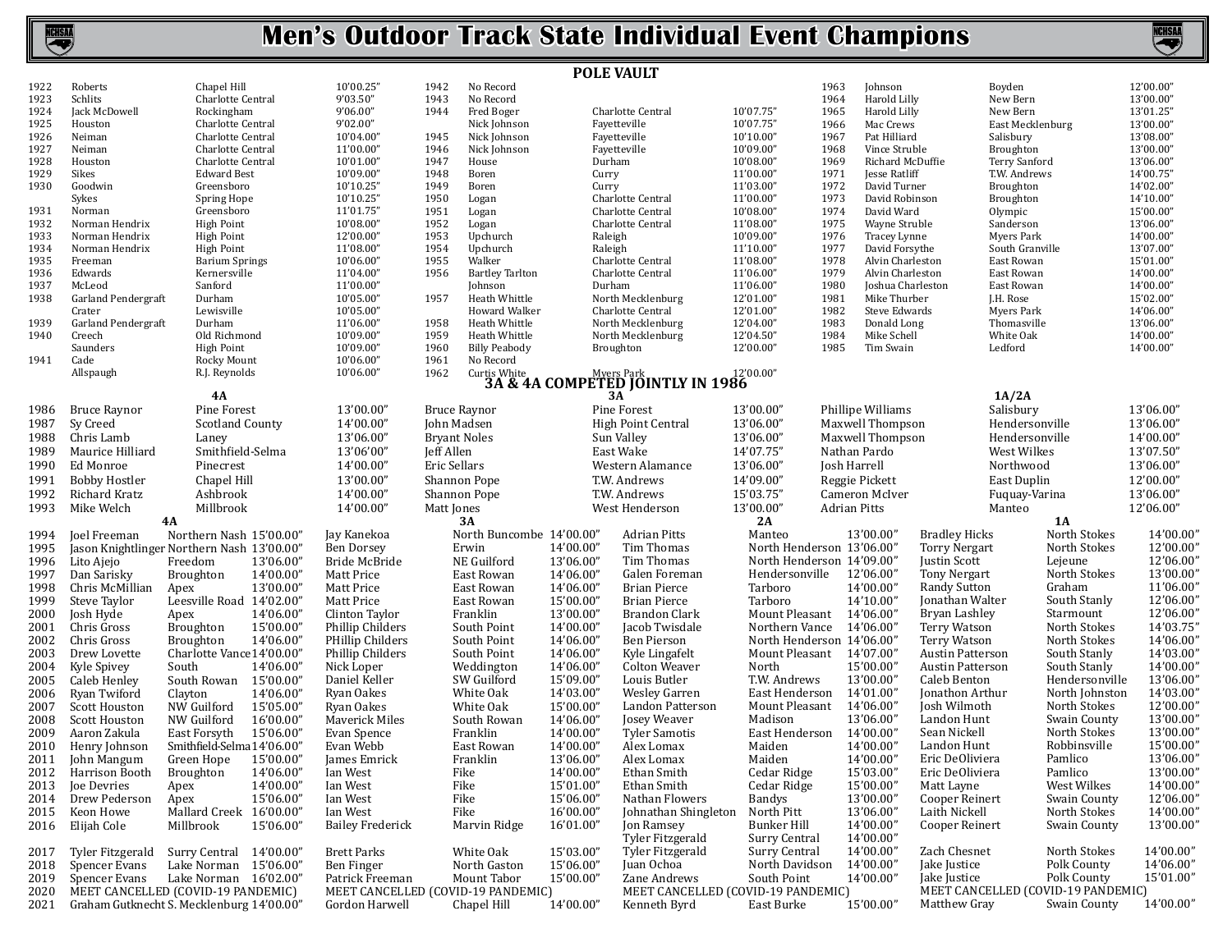# Men's Outdoor Track State Individual Event Champions

## POLE VAULT

| Year | Name | School | Mark |
|---|---|---|---|
| 1922 | Roberts | Chapel Hill | 10'00.25" |
| 1923 | Schlits | Charlotte Central | 9'03.50" |
| 1924 | Jack McDowell | Rockingham | 9'06.00" |
| 1925 | Houston | Charlotte Central | 9'02.00" |
| 1926 | Neiman | Charlotte Central | 10'04.00" |
| 1927 | Neiman | Charlotte Central | 11'00.00" |
| 1928 | Houston | Charlotte Central | 10'01.00" |
| 1929 | Sikes | Edward Best | 10'09.00" |
| 1930 | Goodwin | Greensboro | 10'10.25" |
| | Sykes | Spring Hope | 10'10.25" |
| 1931 | Norman | Greensboro | 11'01.75" |
| 1932 | Norman Hendrix | High Point | 10'08.00" |
| 1933 | Norman Hendrix | High Point | 12'00.00" |
| 1934 | Norman Hendrix | High Point | 11'08.00" |
| 1935 | Freeman | Barium Springs | 10'06.00" |
| 1936 | Edwards | Kernersville | 11'04.00" |
| 1937 | McLeod | Sanford | 11'00.00" |
| 1938 | Garland Pendergraft | Durham | 10'05.00" |
| | Crater | Lewisville | 10'05.00" |
| 1939 | Garland Pendergraft | Durham | 11'06.00" |
| 1940 | Creech | Old Richmond | 10'09.00" |
| | Saunders | High Point | 10'09.00" |
| 1941 | Cade | Rocky Mount | 10'06.00" |
| | Allspaugh | R.J. Reynolds | 10'06.00" |
| 1942 | No Record | | |
| 1943 | No Record | | |
| 1944 | Fred Boger | Charlotte Central | 10'07.75" |
| | Nick Johnson | Fayetteville | 10'07.75" |
| 1945 | Nick Johnson | Fayetteville | 10'10.00" |
| 1946 | Nick Johnson | Fayetteville | 10'09.00" |
| 1947 | House | Durham | 10'08.00" |
| 1948 | Boren | Curry | 11'00.00" |
| 1949 | Boren | Curry | 11'03.00" |
| 1950 | Logan | Charlotte Central | 11'00.00" |
| 1951 | Logan | Charlotte Central | 10'08.00" |
| 1952 | Logan | Charlotte Central | 11'08.00" |
| 1953 | Upchurch | Raleigh | 10'09.00" |
| 1954 | Upchurch | Raleigh | 11'10.00" |
| 1955 | Walker | Charlotte Central | 11'08.00" |
| 1956 | Bartley Tarlton | Charlotte Central | 11'06.00" |
| | Johnson | Durham | 11'06.00" |
| 1957 | Heath Whittle | North Mecklenburg | 12'01.00" |
| | Howard Walker | Charlotte Central | 12'01.00" |
| 1958 | Heath Whittle | North Mecklenburg | 12'04.00" |
| 1959 | Heath Whittle | North Mecklenburg | 12'04.50" |
| 1960 | Billy Peabody | Broughton | 12'00.00" |
| 1961 | No Record | | |
| 1962 | Curtis White | Myers Park | 12'00.00" |
| 1963 | Johnson | Boyden | 12'00.00" |
| 1964 | Harold Lilly | New Bern | 13'00.00" |
| 1965 | Harold Lilly | New Bern | 13'01.25" |
| 1966 | Mac Crews | East Mecklenburg | 13'00.00" |
| 1967 | Pat Hilliard | Salisbury | 13'08.00" |
| 1968 | Vince Struble | Broughton | 13'00.00" |
| 1969 | Richard McDuffie | Terry Sanford | 13'06.00" |
| 1971 | Jesse Ratliff | T.W. Andrews | 14'00.75" |
| 1972 | David Turner | Broughton | 14'02.00" |
| 1973 | David Robinson | Broughton | 14'10.00" |
| 1974 | David Ward | Olympic | 15'00.00" |
| 1975 | Wayne Struble | Sanderson | 13'06.00" |
| 1976 | Tracey Lynne | Myers Park | 14'00.00" |
| 1977 | David Forsythe | South Granville | 13'07.00" |
| 1978 | Alvin Charleston | East Rowan | 15'01.00" |
| 1979 | Alvin Charleston | East Rowan | 14'00.00" |
| 1980 | Joshua Charleston | East Rowan | 14'00.00" |
| 1981 | Mike Thurber | J.H. Rose | 15'02.00" |
| 1982 | Steve Edwards | Myers Park | 14'06.00" |
| 1983 | Donald Long | Thomasville | 13'06.00" |
| 1984 | Mike Schell | White Oak | 14'00.00" |
| 1985 | Tim Swain | Ledford | 14'00.00" |

### 3A & 4A COMPETED JOINTLY IN 1986

| Year | 4A | School | Mark | 3A | School | Mark | 1A/2A | School | Mark |
|---|---|---|---|---|---|---|---|---|---|
| 1986 | Bruce Raynor | Pine Forest | 13'00.00" | Bruce Raynor | Pine Forest | 13'00.00" | Phillipe Williams | Salisbury | 13'06.00" |
| 1987 | Sy Creed | Scotland County | 14'00.00" | John Madsen | High Point Central | 13'06.00" | Maxwell Thompson | Hendersonville | 13'06.00" |
| 1988 | Chris Lamb | Laney | 13'06.00" | Bryant Noles | Sun Valley | 13'06.00" | Maxwell Thompson | Hendersonville | 14'00.00" |
| 1989 | Maurice Hilliard | Smithfield-Selma | 13'06'00" | Jeff Allen | East Wake | 14'07.75" | Nathan Pardo | West Wilkes | 13'07.50" |
| 1990 | Ed Monroe | Pinecrest | 14'00.00" | Eric Sellars | Western Alamance | 13'06.00" | Josh Harrell | Northwood | 13'06.00" |
| 1991 | Bobby Hostler | Chapel Hill | 13'00.00" | Shannon Pope | T.W. Andrews | 14'09.00" | Reggie Pickett | East Duplin | 12'00.00" |
| 1992 | Richard Kratz | Ashbrook | 14'00.00" | Shannon Pope | T.W. Andrews | 15'03.75" | Cameron McIver | Fuquay-Varina | 13'06.00" |
| 1993 | Mike Welch | Millbrook | 14'00.00" | Matt Jones | West Henderson | 13'00.00" | Adrian Pitts | Manteo | 12'06.00" |

| Year | 4A | School | Mark | 3A | School | Mark | 2A | School | Mark | 1A | School | Mark |
|---|---|---|---|---|---|---|---|---|---|---|---|---|
| 1994 | Joel Freeman | Northern Nash | 15'00.00" | Jay Kanekoa | North Buncombe | 14'00.00" | Adrian Pitts | Manteo | 13'00.00" | Bradley Hicks | North Stokes | 14'00.00" |
| 1995 | Jason Knightlinger | Northern Nash | 13'00.00" | Ben Dorsey | Erwin | 14'00.00" | Tim Thomas | North Henderson | 13'06.00" | Torry Nergart | North Stokes | 12'00.00" |
| 1996 | Lito Ajejo | Freedom | 13'06.00" | Bride McBride | NE Guilford | 13'06.00" | Tim Thomas | North Henderson | 14'09.00" | Justin Scott | Lejeune | 12'06.00" |
| 1997 | Dan Sarisky | Broughton | 14'00.00" | Matt Price | East Rowan | 14'06.00" | Galen Foreman | Hendersonville | 12'06.00" | Tony Nergart | North Stokes | 13'00.00" |
| 1998 | Chris McMillian | Apex | 13'00.00" | Matt Price | East Rowan | 14'06.00" | Brian Pierce | Tarboro | 14'00.00" | Randy Sutton | Graham | 11'06.00" |
| 1999 | Steve Taylor | Leesville Road | 14'02.00" | Matt Price | East Rowan | 15'00.00" | Brian Pierce | Tarboro | 14'10.00" | Jonathan Walter | South Stanly | 12'06.00" |
| 2000 | Josh Hyde | Apex | 14'06.00" | Clinton Taylor | Franklin | 13'00.00" | Brandon Clark | Mount Pleasant | 14'06.00" | Bryan Lashley | Starmount | 12'06.00" |
| 2001 | Chris Gross | Broughton | 15'00.00" | Phillip Childers | South Point | 14'00.00" | Jacob Twisdale | Northern Vance | 14'06.00" | Terry Watson | North Stokes | 14'03.75" |
| 2002 | Chris Gross | Broughton | 14'06.00" | PHillip Childers | South Point | 14'06.00" | Ben Pierson | North Henderson | 14'06.00" | Terry Watson | North Stokes | 14'06.00" |
| 2003 | Drew Lovette | Charlotte Vance | 14'00.00" | Phillip Childers | South Point | 14'06.00" | Kyle Lingafelt | Mount Pleasant | 14'07.00" | Austin Patterson | South Stanly | 14'03.00" |
| 2004 | Kyle Spivey | South | 14'06.00" | Nick Loper | Weddington | 14'06.00" | Colton Weaver | North | 15'00.00" | Austin Patterson | South Stanly | 14'00.00" |
| 2005 | Caleb Henley | South Rowan | 15'00.00" | Daniel Keller | SW Guilford | 15'09.00" | Louis Butler | T.W. Andrews | 13'00.00" | Caleb Benton | Hendersonville | 13'06.00" |
| 2006 | Ryan Twiford | Clayton | 14'06.00" | Ryan Oakes | White Oak | 14'03.00" | Wesley Garren | East Henderson | 14'01.00" | Jonathon Arthur | North Johnston | 14'03.00" |
| 2007 | Scott Houston | NW Guilford | 15'05.00" | Ryan Oakes | White Oak | 15'00.00" | Landon Patterson | Mount Pleasant | 14'06.00" | Josh Wilmoth | North Stokes | 12'00.00" |
| 2008 | Scott Houston | NW Guilford | 16'00.00" | Maverick Miles | South Rowan | 14'06.00" | Josey Weaver | Madison | 13'06.00" | Landon Hunt | Swain County | 13'00.00" |
| 2009 | Aaron Zakula | East Forsyth | 15'06.00" | Evan Spence | Franklin | 14'00.00" | Tyler Samotis | East Henderson | 14'00.00" | Sean Nickell | North Stokes | 13'00.00" |
| 2010 | Henry Johnson | Smithfield-Selma | 14'06.00" | Evan Webb | East Rowan | 14'00.00" | Alex Lomax | Maiden | 14'00.00" | Landon Hunt | Robbinsville | 15'00.00" |
| 2011 | John Mangum | Green Hope | 15'00.00" | James Emrick | Franklin | 13'06.00" | Alex Lomax | Maiden | 14'00.00" | Eric DeOliviera | Pamlico | 13'06.00" |
| 2012 | Harrison Booth | Broughton | 14'06.00" | Ian West | Fike | 14'00.00" | Ethan Smith | Cedar Ridge | 15'03.00" | Eric DeOliviera | Pamlico | 13'00.00" |
| 2013 | Joe Devries | Apex | 14'00.00" | Ian West | Fike | 15'01.00" | Ethan Smith | Cedar Ridge | 15'00.00" | Matt Layne | West Wilkes | 14'00.00" |
| 2014 | Drew Pederson | Apex | 15'06.00" | Ian West | Fike | 15'06.00" | Nathan Flowers | Bandys | 13'00.00" | Cooper Reinert | Swain County | 12'06.00" |
| 2015 | Keon Howe | Mallard Creek | 16'00.00" | Ian West | Fike | 16'00.00" | Johnathan Shingleton | North Pitt | 13'06.00" | Laith Nickell | North Stokes | 14'00.00" |
| 2016 | Elijah Cole | Millbrook | 15'06.00" | Bailey Frederick | Marvin Ridge | 16'01.00" | Jon Ramsey | Bunker Hill | 14'00.00" | Cooper Reinert | Swain County | 13'00.00" |
| | | | | | | | Tyler Fitzgerald | Surry Central | 14'00.00" | | | |
| 2017 | Tyler Fitzgerald | Surry Central | 14'00.00" | Brett Parks | White Oak | 15'03.00" | Tyler Fitzgerald | Surry Central | 14'00.00" | Zach Chesnet | North Stokes | 14'00.00" |
| 2018 | Spencer Evans | Lake Norman | 15'06.00" | Ben Finger | North Gaston | 15'06.00" | Juan Ochoa | North Davidson | 14'00.00" | Jake Justice | Polk County | 14'06.00" |
| 2019 | Spencer Evans | Lake Norman | 16'02.00" | Patrick Freeman | Mount Tabor | 15'00.00" | Zane Andrews | South Point | 14'00.00" | Jake Justice | Polk County | 15'01.00" |
| 2020 | MEET CANCELLED (COVID-19 PANDEMIC) | | | MEET CANCELLED (COVID-19 PANDEMIC) | | | MEET CANCELLED (COVID-19 PANDEMIC) | | | MEET CANCELLED (COVID-19 PANDEMIC) | | |
| 2021 | Graham Gutknecht | S. Mecklenburg | 14'00.00" | Gordon Harwell | Chapel Hill | 14'00.00" | Kenneth Byrd | East Burke | 15'00.00" | Matthew Gray | Swain County | 14'00.00" |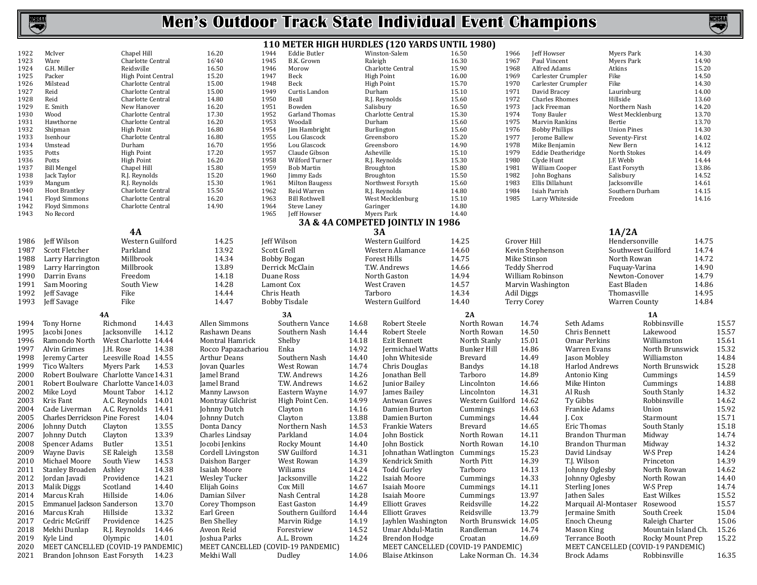# Men's Outdoor Track State Individual Event Champions

## 110 METER HIGH HURDLES (120 YARDS UNTIL 1980)

| Year | Name | School | Time |
|---|---|---|---|
| 1922 | McIver | Chapel Hill | 16.20 |
| 1923 | Ware | Charlotte Central | 16'40 |
| 1924 | G.H. Miller | Reidsville | 16.50 |
| 1925 | Packer | High Point Central | 15.20 |
| 1926 | Milstead | Charlotte Central | 15.00 |
| 1927 | Reid | Charlotte Central | 15.00 |
| 1928 | Reid | Charlotte Central | 14.80 |
| 1929 | E. Smith | New Hanover | 16.20 |
| 1930 | Wood | Charlotte Central | 17.30 |
| 1931 | Hawthorne | Charlotte Central | 16.20 |
| 1932 | Shipman | High Point | 16.80 |
| 1933 | Isenhour | Charlotte Central | 16.80 |
| 1934 | Umstead | Durham | 16.70 |
| 1935 | Potts | High Point | 17.20 |
| 1936 | Potts | High Point | 16.20 |
| 1937 | Bill Mengel | Chapel Hill | 15.80 |
| 1938 | Jack Taylor | R.J. Reynolds | 15.20 |
| 1939 | Mangum | R.J. Reynolds | 15.30 |
| 1940 | Hoot Brantley | Charlotte Central | 15.50 |
| 1941 | Floyd Simmons | Charlotte Central | 16.20 |
| 1942 | Floyd Simmons | Charlotte Central | 14.90 |
| 1943 | No Record | | |
| 1944 | Eddie Butler | Winston-Salem | 16.50 |
| 1945 | B.K. Grown | Raleigh | 16.30 |
| 1946 | Morow | Charlotte Central | 15.90 |
| 1947 | Beck | High Point | 16.00 |
| 1948 | Beck | High Point | 15.70 |
| 1949 | Curtis Landon | Durham | 15.10 |
| 1950 | Beall | R.J. Reynolds | 15.60 |
| 1951 | Bowden | Salisbury | 16.50 |
| 1952 | Garland Thomas | Charlotte Central | 15.30 |
| 1953 | Woodall | Durham | 15.60 |
| 1954 | Jim Hambright | Burlington | 15.60 |
| 1955 | Lou Glascock | Greensboro | 15.20 |
| 1956 | Lou Glascock | Greensboro | 14.90 |
| 1957 | Claude Gibson | Asheville | 15.10 |
| 1958 | Wilford Turner | R.J. Reynolds | 15.30 |
| 1959 | Bob Martin | Broughton | 15.80 |
| 1960 | Jimmy Eads | Broughton | 15.50 |
| 1961 | Milton Baugess | Northwest Forsyth | 15.60 |
| 1962 | Reid Warren | R.J. Reynolds | 14.80 |
| 1963 | Bill Rothwell | West Mecklenburg | 15.10 |
| 1964 | Steve Laney | Garinger | 14.80 |
| 1965 | Jeff Howser | Myers Park | 14.40 |
| 1966 | Jeff Howser | Myers Park | 14.30 |
| 1967 | Paul Vincent | Myers Park | 14.90 |
| 1968 | Alfred Adams | Atkins | 15.20 |
| 1969 | Carlester Crumpler | Fike | 14.50 |
| 1970 | Carlester Crumpler | Fike | 14.30 |
| 1971 | David Bracey | Laurinburg | 14.00 |
| 1972 | Charles Rhomes | Hillside | 13.60 |
| 1973 | Jack Freeman | Northern Nash | 14.20 |
| 1974 | Tony Bauler | West Mecklenburg | 13.70 |
| 1975 | Marvin Rankins | Bertie | 13.70 |
| 1976 | Bobby Phillips | Union Pines | 14.30 |
| 1977 | Jerome Ballew | Seventy-First | 14.02 |
| 1978 | Mike Benjamin | New Bern | 14.12 |
| 1979 | Eddie Deatheridge | North Stokes | 14.49 |
| 1980 | Clyde Hunt | J.F. Webb | 14.44 |
| 1981 | William Cooper | East Forsyth | 13.86 |
| 1982 | John Boghans | Salisbury | 14.52 |
| 1983 | Ellis Dillahunt | Jacksonville | 14.61 |
| 1984 | Isiah Parrish | Southern Durham | 14.15 |
| 1985 | Larry Whiteside | Freedom | 14.16 |

### 3A & 4A COMPETED JOINTLY IN 1986

| Year | 4A | School | Time | 3A | School | Time | 1A/2A | School | Time |
|---|---|---|---|---|---|---|---|---|---|
| 1986 | Jeff Wilson | Western Guilford | 14.25 | Jeff Wilson | Western Guilford | 14.25 | Grover Hill | Hendersonville | 14.75 |
| 1987 | Scott Fletcher | Parkland | 13.92 | Scott Grell | Western Alamance | 14.60 | Kevin Stephenson | Southwest Guilford | 14.74 |
| 1988 | Larry Harrington | Millbrook | 14.34 | Bobby Bogan | Forest Hills | 14.75 | Mike Stinson | North Rowan | 14.72 |
| 1989 | Larry Harrington | Millbrook | 13.89 | Derrick McClain | T.W. Andrews | 14.66 | Teddy Sherrod | Fuquay-Varina | 14.90 |
| 1990 | Darrin Evans | Freedom | 14.18 | Duane Ross | North Gaston | 14.94 | William Robinson | Newton-Conover | 14.79 |
| 1991 | Sam Mooring | South View | 14.28 | Lamont Cox | West Craven | 14.57 | Marvin Washington | East Bladen | 14.86 |
| 1992 | Jeff Savage | Fike | 14.44 | Chris Heath | Tarboro | 14.34 | Adil Diggs | Thomasville | 14.95 |
| 1993 | Jeff Savage | Fike | 14.47 | Bobby Tisdale | Western Guilford | 14.40 | Terry Corey | Warren County | 14.84 |

| Year | 4A | School | Time | 3A | School | Time | 2A | School | Time | 1A | School | Time |
|---|---|---|---|---|---|---|---|---|---|---|---|---|
| 1994 | Tony Horne | Richmond | 14.43 | Allen Simmons | Southern Vance | 14.68 | Robert Steele | North Rowan | 14.74 | Seth Adams | Robbinsville | 15.57 |
| 1995 | Jacobi Jones | Jacksonville | 14.12 | Rashawn Deans | Southern Nash | 14.44 | Robert Steele | North Rowan | 14.50 | Chris Bennett | Lakewood | 15.57 |
| 1996 | Ramondo North | West Charlotte | 14.44 | Montral Hamrick | Shelby | 14.18 | Ezit Bennett | North Stanly | 15.01 | Omar Perkins | Williamston | 15.61 |
| 1997 | Alvin Grimes | J.H. Rose | 14.38 | Rocco Papazachariou | Enka | 14.92 | Jermichael Watts | Bunker Hill | 14.86 | Warren Evans | North Brunswick | 15.32 |
| 1998 | Jeremy Carter | Leesville Road | 14.55 | Arthur Deans | Southern Nash | 14.40 | John Whiteside | Brevard | 14.49 | Jason Mobley | Williamston | 14.84 |
| 1999 | Tico Walters | Myers Park | 14.53 | Jovan Quarles | West Rowan | 14.74 | Chris Douglas | Bandys | 14.18 | Harlod Andrews | North Brunswick | 15.28 |
| 2000 | Robert Boulware | Charlotte Vance | 14.31 | Jamel Brand | T.W. Andrews | 14.26 | Jonathan Bell | Tarboro | 14.89 | Antonio King | Cummings | 14.59 |
| 2001 | Robert Boulware | Charlotte Vance | 14.03 | Jamel Brand | T.W. Andrews | 14.62 | Junior Bailey | Lincolnton | 14.66 | Mike Hinton | Cummings | 14.88 |
| 2002 | Mike Loyd | Mount Tabor | 14.12 | Manny Lawson | Eastern Wayne | 14.97 | James Bailey | Lincolnton | 14.31 | Al Rush | South Stanly | 14.32 |
| 2003 | Kris Fant | A.C. Reynolds | 14.01 | Montray Gilchrist | High Point Cen. | 14.99 | Antwan Graves | Western Guilford | 14.62 | Ty Gibbs | Robbinsville | 14.62 |
| 2004 | Cade Liverman | A.C. Reynolds | 14.41 | Johnny Dutch | Clayton | 14.16 | Damien Burton | Cummings | 14.63 | Frankie Adams | Union | 15.92 |
| 2005 | Charles Derrickson | Pine Forest | 14.04 | Johnny Dutch | Clayton | 13.88 | Damien Burton | Cummings | 14.44 | J. Cox | Starmount | 15.71 |
| 2006 | Johnny Dutch | Clayton | 13.55 | Donta Dancy | Northern Nash | 14.53 | Frankie Waters | Brevard | 14.65 | Eric Thomas | South Stanly | 15.18 |
| 2007 | Johnny Dutch | Clayton | 13.39 | Charles Lindsay | Parkland | 14.04 | John Bostick | North Rowan | 14.11 | Brandon Thurman | Midway | 14.74 |
| 2008 | Spencer Adams | Butler | 13.51 | Jocobi Jenkins | Rocky Mount | 14.40 | John Bostick | North Rowan | 14.10 | Brandon Thurman | Midway | 14.32 |
| 2009 | Wayne Davis | SE Raleigh | 13.58 | Cordell Livingston | SW Guilford | 14.31 | Johnathan Watlington | Cummings | 15.23 | David Lindsay | W-S Prep | 14.24 |
| 2010 | Michael Moore | South View | 14.53 | Daishon Barger | West Rowan | 14.39 | Kendrick Smith | North Pitt | 14.39 | T.J. Wilson | Princeton | 14.39 |
| 2011 | Stanley Broaden | Ashley | 14.38 | Isaiah Moore | Wiliams | 14.24 | Todd Gurley | Tarboro | 14.13 | Johnny Oglesby | North Rowan | 14.62 |
| 2012 | Jordan Javadi | Providence | 14.21 | Wesley Tucker | Jacksonville | 14.22 | Isaiah Moore | Cummings | 14.33 | Johnny Oglesby | North Rowan | 14.40 |
| 2013 | Malik Diggs | Scotland | 14.40 | Elijah Goins | Cox Mill | 14.67 | Isaiah Moore | Cummings | 14.11 | Sterling Jones | W-S Prep | 14.74 |
| 2014 | Marcus Krah | Hillside | 14.06 | Damian Silver | Nash Central | 14.28 | Isaiah Moore | Cummings | 13.97 | Jathen Sales | East Wilkes | 15.52 |
| 2015 | Emmanuel Jackson | Sanderson | 13.70 | Corey Thompson | East Gaston | 14.49 | Elliott Graves | Reidsville | 14.22 | Marquail Al-Montaser | Rosewood | 15.57 |
| 2016 | Marcus Krah | Hillside | 13.32 | Earl Green | Southern Guilford | 14.44 | Elliott Graves | Reidsville | 13.79 | Jermaine Smith | South Creek | 15.04 |
| 2017 | Cedric McGriff | Providence | 14.25 | Ben Shelley | Marvin Ridge | 14.19 | Jayhlen Washington | North Brunswick | 14.05 | Enoch Cheung | Raleigh Charter | 15.06 |
| 2018 | Mekhi Dunlap | R.J. Reynolds | 14.46 | Aveon Reid | Forestview | 14.52 | Umar Abdul-Matin | Randleman | 14.74 | Mason King | Mountain Island Ch. | 15.26 |
| 2019 | Kyle Lind | Olympic | 14.01 | Joshua Parks | A.L. Brown | 14.24 | Brendon Hodge | Croatan | 14.69 | Terrance Booth | Rocky Mount Prep | 15.22 |
| 2020 | MEET CANCELLED (COVID-19 PANDEMIC) | | | MEET CANCELLED (COVID-19 PANDEMIC) | | | MEET CANCELLED (COVID-19 PANDEMIC) | | | MEET CANCELLED (COVID-19 PANDEMIC) | | |
| 2021 | Brandon Johnson | East Forsyth | 14.23 | Mekhi Wall | Dudley | 14.06 | Blaise Atkinson | Lake Norman Ch. | 14.34 | Brock Adams | Robbinsville | 16.35 |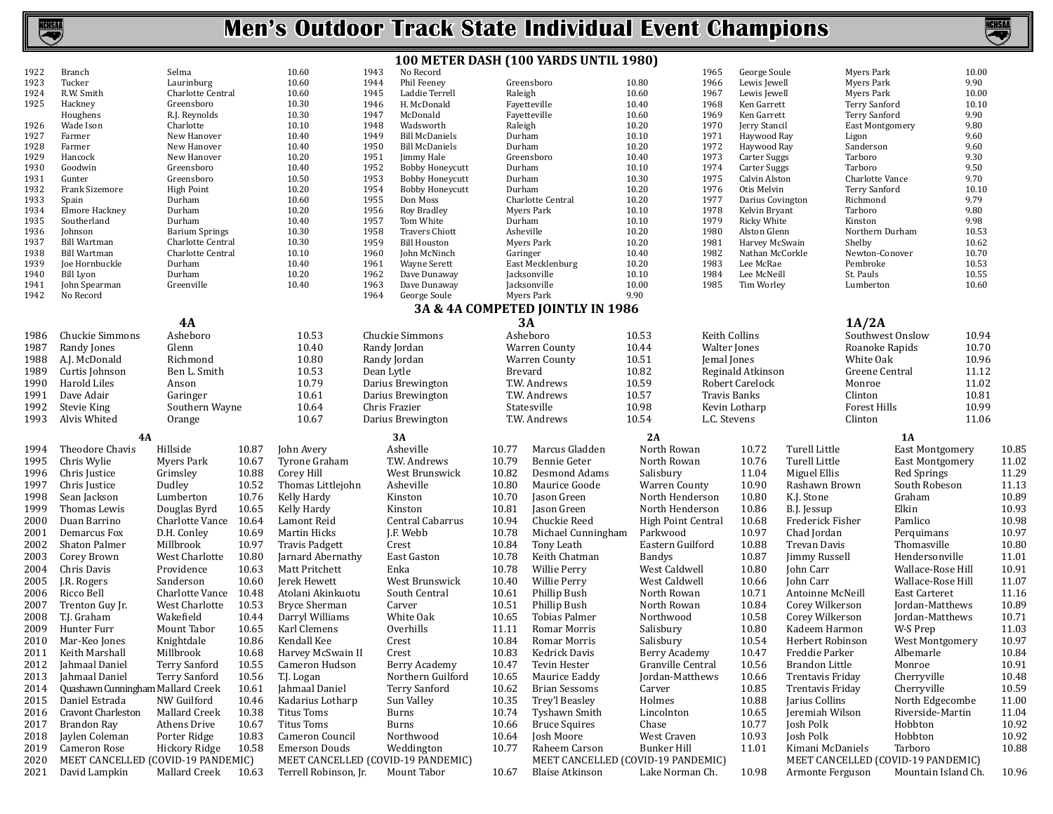# Men's Outdoor Track State Individual Event Champions

## 100 METER DASH (100 YARDS UNTIL 1980)

| Year | Name | School | Time |
|---|---|---|---|
| 1922 | Branch | Selma | 10.60 |
| 1923 | Tucker | Laurinburg | 10.60 |
| 1924 | R.W. Smith | Charlotte Central | 10.60 |
| 1925 | Hackney | Greensboro | 10.30 |
| | Houghens | R.J. Reynolds | 10.30 |
| 1926 | Wade Ison | Charlotte | 10.10 |
| 1927 | Farmer | New Hanover | 10.40 |
| 1928 | Farmer | New Hanover | 10.40 |
| 1929 | Hancock | New Hanover | 10.20 |
| 1930 | Goodwin | Greensboro | 10.40 |
| 1931 | Gunter | Greensboro | 10.50 |
| 1932 | Frank Sizemore | High Point | 10.20 |
| 1933 | Spain | Durham | 10.60 |
| 1934 | Elmore Hackney | Durham | 10.20 |
| 1935 | Southerland | Durham | 10.40 |
| 1936 | Johnson | Barium Springs | 10.30 |
| 1937 | Bill Wartman | Charlotte Central | 10.30 |
| 1938 | Bill Wartman | Charlotte Central | 10.10 |
| 1939 | Joe Hornbuckle | Durham | 10.40 |
| 1940 | Bill Lyon | Durham | 10.20 |
| 1941 | John Spearman | Greenville | 10.40 |
| 1942 | No Record | | |
| 1943 | No Record | | |
| 1944 | Phil Feeney | Greensboro | 10.80 |
| 1945 | Laddie Terrell | Raleigh | 10.60 |
| 1946 | H. McDonald | Fayetteville | 10.40 |
| 1947 | McDonald | Fayetteville | 10.60 |
| 1948 | Wadsworth | Raleigh | 10.20 |
| 1949 | Bill McDaniels | Durham | 10.10 |
| 1950 | Bill McDaniels | Durham | 10.20 |
| 1951 | Jimmy Hale | Greensboro | 10.40 |
| 1952 | Bobby Honeycutt | Durham | 10.10 |
| 1953 | Bobby Honeycutt | Durham | 10.30 |
| 1954 | Bobby Honeycutt | Durham | 10.20 |
| 1955 | Don Moss | Charlotte Central | 10.20 |
| 1956 | Roy Bradley | Myers Park | 10.10 |
| 1957 | Tom White | Durham | 10.10 |
| 1958 | Travers Chiott | Asheville | 10.20 |
| 1959 | Bill Houston | Myers Park | 10.20 |
| 1960 | John McNinch | Garinger | 10.40 |
| 1961 | Wayne Serett | East Mecklenburg | 10.20 |
| 1962 | Dave Dunaway | Jacksonville | 10.10 |
| 1963 | Dave Dunaway | Jacksonville | 10.00 |
| 1964 | George Soule | Myers Park | 9.90 |
| 1965 | George Soule | Myers Park | 10.00 |
| 1966 | Lewis Jewell | Myers Park | 9.90 |
| 1967 | Lewis Jewell | Myers Park | 10.00 |
| 1968 | Ken Garrett | Terry Sanford | 10.10 |
| 1969 | Ken Garrett | Terry Sanford | 9.90 |
| 1970 | Jerry Stancil | East Montgomery | 9.80 |
| 1971 | Haywood Ray | Ligon | 9.60 |
| 1972 | Haywood Ray | Sanderson | 9.60 |
| 1973 | Carter Suggs | Tarboro | 9.30 |
| 1974 | Carter Suggs | Tarboro | 9.50 |
| 1975 | Calvin Alston | Charlotte Vance | 9.70 |
| 1976 | Otis Melvin | Terry Sanford | 10.10 |
| 1977 | Darius Covington | Richmond | 9.79 |
| 1978 | Kelvin Bryant | Tarboro | 9.80 |
| 1979 | Ricky White | Kinston | 9.98 |
| 1980 | Alston Glenn | Northern Durham | 10.53 |
| 1981 | Harvey McSwain | Shelby | 10.62 |
| 1982 | Nathan McCorkle | Newton-Conover | 10.70 |
| 1983 | Lee McRae | Pembroke | 10.53 |
| 1984 | Lee McNeill | St. Pauls | 10.55 |
| 1985 | Tim Worley | Lumberton | 10.60 |

## 3A & 4A COMPETED JOINTLY IN 1986

| Year | 4A Name | 4A School | 4A Time | 3A Name | 3A School | 3A Time | 1A/2A Name | 1A/2A School | 1A/2A Time |
|---|---|---|---|---|---|---|---|---|---|
| 1986 | Chuckie Simmons | Asheboro | 10.53 | Chuckie Simmons | Asheboro | 10.53 | Keith Collins | Southwest Onslow | 10.94 |
| 1987 | Randy Jones | Glenn | 10.40 | Randy Jordan | Warren County | 10.44 | Walter Jones | Roanoke Rapids | 10.70 |
| 1988 | A.J. McDonald | Richmond | 10.80 | Randy Jordan | Warren County | 10.51 | Jemal Jones | White Oak | 10.96 |
| 1989 | Curtis Johnson | Ben L. Smith | 10.53 | Dean Lytle | Brevard | 10.82 | Reginald Atkinson | Greene Central | 11.12 |
| 1990 | Harold Liles | Anson | 10.79 | Darius Brewington | T.W. Andrews | 10.59 | Robert Carelock | Monroe | 11.02 |
| 1991 | Dave Adair | Garinger | 10.61 | Darius Brewington | T.W. Andrews | 10.57 | Travis Banks | Clinton | 10.81 |
| 1992 | Stevie King | Southern Wayne | 10.64 | Chris Frazier | Statesville | 10.98 | Kevin Lotharp | Forest Hills | 10.99 |
| 1993 | Alvis Whited | Orange | 10.67 | Darius Brewington | T.W. Andrews | 10.54 | L.C. Stevens | Clinton | 11.06 |

| Year | 4A Name | 4A School | 4A Time | 3A Name | 3A School | 3A Time | 2A Name | 2A School | 2A Time | 1A Name | 1A School | 1A Time |
|---|---|---|---|---|---|---|---|---|---|---|---|---|
| 1994 | Theodore Chavis | Hillside | 10.87 | John Avery | Asheville | 10.77 | Marcus Gladden | North Rowan | 10.72 | Turell Little | East Montgomery | 10.85 |
| 1995 | Chris Wylie | Myers Park | 10.67 | Tyrone Graham | T.W. Andrews | 10.79 | Bennie Geter | North Rowan | 10.76 | Turell Little | East Montgomery | 11.02 |
| 1996 | Chris Justice | Grimsley | 10.88 | Corey Hill | West Brunswick | 10.82 | Desmond Adams | Salisbury | 11.04 | Miguel Ellis | Red Springs | 11.29 |
| 1997 | Chris Justice | Dudley | 10.52 | Thomas Littlejohn | Asheville | 10.80 | Maurice Goode | Warren County | 10.90 | Rashawn Brown | South Robeson | 11.13 |
| 1998 | Sean Jackson | Lumberton | 10.76 | Kelly Hardy | Kinston | 10.70 | Jason Green | North Henderson | 10.80 | K.J. Stone | Graham | 10.89 |
| 1999 | Thomas Lewis | Douglas Byrd | 10.65 | Kelly Hardy | Kinston | 10.81 | Jason Green | North Henderson | 10.86 | B.J. Jessup | Elkin | 10.93 |
| 2000 | Duan Barrino | Charlotte Vance | 10.64 | Lamont Reid | Central Cabarrus | 10.94 | Chuckie Reed | High Point Central | 10.68 | Frederick Fisher | Pamlico | 10.98 |
| 2001 | Demarcus Fox | D.H. Conley | 10.69 | Martin Hicks | J.F. Webb | 10.78 | Michael Cunningham | Parkwood | 10.97 | Chad Jordan | Perquimans | 10.97 |
| 2002 | Shaton Palmer | Millbrook | 10.97 | Travis Padgett | Crest | 10.84 | Tony Leath | Eastern Guilford | 10.88 | Trevan Davis | Thomasville | 10.80 |
| 2003 | Corey Brown | West Charlotte | 10.80 | Jarnard Abernathy | East Gaston | 10.78 | Keith Chatman | Bandys | 10.87 | Jimmy Russell | Hendersonville | 11.01 |
| 2004 | Chris Davis | Providence | 10.63 | Matt Pritchett | Enka | 10.78 | Willie Perry | West Caldwell | 10.80 | John Carr | Wallace-Rose Hill | 10.91 |
| 2005 | J.R. Rogers | Sanderson | 10.60 | Jerek Hewett | West Brunswick | 10.40 | Willie Perry | West Caldwell | 10.66 | John Carr | Wallace-Rose Hill | 11.07 |
| 2006 | Ricco Bell | Charlotte Vance | 10.48 | Atolani Akinkuotu | South Central | 10.61 | Phillip Bush | North Rowan | 10.71 | Antoinne McNeill | East Carteret | 11.16 |
| 2007 | Trenton Guy Jr. | West Charlotte | 10.53 | Bryce Sherman | Carver | 10.51 | Phillip Bush | North Rowan | 10.84 | Corey Wilkerson | Jordan-Matthews | 10.89 |
| 2008 | T.J. Graham | Wakefield | 10.44 | Darryl Williams | White Oak | 10.65 | Tobias Palmer | Northwood | 10.58 | Corey Wilkerson | Jordan-Matthews | 10.71 |
| 2009 | Hunter Furr | Mount Tabor | 10.65 | Karl Clemens | Overhills | 11.11 | Romar Morris | Salisbury | 10.80 | Kadeem Harmon | W-S Prep | 11.03 |
| 2010 | Mar-Keo Jones | Knightdale | 10.86 | Kendall Kee | Crest | 10.84 | Romar Morris | Salisbury | 10.54 | Herbert Robinson | West Montgomery | 10.97 |
| 2011 | Keith Marshall | Millbrook | 10.68 | Harvey McSwain II | Crest | 10.83 | Kedrick Davis | Berry Academy | 10.47 | Freddie Parker | Albemarle | 10.84 |
| 2012 | Jahmaal Daniel | Terry Sanford | 10.55 | Cameron Hudson | Berry Academy | 10.47 | Tevin Hester | Granville Central | 10.56 | Brandon Little | Monroe | 10.91 |
| 2013 | Jahmaal Daniel | Terry Sanford | 10.56 | T.J. Logan | Northern Guilford | 10.65 | Maurice Eaddy | Jordan-Matthews | 10.66 | Trentavis Friday | Cherryville | 10.48 |
| 2014 | Quashawn Cunningham | Mallard Creek | 10.61 | Jahmaal Daniel | Terry Sanford | 10.62 | Brian Sessoms | Carver | 10.85 | Trentavis Friday | Cherryville | 10.59 |
| 2015 | Daniel Estrada | NW Guilford | 10.46 | Kadarius Lotharp | Sun Valley | 10.35 | Trey'l Beasley | Holmes | 10.88 | Jarius Collins | North Edgecombe | 11.00 |
| 2016 | Cravont Charleston | Mallard Creek | 10.38 | Titus Toms | Burns | 10.74 | Tyshawn Smith | Lincolnton | 10.65 | Jeremiah Wilson | Riverside-Martin | 11.04 |
| 2017 | Brandon Ray | Athens Drive | 10.67 | Titus Toms | Burns | 10.66 | Bruce Squires | Chase | 10.77 | Josh Polk | Hobbton | 10.92 |
| 2018 | Jaylen Coleman | Porter Ridge | 10.83 | Cameron Council | Northwood | 10.64 | Josh Moore | West Craven | 10.93 | Josh Polk | Hobbton | 10.92 |
| 2019 | Cameron Rose | Hickory Ridge | 10.58 | Emerson Douds | Weddington | 10.77 | Raheem Carson | Bunker Hill | 11.01 | Kimani McDaniels | Tarboro | 10.88 |
| 2020 | MEET CANCELLED (COVID-19 PANDEMIC) | | | MEET CANCELLED (COVID-19 PANDEMIC) | | | MEET CANCELLED (COVID-19 PANDEMIC) | | | MEET CANCELLED (COVID-19 PANDEMIC) | | |
| 2021 | David Lampkin | Mallard Creek | 10.63 | Terrell Robinson, Jr. | Mount Tabor | 10.67 | Blaise Atkinson | Lake Norman Ch. | 10.98 | Armonte Ferguson | Mountain Island Ch. | 10.96 |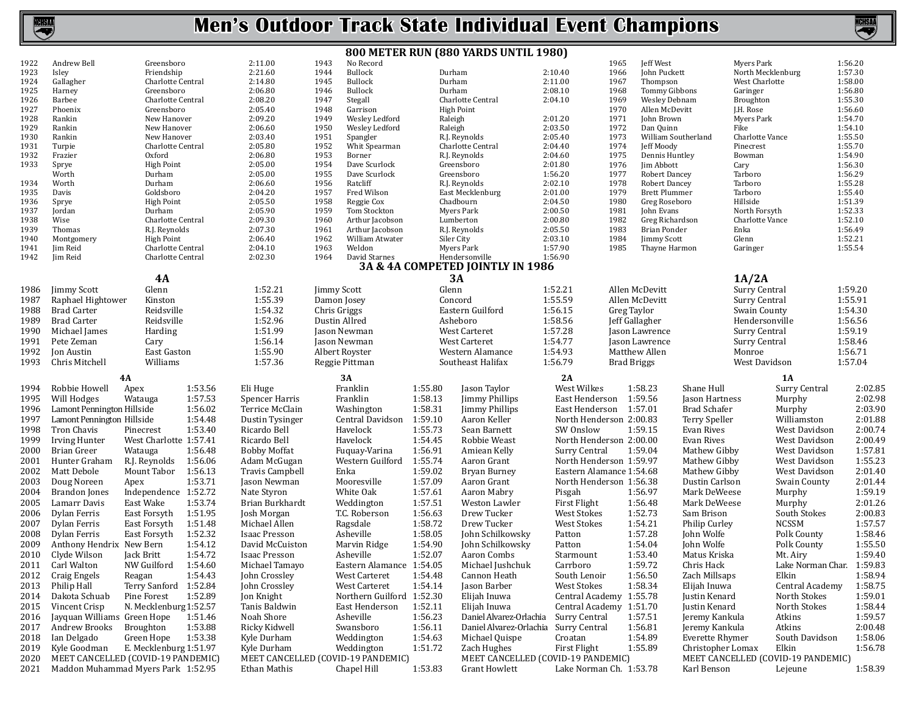# Men's Outdoor Track State Individual Event Champions

## 800 METER RUN (880 YARDS UNTIL 1980)

| Year | Name | School | Time |
|---|---|---|---|
| 1922 | Andrew Bell | Greensboro | 2:11.00 |
| 1923 | Isley | Friendship | 2:21.60 |
| 1924 | Gallagher | Charlotte Central | 2:14.80 |
| 1925 | Harney | Greensboro | 2:06.80 |
| 1926 | Barbee | Charlotte Central | 2:08.20 |
| 1927 | Phoenix | Greensboro | 2:05.40 |
| 1928 | Rankin | New Hanover | 2:09.20 |
| 1929 | Rankin | New Hanover | 2:06.60 |
| 1930 | Rankin | New Hanover | 2:03.40 |
| 1931 | Turpie | Charlotte Central | 2:05.80 |
| 1932 | Frazier | Oxford | 2:06.80 |
| 1933 | Sprye | High Point | 2:05.00 |
| | Worth | Durham | 2:05.00 |
| 1934 | Worth | Durham | 2:06.60 |
| 1935 | Davis | Goldsboro | 2:04.20 |
| 1936 | Sprye | High Point | 2:05.50 |
| 1937 | Jordan | Durham | 2:05.90 |
| 1938 | Wise | Charlotte Central | 2:09.30 |
| 1939 | Thomas | R.J. Reynolds | 2:07.30 |
| 1940 | Montgomery | High Point | 2:06.40 |
| 1941 | Jim Reid | Charlotte Central | 2:04.10 |
| 1942 | Jim Reid | Charlotte Central | 2:02.30 |
| 1943 | No Record | | |
| 1944 | Bullock | Durham | 2:10.40 |
| 1945 | Bullock | Durham | 2:11.00 |
| 1946 | Bullock | Durham | 2:08.10 |
| 1947 | Stegall | Charlotte Central | 2:04.10 |
| 1948 | Garrison | High Point | |
| 1949 | Wesley Ledford | Raleigh | 2:01.20 |
| 1950 | Wesley Ledford | Raleigh | 2:03.50 |
| 1951 | Spangler | R.J. Reynolds | 2:05.40 |
| 1952 | Whit Spearman | Charlotte Central | 2:04.40 |
| 1953 | Borner | R.J. Reynolds | 2:04.60 |
| 1954 | Dave Scurlock | Greensboro | 2:01.80 |
| 1955 | Dave Scurlock | Greensboro | 1:56.20 |
| 1956 | Ratcliff | R.J. Reynolds | 2:02.10 |
| 1957 | Fred Wilson | East Mecklenburg | 2:01.00 |
| 1958 | Reggie Cox | Chadbourn | 2:04.50 |
| 1959 | Tom Stockton | Myers Park | 2:00.50 |
| 1960 | Arthur Jacobson | Lumberton | 2:00.80 |
| 1961 | Arthur Jacobson | R.J. Reynolds | 2:05.50 |
| 1962 | William Atwater | Siler City | 2:03.10 |
| 1963 | Weldon | Myers Park | 1:57.90 |
| 1964 | David Starnes | Hendersonville | 1:56.90 |
| 1965 | Jeff West | Myers Park | 1:56.20 |
| 1966 | John Puckett | North Mecklenburg | 1:57.30 |
| 1967 | Thompson | West Charlotte | 1:58.00 |
| 1968 | Tommy Gibbons | Garinger | 1:56.80 |
| 1969 | Wesley Debnam | Broughton | 1:55.30 |
| 1970 | Allen McDevitt | J.H. Rose | 1:56.60 |
| 1971 | John Brown | Myers Park | 1:54.70 |
| 1972 | Dan Quinn | Fike | 1:54.10 |
| 1973 | William Southerland | Charlotte Vance | 1:55.50 |
| 1974 | Jeff Moody | Pinecrest | 1:55.70 |
| 1975 | Dennis Huntley | Bowman | 1:54.90 |
| 1976 | Jim Abbott | Cary | 1:56.30 |
| 1977 | Robert Dancey | Tarboro | 1:56.29 |
| 1978 | Robert Dancey | Tarboro | 1:55.28 |
| 1979 | Brett Plummer | Tarboro | 1:55.40 |
| 1980 | Greg Roseboro | Hillside | 1:51.39 |
| 1981 | John Evans | North Forsyth | 1:52.33 |
| 1982 | Greg Richardson | Charlotte Vance | 1:52.10 |
| 1983 | Brian Ponder | Enka | 1:56.49 |
| 1984 | Jimmy Scott | Glenn | 1:52.21 |
| 1985 | Thayne Harmon | Garinger | 1:55.54 |

### 3A & 4A COMPETED JOINTLY IN 1986

| Year | 4A | School | Time | 3A | School | Time | 1A/2A | School | Time |
|---|---|---|---|---|---|---|---|---|---|
| 1986 | Jimmy Scott | Glenn | 1:52.21 | Jimmy Scott | Glenn | 1:52.21 | Allen McDevitt | Surry Central | 1:59.20 |
| 1987 | Raphael Hightower | Kinston | 1:55.39 | Damon Josey | Concord | 1:55.59 | Allen McDevitt | Surry Central | 1:55.91 |
| 1988 | Brad Carter | Reidsville | 1:54.32 | Chris Griggs | Eastern Guilford | 1:56.15 | Greg Taylor | Swain County | 1:54.30 |
| 1989 | Brad Carter | Reidsville | 1:52.96 | Dustin Allred | Asheboro | 1:58.56 | Jeff Gallagher | Hendersonville | 1:56.56 |
| 1990 | Michael James | Harding | 1:51.99 | Jason Newman | West Carteret | 1:57.28 | Jason Lawrence | Surry Central | 1:59.19 |
| 1991 | Pete Zeman | Cary | 1:56.14 | Jason Newman | West Carteret | 1:54.77 | Jason Lawrence | Surry Central | 1:58.46 |
| 1992 | Jon Austin | East Gaston | 1:55.90 | Albert Royster | Western Alamance | 1:54.93 | Matthew Allen | Monroe | 1:56.71 |
| 1993 | Chris Mitchell | Williams | 1:57.36 | Reggie Pittman | Southeast Halifax | 1:56.79 | Brad Briggs | West Davidson | 1:57.04 |

| Year | 4A | School | Time | 3A | School | Time | 2A | School | Time | 1A | School | Time |
|---|---|---|---|---|---|---|---|---|---|---|---|---|
| 1994 | Robbie Howell | Apex | 1:53.56 | Eli Huge | Franklin | 1:55.80 | Jason Taylor | West Wilkes | 1:58.23 | Shane Hull | Surry Central | 2:02.85 |
| 1995 | Will Hodges | Watauga | 1:57.53 | Spencer Harris | Franklin | 1:58.13 | Jimmy Phillips | East Henderson | 1:59.56 | Jason Hartness | Murphy | 2:02.98 |
| 1996 | Lamont Pennington | Hillside | 1:56.02 | Terrice McClain | Washington | 1:58.31 | Jimmy Phillips | East Henderson | 1:57.01 | Brad Schafer | Murphy | 2:03.90 |
| 1997 | Lamont Pennington | Hillside | 1:54.48 | Dustin Tysinger | Central Davidson | 1:59.10 | Aaron Keller | North Henderson | 2:00.83 | Terry Speller | Williamston | 2:01.88 |
| 1998 | Tron Chavis | Pinecrest | 1:53.40 | Ricardo Bell | Havelock | 1:55.73 | Sean Barnett | SW Onslow | 1:59.15 | Evan Rives | West Davidson | 2:00.74 |
| 1999 | Irving Hunter | West Charlotte | 1:57.41 | Ricardo Bell | Havelock | 1:54.45 | Robbie Weast | North Henderson | 2:00.00 | Evan Rives | West Davidson | 2:00.49 |
| 2000 | Brian Greer | Watauga | 1:56.48 | Bobby Moffat | Fuquay-Varina | 1:56.91 | Amiean Kelly | Surry Central | 1:59.04 | Mathew Gibby | West Davidson | 1:57.81 |
| 2001 | Hunter Graham | R.J. Reynolds | 1:56.06 | Adam McGugan | Western Guilford | 1:55.74 | Aaron Grant | North Henderson | 1:59.97 | Mathew Gibby | West Davidson | 1:55.23 |
| 2002 | Matt Debole | Mount Tabor | 1:56.13 | Travis Campbell | Enka | 1:59.02 | Bryan Burney | Eastern Alamance | 1:54.68 | Mathew Gibby | West Davidson | 2:01.40 |
| 2003 | Doug Noreen | Apex | 1:53.71 | Jason Newman | Mooresville | 1:57.09 | Aaron Grant | North Henderson | 1:56.38 | Dustin Carlson | Swain County | 2:01.44 |
| 2004 | Brandon Jones | Independence | 1:52.72 | Nate Styron | White Oak | 1:57.61 | Aaron Mabry | Pisgah | 1:56.97 | Mark DeWeese | Murphy | 1:59.19 |
| 2005 | Lamarr Davis | East Wake | 1:53.74 | Brian Burkhardt | Weddington | 1:57.51 | Weston Lawler | First Flight | 1:56.48 | Mark DeWeese | Murphy | 2:01.26 |
| 2006 | Dylan Ferris | East Forsyth | 1:51.95 | Josh Morgan | T.C. Roberson | 1:56.63 | Drew Tucker | West Stokes | 1:52.73 | Sam Brison | South Stokes | 2:00.83 |
| 2007 | Dylan Ferris | East Forsyth | 1:51.48 | Michael Allen | Ragsdale | 1:58.72 | Drew Tucker | West Stokes | 1:54.21 | Philip Curley | NCSSM | 1:57.57 |
| 2008 | Dylan Ferris | East Forsyth | 1:52.32 | Isaac Presson | Asheville | 1:58.05 | John Schilkowsky | Patton | 1:57.28 | John Wolfe | Polk County | 1:58.46 |
| 2009 | Anthony Hendrix | New Bern | 1:54.12 | David McCuiston | Marvin Ridge | 1:54.90 | John Schilkowsky | Patton | 1:54.04 | John Wolfe | Polk County | 1:55.50 |
| 2010 | Clyde Wilson | Jack Britt | 1:54.72 | Isaac Presson | Asheville | 1:52.07 | Aaron Combs | Starmount | 1:53.40 | Matus Kriska | Mt. Airy | 1:59.40 |
| 2011 | Carl Walton | NW Guilford | 1:54.60 | Michael Tamayo | Eastern Alamance | 1:54.05 | Michael Jushchuk | Carrboro | 1:59.72 | Chris Hack | Lake Norman Char. | 1:59.83 |
| 2012 | Craig Engels | Reagan | 1:54.43 | John Crossley | West Carteret | 1:54.48 | Cannon Heath | South Lenoir | 1:56.50 | Zach Millsaps | Elkin | 1:58.94 |
| 2013 | Philip Hall | Terry Sanford | 1:52.84 | John Crossley | West Carteret | 1:54.14 | Jason Barber | West Stokes | 1:58.34 | Elijah Inuwa | Central Academy | 1:58.75 |
| 2014 | Dakota Schuab | Pine Forest | 1:52.89 | Jon Knight | Northern Guilford | 1:52.30 | Elijah Inuwa | Central Academy | 1:55.78 | Justin Kenard | North Stokes | 1:59.01 |
| 2015 | Vincent Crisp | N. Mecklenburg | 1:52.57 | Tanis Baldwin | East Henderson | 1:52.11 | Elijah Inuwa | Central Academy | 1:51.70 | Justin Kenard | North Stokes | 1:58.44 |
| 2016 | Jayquan Williams | Green Hope | 1:51.46 | Noah Shore | Asheville | 1:56.23 | Daniel Alvarez-Orlachia | Surry Central | 1:57.51 | Jeremy Kankula | Atkins | 1:59.57 |
| 2017 | Andrew Brooks | Broughton | 1:53.88 | Ricky Kidwell | Swansboro | 1:56.11 | Daniel Alvarez-Orlachia | Surry Central | 1:56.81 | Jeremy Kankula | Atkins | 2:00.48 |
| 2018 | Ian Delgado | Green Hope | 1:53.38 | Kyle Durham | Weddington | 1:54.63 | Michael Quispe | Croatan | 1:54.89 | Everette Rhymer | South Davidson | 1:58.06 |
| 2019 | Kyle Goodman | E. Mecklenburg | 1:51.97 | Kyle Durham | Weddington | 1:51.72 | Zach Hughes | First Flight | 1:55.89 | Christopher Lomax | Elkin | 1:56.78 |
| 2020 | MEET CANCELLED (COVID-19 PANDEMIC) | | | MEET CANCELLED (COVID-19 PANDEMIC) | | | MEET CANCELLED (COVID-19 PANDEMIC) | | | MEET CANCELLED (COVID-19 PANDEMIC) | | |
| 2021 | Maddon Muhammad | Myers Park | 1:52.95 | Ethan Mathis | Chapel Hill | 1:53.83 | Grant Howlett | Lake Norman Ch. | 1:53.78 | Karl Benson | Lejeune | 1:58.39 |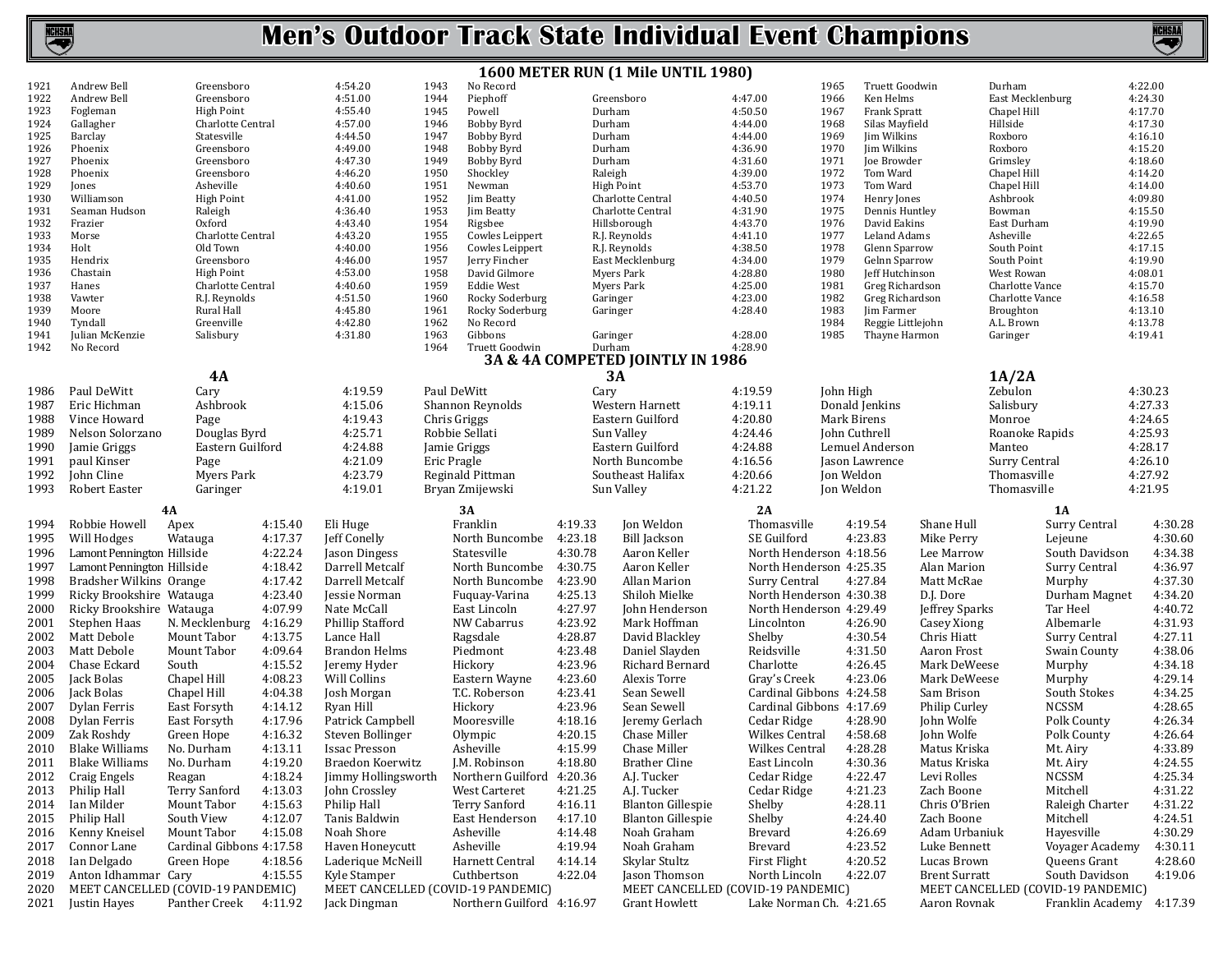# Men's Outdoor Track State Individual Event Champions

## 1600 METER RUN (1 Mile UNTIL 1980)

| Year | Name | School | Time |
|---|---|---|---|
| 1921 | Andrew Bell | Greensboro | 4:54.20 |
| 1922 | Andrew Bell | Greensboro | 4:51.00 |
| 1923 | Fogleman | High Point | 4:55.40 |
| 1924 | Gallagher | Charlotte Central | 4:57.00 |
| 1925 | Barclay | Statesville | 4:44.50 |
| 1926 | Phoenix | Greensboro | 4:49.00 |
| 1927 | Phoenix | Greensboro | 4:47.30 |
| 1928 | Phoenix | Greensboro | 4:46.20 |
| 1929 | Jones | Asheville | 4:40.60 |
| 1930 | Williamson | High Point | 4:41.00 |
| 1931 | Seaman Hudson | Raleigh | 4:36.40 |
| 1932 | Frazier | Oxford | 4:43.40 |
| 1933 | Morse | Charlotte Central | 4:43.20 |
| 1934 | Holt | Old Town | 4:40.00 |
| 1935 | Hendrix | Greensboro | 4:46.00 |
| 1936 | Chastain | High Point | 4:53.00 |
| 1937 | Hanes | Charlotte Central | 4:40.60 |
| 1938 | Vawter | R.J. Reynolds | 4:51.50 |
| 1939 | Moore | Rural Hall | 4:45.80 |
| 1940 | Tyndall | Greenville | 4:42.80 |
| 1941 | Julian McKenzie | Salisbury | 4:31.80 |
| 1942 | No Record | | |
| 1943 | No Record | | |
| 1944 | Piephoff | Greensboro | 4:47.00 |
| 1945 | Powell | Durham | 4:50.50 |
| 1946 | Bobby Byrd | Durham | 4:44.00 |
| 1947 | Bobby Byrd | Durham | 4:44.00 |
| 1948 | Bobby Byrd | Durham | 4:36.90 |
| 1949 | Bobby Byrd | Durham | 4:31.60 |
| 1950 | Shockley | Raleigh | 4:39.00 |
| 1951 | Newman | High Point | 4:53.70 |
| 1952 | Jim Beatty | Charlotte Central | 4:40.50 |
| 1953 | Jim Beatty | Charlotte Central | 4:31.90 |
| 1954 | Rigsbee | Hillsborough | 4:43.70 |
| 1955 | Cowles Leippert | R.J. Reynolds | 4:41.10 |
| 1956 | Cowles Leippert | R.J. Reynolds | 4:38.50 |
| 1957 | Jerry Fincher | East Mecklenburg | 4:34.00 |
| 1958 | David Gilmore | Myers Park | 4:28.80 |
| 1959 | Eddie West | Myers Park | 4:25.00 |
| 1960 | Rocky Soderburg | Garinger | 4:23.00 |
| 1961 | Rocky Soderburg | Garinger | 4:28.40 |
| 1962 | No Record | | |
| 1963 | Gibbons | Garinger | 4:28.00 |
| 1964 | Truett Goodwin | Durham | 4:28.90 |
| 1965 | Truett Goodwin | Durham | 4:22.00 |
| 1966 | Ken Helms | East Mecklenburg | 4:24.30 |
| 1967 | Frank Spratt | Chapel Hill | 4:17.70 |
| 1968 | Silas Mayfield | Hillside | 4:17.30 |
| 1969 | Jim Wilkins | Roxboro | 4:16.10 |
| 1970 | Jim Wilkins | Roxboro | 4:15.20 |
| 1971 | Joe Browder | Grimsley | 4:18.60 |
| 1972 | Tom Ward | Chapel Hill | 4:14.20 |
| 1973 | Tom Ward | Chapel Hill | 4:14.00 |
| 1974 | Henry Jones | Ashbrook | 4:09.80 |
| 1975 | Dennis Huntley | Bowman | 4:15.50 |
| 1976 | David Eakins | East Durham | 4:19.90 |
| 1977 | Leland Adams | Asheville | 4:22.65 |
| 1978 | Glenn Sparrow | South Point | 4:17.15 |
| 1979 | Gelnn Sparrow | South Point | 4:19.90 |
| 1980 | Jeff Hutchinson | West Rowan | 4:08.01 |
| 1981 | Greg Richardson | Charlotte Vance | 4:15.70 |
| 1982 | Greg Richardson | Charlotte Vance | 4:16.58 |
| 1983 | Jim Farmer | Broughton | 4:13.10 |
| 1984 | Reggie Littlejohn | A.L. Brown | 4:13.78 |
| 1985 | Thayne Harmon | Garinger | 4:19.41 |

### 3A & 4A COMPETED JOINTLY IN 1986

| Year | 4A | School | Time | 3A | School | Time | 1A/2A | School | Time |
|---|---|---|---|---|---|---|---|---|---|
| 1986 | Paul DeWitt | Cary | 4:19.59 | Paul DeWitt | Cary | 4:19.59 | John High | Zebulon | 4:30.23 |
| 1987 | Eric Hichman | Ashbrook | 4:15.06 | Shannon Reynolds | Western Harnett | 4:19.11 | Donald Jenkins | Salisbury | 4:27.33 |
| 1988 | Vince Howard | Page | 4:19.43 | Chris Griggs | Eastern Guilford | 4:20.80 | Mark Birens | Monroe | 4:24.65 |
| 1989 | Nelson Solorzano | Douglas Byrd | 4:25.71 | Robbie Sellati | Sun Valley | 4:24.46 | John Cuthrell | Roanoke Rapids | 4:25.93 |
| 1990 | Jamie Griggs | Eastern Guilford | 4:24.88 | Jamie Griggs | Eastern Guilford | 4:24.88 | Lemuel Anderson | Manteo | 4:28.17 |
| 1991 | paul Kinser | Page | 4:21.09 | Eric Pragle | North Buncombe | 4:16.56 | Jason Lawrence | Surry Central | 4:26.10 |
| 1992 | John Cline | Myers Park | 4:23.79 | Reginald Pittman | Southeast Halifax | 4:20.66 | Jon Weldon | Thomasville | 4:27.92 |
| 1993 | Robert Easter | Garinger | 4:19.01 | Bryan Zmijewski | Sun Valley | 4:21.22 | Jon Weldon | Thomasville | 4:21.95 |

| Year | 4A | School | Time | 3A | School | Time | 2A | School | Time | 1A | School | Time |
|---|---|---|---|---|---|---|---|---|---|---|---|---|
| 1994 | Robbie Howell | Apex | 4:15.40 | Eli Huge | Franklin | 4:19.33 | Jon Weldon | Thomasville | 4:19.54 | Shane Hull | Surry Central | 4:30.28 |
| 1995 | Will Hodges | Watauga | 4:17.37 | Jeff Conelly | North Buncombe | 4:23.18 | Bill Jackson | SE Guilford | 4:23.83 | Mike Perry | Lejeune | 4:30.60 |
| 1996 | Lamont Pennington | Hillside | 4:22.24 | Jason Dingess | Statesville | 4:30.78 | Aaron Keller | North Henderson | 4:18.56 | Lee Marrow | South Davidson | 4:34.38 |
| 1997 | Lamont Pennington | Hillside | 4:18.42 | Darrell Metcalf | North Buncombe | 4:30.75 | Aaron Keller | North Henderson | 4:25.35 | Alan Marion | Surry Central | 4:36.97 |
| 1998 | Bradsher Wilkins | Orange | 4:17.42 | Darrell Metcalf | North Buncombe | 4:23.90 | Allan Marion | Surry Central | 4:27.84 | Matt McRae | Murphy | 4:37.30 |
| 1999 | Ricky Brookshire | Watauga | 4:23.40 | Jessie Norman | Fuquay-Varina | 4:25.13 | Shiloh Mielke | North Henderson | 4:30.38 | D.J. Dore | Durham Magnet | 4:34.20 |
| 2000 | Ricky Brookshire | Watauga | 4:07.99 | Nate McCall | East Lincoln | 4:27.97 | John Henderson | North Henderson | 4:29.49 | Jeffrey Sparks | Tar Heel | 4:40.72 |
| 2001 | Stephen Haas | N. Mecklenburg | 4:16.29 | Phillip Stafford | NW Cabarrus | 4:23.92 | Mark Hoffman | Lincolnton | 4:26.90 | Casey Xiong | Albemarle | 4:31.93 |
| 2002 | Matt Debole | Mount Tabor | 4:13.75 | Lance Hall | Ragsdale | 4:28.87 | David Blackley | Shelby | 4:30.54 | Chris Hiatt | Surry Central | 4:27.11 |
| 2003 | Matt Debole | Mount Tabor | 4:09.64 | Brandon Helms | Piedmont | 4:23.48 | Daniel Slayden | Reidsville | 4:31.50 | Aaron Frost | Swain County | 4:38.06 |
| 2004 | Chase Eckard | South | 4:15.52 | Jeremy Hyder | Hickory | 4:23.96 | Richard Bernard | Charlotte | 4:26.45 | Mark DeWeese | Murphy | 4:34.18 |
| 2005 | Jack Bolas | Chapel Hill | 4:08.23 | Will Collins | Eastern Wayne | 4:23.60 | Alexis Torre | Gray's Creek | 4:23.06 | Mark DeWeese | Murphy | 4:29.14 |
| 2006 | Jack Bolas | Chapel Hill | 4:04.38 | Josh Morgan | T.C. Roberson | 4:23.41 | Sean Sewell | Cardinal Gibbons | 4:24.58 | Sam Brison | South Stokes | 4:34.25 |
| 2007 | Dylan Ferris | East Forsyth | 4:14.12 | Ryan Hill | Hickory | 4:23.96 | Sean Sewell | Cardinal Gibbons | 4:17.69 | Philip Curley | NCSSM | 4:28.65 |
| 2008 | Dylan Ferris | East Forsyth | 4:17.96 | Patrick Campbell | Mooresville | 4:18.16 | Jeremy Gerlach | Cedar Ridge | 4:28.90 | John Wolfe | Polk County | 4:26.34 |
| 2009 | Zak Roshdy | Green Hope | 4:16.32 | Steven Bollinger | Olympic | 4:20.15 | Chase Miller | Wilkes Central | 4:58.68 | John Wolfe | Polk County | 4:26.64 |
| 2010 | Blake Williams | No. Durham | 4:13.11 | Issac Presson | Asheville | 4:15.99 | Chase Miller | Wilkes Central | 4:28.28 | Matus Kriska | Mt. Airy | 4:33.89 |
| 2011 | Blake Williams | No. Durham | 4:19.20 | Braedon Koerwitz | J.M. Robinson | 4:18.80 | Brather Cline | East Lincoln | 4:30.36 | Matus Kriska | Mt. Airy | 4:24.55 |
| 2012 | Craig Engels | Reagan | 4:18.24 | Jimmy Hollingsworth | Northern Guilford | 4:20.36 | A.J. Tucker | Cedar Ridge | 4:22.47 | Levi Rolles | NCSSM | 4:25.34 |
| 2013 | Philip Hall | Terry Sanford | 4:13.03 | John Crossley | West Carteret | 4:21.25 | A.J. Tucker | Cedar Ridge | 4:21.23 | Zach Boone | Mitchell | 4:31.22 |
| 2014 | Ian Milder | Mount Tabor | 4:15.63 | Philip Hall | Terry Sanford | 4:16.11 | Blanton Gillespie | Shelby | 4:28.11 | Chris O'Brien | Raleigh Charter | 4:31.22 |
| 2015 | Philip Hall | South View | 4:12.07 | Tanis Baldwin | East Henderson | 4:17.10 | Blanton Gillespie | Shelby | 4:24.40 | Zach Boone | Mitchell | 4:24.51 |
| 2016 | Kenny Kneisel | Mount Tabor | 4:15.08 | Nash Shore | Asheville | 4:14.48 | Noah Graham | Brevard | 4:26.69 | Adam Urbaniuk | Hayesville | 4:30.29 |
| 2017 | Connor Lane | Cardinal Gibbons | 4:17.58 | Haven Honeycutt | Asheville | 4:19.94 | Noah Graham | Brevard | 4:23.52 | Luke Bennett | Voyager Academy | 4:30.11 |
| 2018 | Ian Delgado | Green Hope | 4:18.56 | Laderique McNeill | Harnett Central | 4:14.14 | Skylar Stultz | First Flight | 4:20.52 | Lucas Brown | Queens Grant | 4:28.60 |
| 2019 | Anton Idhammar | Cary | 4:15.55 | Kyle Stamper | Cuthbertson | 4:22.04 | Jason Thomson | North Lincoln | 4:22.07 | Brent Surratt | South Davidson | 4:19.06 |
| 2020 | MEET CANCELLED (COVID-19 PANDEMIC) | | | MEET CANCELLED (COVID-19 PANDEMIC) | | | MEET CANCELLED (COVID-19 PANDEMIC) | | | MEET CANCELLED (COVID-19 PANDEMIC) | | |
| 2021 | Justin Hayes | Panther Creek | 4:11.92 | Jack Dingman | Northern Guilford | 4:16.97 | Grant Howlett | Lake Norman Ch. | 4:21.65 | Aaron Rovnak | Franklin Academy | 4:17.39 |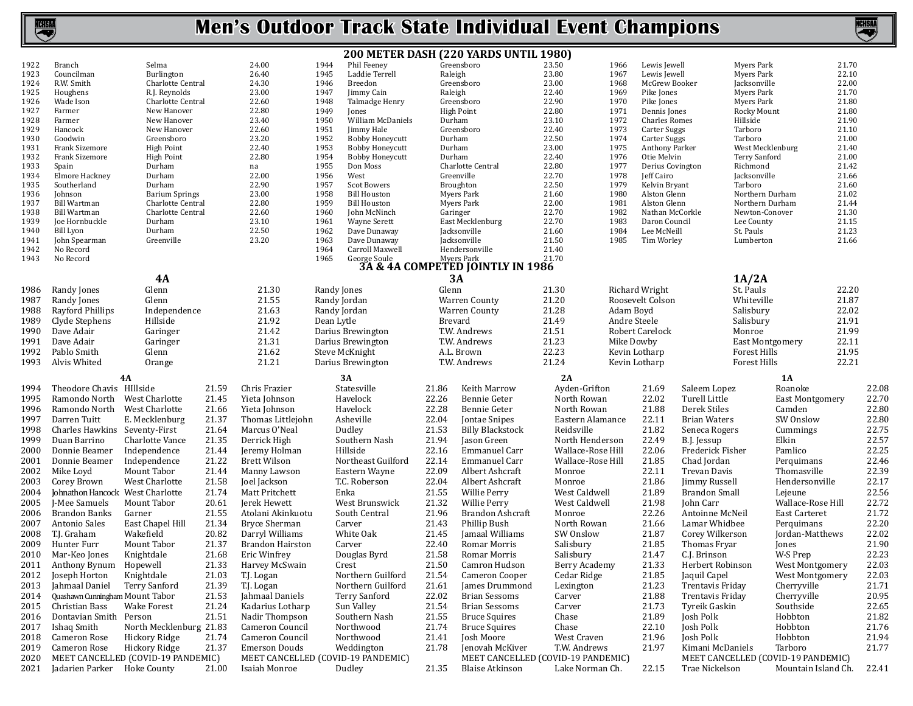# Men's Outdoor Track State Individual Event Champions

## 200 METER DASH (220 YARDS UNTIL 1980)

| Year | Name | School | Time |
|---|---|---|---|
| 1922 | Branch | Selma | 24.00 |
| 1923 | Councilman | Burlington | 26.40 |
| 1924 | R.W. Smith | Charlotte Central | 24.30 |
| 1925 | Houghens | R.J. Reynolds | 23.00 |
| 1926 | Wade Ison | Charlotte Central | 22.60 |
| 1927 | Farmer | New Hanover | 22.80 |
| 1928 | Farmer | New Hanover | 23.40 |
| 1929 | Hancock | New Hanover | 22.60 |
| 1930 | Goodwin | Greensboro | 23.20 |
| 1931 | Frank Sizemore | High Point | 22.40 |
| 1932 | Frank Sizemore | High Point | 22.80 |
| 1933 | Spain | Durham | na |
| 1934 | Elmore Hackney | Durham | 22.00 |
| 1935 | Southerland | Durham | 22.90 |
| 1936 | Johnson | Barium Springs | 23.00 |
| 1937 | Bill Wartman | Charlotte Central | 22.80 |
| 1938 | Bill Wartman | Charlotte Central | 22.60 |
| 1939 | Joe Hornbuckle | Durham | 23.10 |
| 1940 | Bill Lyon | Durham | 22.50 |
| 1941 | John Spearman | Greenville | 23.20 |
| 1942 | No Record | | |
| 1943 | No Record | | |
| 1944 | Phil Feeney | Greensboro | 23.50 |
| 1945 | Laddie Terrell | Raleigh | 23.80 |
| 1946 | Breedon | Greensboro | 23.00 |
| 1947 | Jimmy Cain | Raleigh | 22.40 |
| 1948 | Talmadge Henry | Greensboro | 22.90 |
| 1949 | Jones | High Point | 22.80 |
| 1950 | William McDaniels | Durham | 23.10 |
| 1951 | Jimmy Hale | Greensboro | 22.40 |
| 1952 | Bobby Honeycutt | Durham | 22.50 |
| 1953 | Bobby Honeycutt | Durham | 23.00 |
| 1954 | Bobby Honeycutt | Durham | 22.40 |
| 1955 | Don Moss | Charlotte Central | 22.80 |
| 1956 | West | Greenville | 22.70 |
| 1957 | Scot Bowers | Broughton | 22.50 |
| 1958 | Bill Houston | Myers Park | 21.60 |
| 1959 | Bill Houston | Myers Park | 22.00 |
| 1960 | John McNinch | Garinger | 22.70 |
| 1961 | Wayne Serett | East Mecklenburg | 22.70 |
| 1962 | Dave Dunaway | Jacksonville | 21.60 |
| 1963 | Dave Dunaway | Jacksonville | 21.50 |
| 1964 | Carroll Maxwell | Hendersonville | 21.40 |
| 1965 | George Soule | Myers Park | 21.70 |
| 1966 | Lewis Jewell | Myers Park | 21.70 |
| 1967 | Lewis Jewell | Myers Park | 22.10 |
| 1968 | McGrew Booker | Jacksonville | 22.00 |
| 1969 | Pike Jones | Myers Park | 21.70 |
| 1970 | Pike Jones | Myers Park | 21.80 |
| 1971 | Dennis Jones | Rocky Mount | 21.80 |
| 1972 | Charles Romes | Hillside | 21.90 |
| 1973 | Carter Suggs | Tarboro | 21.10 |
| 1974 | Carter Suggs | Tarboro | 21.00 |
| 1975 | Anthony Parker | West Mecklenburg | 21.40 |
| 1976 | Otie Melvin | Terry Sanford | 21.00 |
| 1977 | Derius Covington | Richmond | 21.42 |
| 1978 | Jeff Cairo | Jacksonville | 21.66 |
| 1979 | Kelvin Bryant | Tarboro | 21.60 |
| 1980 | Alston Glenn | Northern Durham | 21.02 |
| 1981 | Alston Glenn | Northern Durham | 21.44 |
| 1982 | Nathan McCorkle | Newton-Conover | 21.30 |
| 1983 | Daron Council | Lee County | 21.15 |
| 1984 | Lee McNeill | St. Pauls | 21.23 |
| 1985 | Tim Worley | Lumberton | 21.66 |

### 3A & 4A COMPETED JOINTLY IN 1986

| Year | 4A Name | 4A School | 4A Time | 3A Name | 3A School | 3A Time | 1A/2A Name | 1A/2A School | 1A/2A Time |
|---|---|---|---|---|---|---|---|---|---|
| 1986 | Randy Jones | Glenn | 21.30 | Randy Jones | Glenn | 21.30 | Richard Wright | St. Pauls | 22.20 |
| 1987 | Randy Jones | Glenn | 21.55 | Randy Jordan | Warren County | 21.20 | Roosevelt Colson | Whiteville | 21.87 |
| 1988 | Rayford Phillips | Independence | 21.63 | Randy Jordan | Warren County | 21.28 | Adam Boyd | Salisbury | 22.02 |
| 1989 | Clyde Stephens | Hillside | 21.92 | Dean Lytle | Brevard | 21.49 | Andre Steele | Salisbury | 21.91 |
| 1990 | Dave Adair | Garinger | 21.42 | Darius Brewington | T.W. Andrews | 21.51 | Robert Carelock | Monroe | 21.99 |
| 1991 | Dave Adair | Garinger | 21.31 | Darius Brewington | T.W. Andrews | 21.23 | Mike Dowby | East Montgomery | 22.11 |
| 1992 | Pablo Smith | Glenn | 21.62 | Steve McKnight | A.L. Brown | 22.23 | Kevin Lotharp | Forest Hills | 21.95 |
| 1993 | Alvis Whited | Orange | 21.21 | Darius Brewington | T.W. Andrews | 21.24 | Kevin Lotharp | Forest Hills | 22.21 |

| Year | 4A Name | 4A School | 4A Time | 3A Name | 3A School | 3A Time | 2A Name | 2A School | 2A Time | 1A Name | 1A School | 1A Time |
|---|---|---|---|---|---|---|---|---|---|---|---|---|
| 1994 | Theodore Chavis | HIllside | 21.59 | Chris Frazier | Statesville | 21.86 | Keith Marrow | Ayden-Grifton | 21.69 | Saleem Lopez | Roanoke | 22.08 |
| 1995 | Ramondo North | West Charlotte | 21.45 | Yieta Johnson | Havelock | 22.26 | Bennie Geter | North Rowan | 22.02 | Turell Little | East Montgomery | 22.70 |
| 1996 | Ramondo North | West Charlotte | 21.66 | Yieta Johnson | Havelock | 22.28 | Bennie Geter | North Rowan | 21.88 | Derek Stiles | Camden | 22.80 |
| 1997 | Darren Tuitt | E. Mecklenburg | 21.37 | Thomas Littlejohn | Asheville | 22.04 | Jontae Snipes | Eastern Alamance | 22.11 | Brian Waters | SW Onslow | 22.80 |
| 1998 | Charles Hawkins | Seventy-First | 21.64 | Marcus O'Neal | Dudley | 21.53 | Billy Blackstock | Reidsville | 21.82 | Seneca Rogers | Cummings | 22.75 |
| 1999 | Duan Barrino | Charlotte Vance | 21.35 | Derrick High | Southern Nash | 21.94 | Jason Green | North Henderson | 22.49 | B.J. Jessup | Elkin | 22.57 |
| 2000 | Donnie Beamer | Independence | 21.44 | Jeremy Holman | Hillside | 22.16 | Emmanuel Carr | Wallace-Rose Hill | 22.06 | Frederick Fisher | Pamlico | 22.25 |
| 2001 | Donnie Beamer | Independence | 21.22 | Brett Wilson | Northeast Guilford | 22.14 | Emmanuel Carr | Wallace-Rose Hill | 21.85 | Chad Jordan | Perquimans | 22.46 |
| 2002 | Mike Loyd | Mount Tabor | 21.44 | Manny Lawson | Eastern Wayne | 22.09 | Albert Ashcraft | Monroe | 22.11 | Trevan Davis | Thomasville | 22.39 |
| 2003 | Corey Brown | West Charlotte | 21.58 | Joel Jackson | T.C. Roberson | 22.04 | Albert Ashcraft | Monroe | 21.86 | Jimmy Russell | Hendersonville | 22.17 |
| 2004 | Johnathon Hancock | West Charlotte | 21.74 | Matt Pritchett | Enka | 21.55 | Willie Perry | West Caldwell | 21.89 | Brandon Small | Lejeune | 22.56 |
| 2005 | J-Mee Samuels | Mount Tabor | 20.61 | Jerek Hewett | West Brunswick | 21.32 | Willie Perry | West Caldwell | 21.98 | John Carr | Wallace-Rose Hill | 22.72 |
| 2006 | Brandon Banks | Garner | 21.55 | Atolani Akinkuotu | South Central | 21.96 | Brandon Ashcraft | Monroe | 22.26 | Antoinne McNeil | East Carteret | 21.72 |
| 2007 | Antonio Sales | East Chapel Hill | 21.34 | Bryce Sherman | Carver | 21.43 | Phillip Bush | North Rowan | 21.66 | Lamar Whidbee | Perquimans | 22.20 |
| 2008 | T.J. Graham | Wakefield | 20.82 | Darryl Williams | White Oak | 21.45 | Jamaal Williams | SW Onslow | 21.87 | Corey Wilkerson | Jordan-Matthews | 22.02 |
| 2009 | Hunter Furr | Mount Tabor | 21.37 | Brandon Hairston | Carver | 22.40 | Romar Morris | Salisbury | 21.85 | Thomas Fryar | Jones | 21.90 |
| 2010 | Mar-Keo Jones | Knightdale | 21.68 | Eric Winfrey | Douglas Byrd | 21.58 | Romar Morris | Salisbury | 21.47 | C.J. Brinson | W-S Prep | 22.23 |
| 2011 | Anthony Bynum | Hopewell | 21.33 | Harvey McSwain | Crest | 21.50 | Camron Hudson | Berry Academy | 21.33 | Herbert Robinson | West Montgomery | 22.03 |
| 2012 | Joseph Horton | Knightdale | 21.03 | T.J. Logan | Northern Guilford | 21.54 | Cameron Cooper | Cedar Ridge | 21.85 | Jaquil Capel | West Montgomery | 22.03 |
| 2013 | Jahmaal Daniel | Terry Sanford | 21.39 | T.J. Logan | Northern Guilford | 21.61 | James Drummond | Lexington | 21.23 | Trentavis Friday | Cherryville | 21.71 |
| 2014 | Quashawn Cunningham | Mount Tabor | 21.53 | Jahmaal Daniels | Terry Sanford | 22.02 | Brian Sessoms | Carver | 21.88 | Trentavis Friday | Cherryville | 20.95 |
| 2015 | Christian Bass | Wake Forest | 21.24 | Kadarius Lotharp | Sun Valley | 21.54 | Brian Sessoms | Carver | 21.73 | Tyreik Gaskin | Southside | 22.65 |
| 2016 | Dontavian Smith | Person | 21.51 | Nadir Thompson | Southern Nash | 21.55 | Bruce Squires | Chase | 21.89 | Josh Polk | Hobbton | 21.82 |
| 2017 | Ishaq Smith | North Mecklenburg | 21.83 | Cameron Council | Northwood | 21.74 | Bruce Squires | Chase | 22.10 | Josh Polk | Hobbton | 21.76 |
| 2018 | Cameron Rose | Hickory Ridge | 21.74 | Cameron Council | Northwood | 21.41 | Josh Moore | West Craven | 21.96 | Josh Polk | Hobbton | 21.94 |
| 2019 | Cameron Rose | Hickory Ridge | 21.37 | Emerson Douds | Weddington | 21.78 | Jenovah McKiver | T.W. Andrews | 21.97 | Kimani McDaniels | Tarboro | 21.77 |
| 2020 | MEET CANCELLED (COVID-19 PANDEMIC) | | | MEET CANCELLED (COVID-19 PANDEMIC) | | | MEET CANCELLED (COVID-19 PANDEMIC) | | | MEET CANCELLED (COVID-19 PANDEMIC) | | |
| 2021 | Jadarien Parker | Hoke County | 21.00 | Isaiah Monroe | Dudley | 21.35 | Blaise Atkinson | Lake Norman Ch. | 22.15 | Trae Nickelson | Mountain Island Ch. | 22.41 |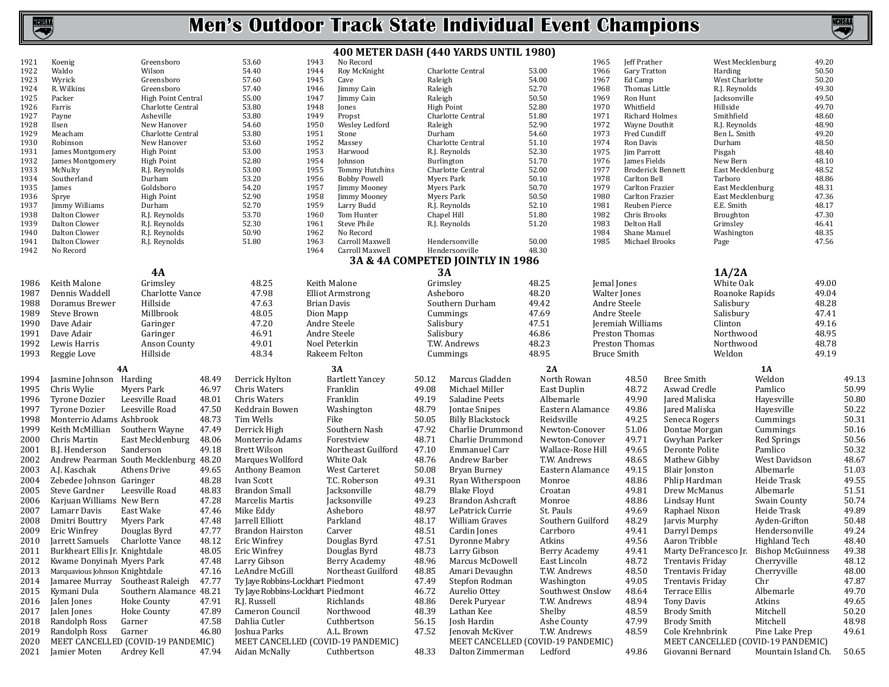# Men's Outdoor Track State Individual Event Champions

## 400 METER DASH (440 YARDS UNTIL 1980)

| Year | Name | School | Time |
|---|---|---|---|
| 1921 | Koenig | Greensboro | 53.60 |
| 1922 | Waldo | Wilson | 54.40 |
| 1923 | Wyrick | Greensboro | 57.60 |
| 1924 | R. Wilkins | Greensboro | 57.40 |
| 1925 | Packer | High Point Central | 55.00 |
| 1926 | Farris | Charlotte Central | 53.80 |
| 1927 | Payne | Asheville | 53.80 |
| 1928 | Ilsen | New Hanover | 54.60 |
| 1929 | Meacham | Charlotte Central | 53.80 |
| 1930 | Robinson | New Hanover | 53.60 |
| 1931 | James Montgomery | High Point | 53.00 |
| 1932 | James Montgomery | High Point | 52.80 |
| 1933 | McNulty | R.J. Reynolds | 53.00 |
| 1934 | Southerland | Durham | 53.20 |
| 1935 | James | Goldsboro | 54.20 |
| 1936 | Sprye | High Point | 52.90 |
| 1937 | Jimmy Williams | Durham | 52.70 |
| 1938 | Dalton Clower | R.J. Reynolds | 53.70 |
| 1939 | Dalton Clower | R.J. Reynolds | 52.30 |
| 1940 | Dalton Clower | R.J. Reynolds | 50.90 |
| 1941 | Dalton Clower | R.J. Reynolds | 51.80 |
| 1942 | No Record | | |
| 1943 | No Record | | |
| 1944 | Roy McKnight | Charlotte Central | 53.00 |
| 1945 | Cave | Raleigh | 54.00 |
| 1946 | Jimmy Cain | Raleigh | 52.70 |
| 1947 | Jimmy Cain | Raleigh | 50.50 |
| 1948 | Jones | High Point | 52.80 |
| 1949 | Propst | Charlotte Central | 51.80 |
| 1950 | Wesley Ledford | Raleigh | 52.90 |
| 1951 | Stone | Durham | 54.60 |
| 1952 | Massey | Charlotte Central | 51.10 |
| 1953 | Harwood | R.J. Reynolds | 52.30 |
| 1954 | Johnson | Burlington | 51.70 |
| 1955 | Tommy Hutchins | Charlotte Central | 52.00 |
| 1956 | Bobby Powell | Myers Park | 50.10 |
| 1957 | Jimmy Mooney | Myers Park | 50.70 |
| 1958 | Jimmy Mooney | Myers Park | 50.50 |
| 1959 | Larry Budd | R.J. Reynolds | 52.10 |
| 1960 | Tom Hunter | Chapel Hill | 51.80 |
| 1961 | Steve Phile | R.J. Reynolds | 51.20 |
| 1962 | No Record | | |
| 1963 | Carroll Maxwell | Hendersonville | 50.00 |
| 1964 | Carroll Maxwell | Hendersonville | 48.30 |
| 1965 | Jeff Prather | West Mecklenburg | 49.20 |
| 1966 | Gary Tratton | Harding | 50.50 |
| 1967 | Ed Camp | West Charlotte | 50.20 |
| 1968 | Thomas Little | R.J. Reynolds | 49.30 |
| 1969 | Ron Hunt | Jacksonville | 49.50 |
| 1970 | Whitfield | Hillside | 49.70 |
| 1971 | Richard Holmes | Smithfield | 48.60 |
| 1972 | Wayne Douthit | R.J. Reynolds | 48.90 |
| 1973 | Fred Cundiff | Ben L. Smith | 49.20 |
| 1974 | Ron Davis | Durham | 48.50 |
| 1975 | Jim Parrott | Pisgah | 48.40 |
| 1976 | James Fields | New Bern | 48.10 |
| 1977 | Broderick Bennett | East Mecklenburg | 48.52 |
| 1978 | Carlton Bell | Tarboro | 48.86 |
| 1979 | Carlton Frazier | East Mecklenburg | 48.31 |
| 1980 | Carlton Frazier | East Mecklenburg | 47.36 |
| 1981 | Reuben Pierce | E.E. Smith | 48.17 |
| 1982 | Chris Brooks | Broughton | 47.30 |
| 1983 | Delton Hall | Grimsley | 46.41 |
| 1984 | Shane Manuel | Washington | 48.35 |
| 1985 | Michael Brooks | Page | 47.56 |

### 3A & 4A COMPETED JOINTLY IN 1986

| Year | 4A | | | 3A | | | 1A/2A | | |
|---|---|---|---|---|---|---|---|---|---|
| 1986 | Keith Malone | Grimsley | 48.25 | Keith Malone | Grimsley | 48.25 | Jemal Jones | White Oak | 49.00 |
| 1987 | Dennis Waddell | Charlotte Vance | 47.98 | Elliot Armstrong | Asheboro | 48.20 | Walter Jones | Roanoke Rapids | 49.04 |
| 1988 | Doramus Brewer | Hillside | 47.63 | Brian Davis | Southern Durham | 49.42 | Andre Steele | Salisbury | 48.28 |
| 1989 | Steve Brown | Millbrook | 48.05 | Dion Mapp | Cummings | 47.69 | Andre Steele | Salisbury | 47.41 |
| 1990 | Dave Adair | Garinger | 47.20 | Andre Steele | Salisbury | 47.51 | Jeremiah Williams | Clinton | 49.16 |
| 1991 | Dave Adair | Garinger | 46.91 | Andre Steele | Salisbury | 46.86 | Preston Thomas | Northwood | 48.95 |
| 1992 | Lewis Harris | Anson County | 49.01 | Noel Peterkin | T.W. Andrews | 48.23 | Preston Thomas | Northwood | 48.78 |
| 1993 | Reggie Love | Hillside | 48.34 | Rakeem Felton | Cummings | 48.95 | Bruce Smith | Weldon | 49.19 |

| Year | 4A | | | 3A | | | 2A | | | 1A | | |
|---|---|---|---|---|---|---|---|---|---|---|---|---|
| 1994 | Jasmine Johnson | Harding | 48.49 | Derrick Hylton | Bartlett Yancey | 50.12 | Marcus Gladden | North Rowan | 48.50 | Bree Smith | Weldon | 49.13 |
| 1995 | Chris Wylie | Myers Park | 46.97 | Chris Waters | Franklin | 49.08 | Michael Miller | East Duplin | 48.72 | Aswad Credle | Pamlico | 50.99 |
| 1996 | Tyrone Dozier | Leesville Road | 48.01 | Chris Waters | Franklin | 49.19 | Saladine Peets | Albemarle | 49.90 | Jared Maliska | Hayesville | 50.80 |
| 1997 | Tyrone Dozier | Leesville Road | 47.50 | Keddrain Bowen | Washington | 48.79 | Jontae Snipes | Eastern Alamance | 49.86 | Jared Maliska | Hayesville | 50.22 |
| 1998 | Monterrio Adams | Ashbrook | 48.73 | Tim Wells | Fike | 50.05 | Billy Blackstock | Reidsville | 49.25 | Seneca Rogers | Cummings | 50.31 |
| 1999 | Keith McMillian | Southern Wayne | 47.49 | Derrick High | Southern Nash | 47.92 | Charlie Drummond | Newton-Conover | 51.06 | Dontae Morgan | Cummings | 50.16 |
| 2000 | Chris Martin | East Mecklenburg | 48.06 | Monterrio Adams | Forestview | 48.71 | Charlie Drummond | Newton-Conover | 49.71 | Gwyhan Parker | Red Springs | 50.56 |
| 2001 | B.J. Henderson | Sanderson | 49.18 | Brett Wilson | Northeast Guilford | 47.10 | Emmanuel Carr | Wallace-Rose Hill | 49.65 | Deronte Polite | Pamlico | 50.32 |
| 2002 | Andrew Pearman | South Mecklenburg | 48.20 | Marques Wollford | White Oak | 48.76 | Andrew Barber | T.W. Andrews | 48.65 | Mathew Gibby | West Davidson | 48.67 |
| 2003 | A.J. Kaschak | Athens Drive | 49.65 | Anthony Beamon | West Carteret | 50.08 | Bryan Burney | Eastern Alamance | 49.15 | Blair Jonston | Albemarle | 51.03 |
| 2004 | Zebedee Johnson | Garinger | 48.28 | Ivan Scott | T.C. Roberson | 49.31 | Ryan Witherspoon | Monroe | 48.86 | Phlip Hardman | Heide Trask | 49.55 |
| 2005 | Steve Gardner | Leesville Road | 48.83 | Brandon Small | Jacksonville | 48.79 | Blake Floyd | Croatan | 49.81 | Drew McManus | Albemarle | 51.51 |
| 2006 | Karjuan Williams | New Bern | 47.28 | Marcelis Martis | Jacksonville | 49.23 | Brandon Ashcraft | Monroe | 48.86 | Lindsay Hunt | Swain County | 50.74 |
| 2007 | Lamarr Davis | East Wake | 47.46 | Mike Eddy | Asheboro | 48.97 | LePatrick Currie | St. Pauls | 49.69 | Raphael Nixon | Heide Trask | 49.89 |
| 2008 | Dmitri Bouttry | Myers Park | 47.48 | Jarrell Elliott | Parkland | 48.17 | William Graves | Southern Guilford | 48.29 | Jarvis Murphy | Ayden-Grifton | 50.48 |
| 2009 | Eric Winfrey | Douglas Byrd | 47.77 | Brandon Hairston | Carver | 48.51 | Cardin Jones | Carrboro | 49.41 | Darryl Demps | Hendersonville | 49.24 |
| 2010 | Jarrett Samuels | Charlotte Vance | 48.12 | Eric Winfrey | Douglas Byrd | 47.51 | Dyronne Mabry | Atkins | 49.56 | Aaron Tribble | Highland Tech | 48.40 |
| 2011 | Burkheart Ellis Jr. | Knightdale | 48.05 | Eric Winfrey | Douglas Byrd | 48.73 | Larry Gibson | Berry Academy | 49.41 | Marty DeFrancesco Jr. | Bishop McGuinness | 49.38 |
| 2012 | Kwame Donyinah | Myers Park | 47.48 | Larry Gibson | Berry Academy | 48.96 | Marcus McDowell | East Lincoln | 48.72 | Trentavis Friday | Cherryville | 48.12 |
| 2013 | Marquavious Johnson | Knightdale | 47.16 | LeAndre McGill | Northeast Guilford | 48.85 | Amari Devaughn | T.W. Andrews | 48.50 | Trentavis Friday | Cherryville | 48.00 |
| 2014 | Jamaree Murray | Southeast Raleigh | 47.77 | Ty Jaye Robbins-Lockhart | Piedmont | 47.49 | Stepfon Rodman | Washington | 49.05 | Trentavis Friday | Chr | 47.87 |
| 2015 | Kymani Dula | Southern Alamance | 48.21 | Ty Jaye Robbins-Lockhart | Piedmont | 46.72 | Aurelio Ottey | Southwest Onslow | 48.64 | Terrace Ellis | Albemarle | 49.70 |
| 2016 | Jalen Jones | Hoke County | 47.91 | R.J. Russell | Richlands | 48.86 | Derek Puryear | T.W. Andrews | 48.94 | Tony Davis | Atkins | 49.65 |
| 2017 | Jalen Jones | Hoke County | 47.89 | Cameron Council | Northwood | 48.39 | Lathan Kee | Shelby | 48.59 | Brody Smith | Mitchell | 50.20 |
| 2018 | Randolph Ross | Garner | 47.58 | Dahlia Cutler | Cuthbertson | 56.15 | Josh Hardin | Ashe County | 47.99 | Brody Smith | Mitchell | 48.98 |
| 2019 | Randolph Ross | Garner | 46.80 | Joshua Parks | A.L. Brown | 47.52 | Jenovah McKiver | T.W. Andrews | 48.59 | Cole Krehnbrink | Pine Lake Prep | 49.61 |
| 2020 | MEET CANCELLED (COVID-19 PANDEMIC) | | | MEET CANCELLED (COVID-19 PANDEMIC) | | | MEET CANCELLED (COVID-19 PANDEMIC) | | | MEET CANCELLED (COVID-19 PANDEMIC) | | |
| 2021 | Jamier Moten | Ardrey Kell | 47.94 | Aidan McNally | Cuthbertson | 48.33 | Dalton Zimmerman | Ledford | 49.86 | Giovanni Bernard | Mountain Island Ch. | 50.65 |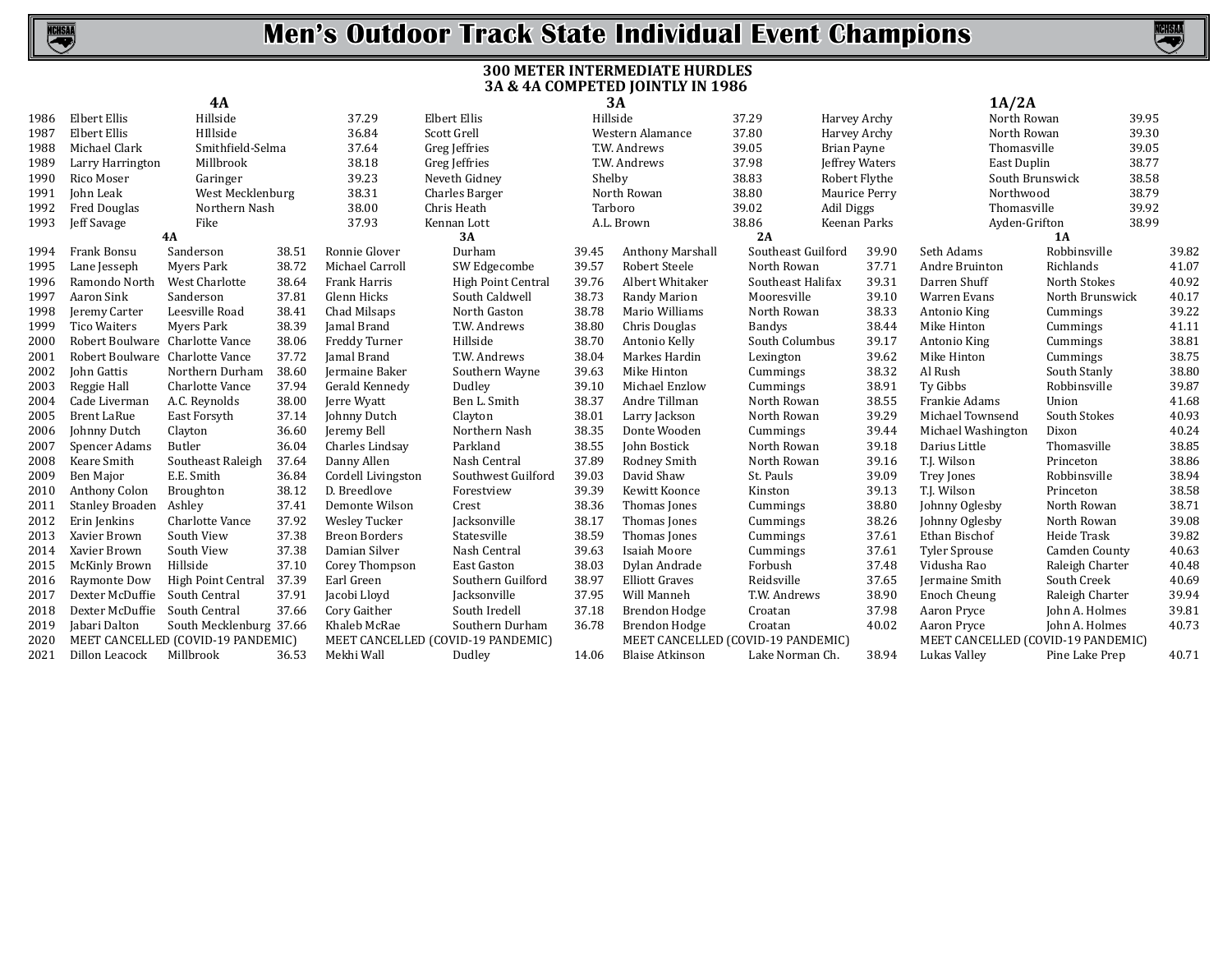# Men's Outdoor Track State Individual Event Champions

## 300 METER INTERMEDIATE HURDLES
### 3A & 4A COMPETED JOINTLY IN 1986

| Year | 4A | | | 3A | | | 1A/2A | | |
|---|---|---|---|---|---|---|---|---|---|
| 1986 | Elbert Ellis | Hillside | 37.29 | Elbert Ellis | Hillside | 37.29 | Harvey Archy | North Rowan | 39.95 |
| 1987 | Elbert Ellis | HIllside | 36.84 | Scott Grell | Western Alamance | 37.80 | Harvey Archy | North Rowan | 39.30 |
| 1988 | Michael Clark | Smithfield-Selma | 37.64 | Greg Jeffries | T.W. Andrews | 39.05 | Brian Payne | Thomasville | 39.05 |
| 1989 | Larry Harrington | Millbrook | 38.18 | Greg Jeffries | T.W. Andrews | 37.98 | Jeffrey Waters | East Duplin | 38.77 |
| 1990 | Rico Moser | Garinger | 39.23 | Neveth Gidney | Shelby | 38.83 | Robert Flythe | South Brunswick | 38.58 |
| 1991 | John Leak | West Mecklenburg | 38.31 | Charles Barger | North Rowan | 38.80 | Maurice Perry | Northwood | 38.79 |
| 1992 | Fred Douglas | Northern Nash | 38.00 | Chris Heath | Tarboro | 39.02 | Adil Diggs | Thomasville | 39.92 |
| 1993 | Jeff Savage | Fike | 37.93 | Kennan Lott | A.L. Brown | 38.86 | Keenan Parks | Ayden-Grifton | 38.99 |

| Year | 4A | | | 3A | | | 2A | | | 1A | | |
|---|---|---|---|---|---|---|---|---|---|---|---|---|
| 1994 | Frank Bonsu | Sanderson | 38.51 | Ronnie Glover | Durham | 39.45 | Anthony Marshall | Southeast Guilford | 39.90 | Seth Adams | Robbinsville | 39.82 |
| 1995 | Lane Jesseph | Myers Park | 38.72 | Michael Carroll | SW Edgecombe | 39.57 | Robert Steele | North Rowan | 37.71 | Andre Bruinton | Richlands | 41.07 |
| 1996 | Ramondo North | West Charlotte | 38.64 | Frank Harris | High Point Central | 39.76 | Albert Whitaker | Southeast Halifax | 39.31 | Darren Shuff | North Stokes | 40.92 |
| 1997 | Aaron Sink | Sanderson | 37.81 | Glenn Hicks | South Caldwell | 38.73 | Randy Marion | Mooresville | 39.10 | Warren Evans | North Brunswick | 40.17 |
| 1998 | Jeremy Carter | Leesville Road | 38.41 | Chad Milsaps | North Gaston | 38.78 | Mario Williams | North Rowan | 38.33 | Antonio King | Cummings | 39.22 |
| 1999 | Tico Waiters | Myers Park | 38.39 | Jamal Brand | T.W. Andrews | 38.80 | Chris Douglas | Bandys | 38.44 | Mike Hinton | Cummings | 41.11 |
| 2000 | Robert Boulware | Charlotte Vance | 38.06 | Freddy Turner | Hillside | 38.70 | Antonio Kelly | South Columbus | 39.17 | Antonio King | Cummings | 38.81 |
| 2001 | Robert Boulware | Charlotte Vance | 37.72 | Jamal Brand | T.W. Andrews | 38.04 | Markes Hardin | Lexington | 39.62 | Mike Hinton | Cummings | 38.75 |
| 2002 | John Gattis | Northern Durham | 38.60 | Jermaine Baker | Southern Wayne | 39.63 | Mike Hinton | Cummings | 38.32 | Al Rush | South Stanly | 38.80 |
| 2003 | Reggie Hall | Charlotte Vance | 37.94 | Gerald Kennedy | Dudley | 39.10 | Michael Enzlow | Cummings | 38.91 | Ty Gibbs | Robbinsville | 39.87 |
| 2004 | Cade Liverman | A.C. Reynolds | 38.00 | Jerre Wyatt | Ben L. Smith | 38.37 | Andre Tillman | North Rowan | 38.55 | Frankie Adams | Union | 41.68 |
| 2005 | Brent LaRue | East Forsyth | 37.14 | Johnny Dutch | Clayton | 38.01 | Larry Jackson | North Rowan | 39.29 | Michael Townsend | South Stokes | 40.93 |
| 2006 | Johnny Dutch | Clayton | 36.60 | Jeremy Bell | Northern Nash | 38.35 | Donte Wooden | Cummings | 39.44 | Michael Washington | Dixon | 40.24 |
| 2007 | Spencer Adams | Butler | 36.04 | Charles Lindsay | Parkland | 38.55 | John Bostick | North Rowan | 39.18 | Darius Little | Thomasville | 38.85 |
| 2008 | Keare Smith | Southeast Raleigh | 37.64 | Danny Allen | Nash Central | 37.89 | Rodney Smith | North Rowan | 39.16 | T.J. Wilson | Princeton | 38.86 |
| 2009 | Ben Major | E.E. Smith | 36.84 | Cordell Livingston | Southwest Guilford | 39.03 | David Shaw | St. Pauls | 39.09 | Trey Jones | Robbinsville | 38.94 |
| 2010 | Anthony Colon | Broughton | 38.12 | D. Breedlove | Forestview | 39.39 | Kewitt Koonce | Kinston | 39.13 | T.J. Wilson | Princeton | 38.58 |
| 2011 | Stanley Broaden | Ashley | 37.41 | Demonte Wilson | Crest | 38.36 | Thomas Jones | Cummings | 38.80 | Johnny Oglesby | North Rowan | 38.71 |
| 2012 | Erin Jenkins | Charlotte Vance | 37.92 | Wesley Tucker | Jacksonville | 38.17 | Thomas Jones | Cummings | 38.26 | Johnny Oglesby | North Rowan | 39.08 |
| 2013 | Xavier Brown | South View | 37.38 | Breon Borders | Statesville | 38.59 | Thomas Jones | Cummings | 37.61 | Ethan Bischof | Heide Trask | 39.82 |
| 2014 | Xavier Brown | South View | 37.38 | Damian Silver | Nash Central | 39.63 | Isaiah Moore | Cummings | 37.61 | Tyler Sprouse | Camden County | 40.63 |
| 2015 | McKinly Brown | Hillside | 37.10 | Corey Thompson | East Gaston | 38.03 | Dylan Andrade | Forbush | 37.48 | Vidusha Rao | Raleigh Charter | 40.48 |
| 2016 | Raymonte Dow | High Point Central | 37.39 | Earl Green | Southern Guilford | 38.97 | Elliott Graves | Reidsville | 37.65 | Jermaine Smith | South Creek | 40.69 |
| 2017 | Dexter McDuffie | South Central | 37.91 | Jacobi Lloyd | Jacksonville | 37.95 | Will Manneh | T.W. Andrews | 38.90 | Enoch Cheung | Raleigh Charter | 39.94 |
| 2018 | Dexter McDuffie | South Central | 37.66 | Cory Gaither | South Iredell | 37.18 | Brendon Hodge | Croatan | 37.98 | Aaron Pryce | John A. Holmes | 39.81 |
| 2019 | Jabari Dalton | South Mecklenburg | 37.66 | Khaleb McRae | Southern Durham | 36.78 | Brendon Hodge | Croatan | 40.02 | Aaron Pryce | John A. Holmes | 40.73 |
| 2020 | MEET CANCELLED (COVID-19 PANDEMIC) | | | MEET CANCELLED (COVID-19 PANDEMIC) | | | MEET CANCELLED (COVID-19 PANDEMIC) | | | MEET CANCELLED (COVID-19 PANDEMIC) | | |
| 2021 | Dillon Leacock | Millbrook | 36.53 | Mekhi Wall | Dudley | 14.06 | Blaise Atkinson | Lake Norman Ch. | 38.94 | Lukas Valley | Pine Lake Prep | 40.71 |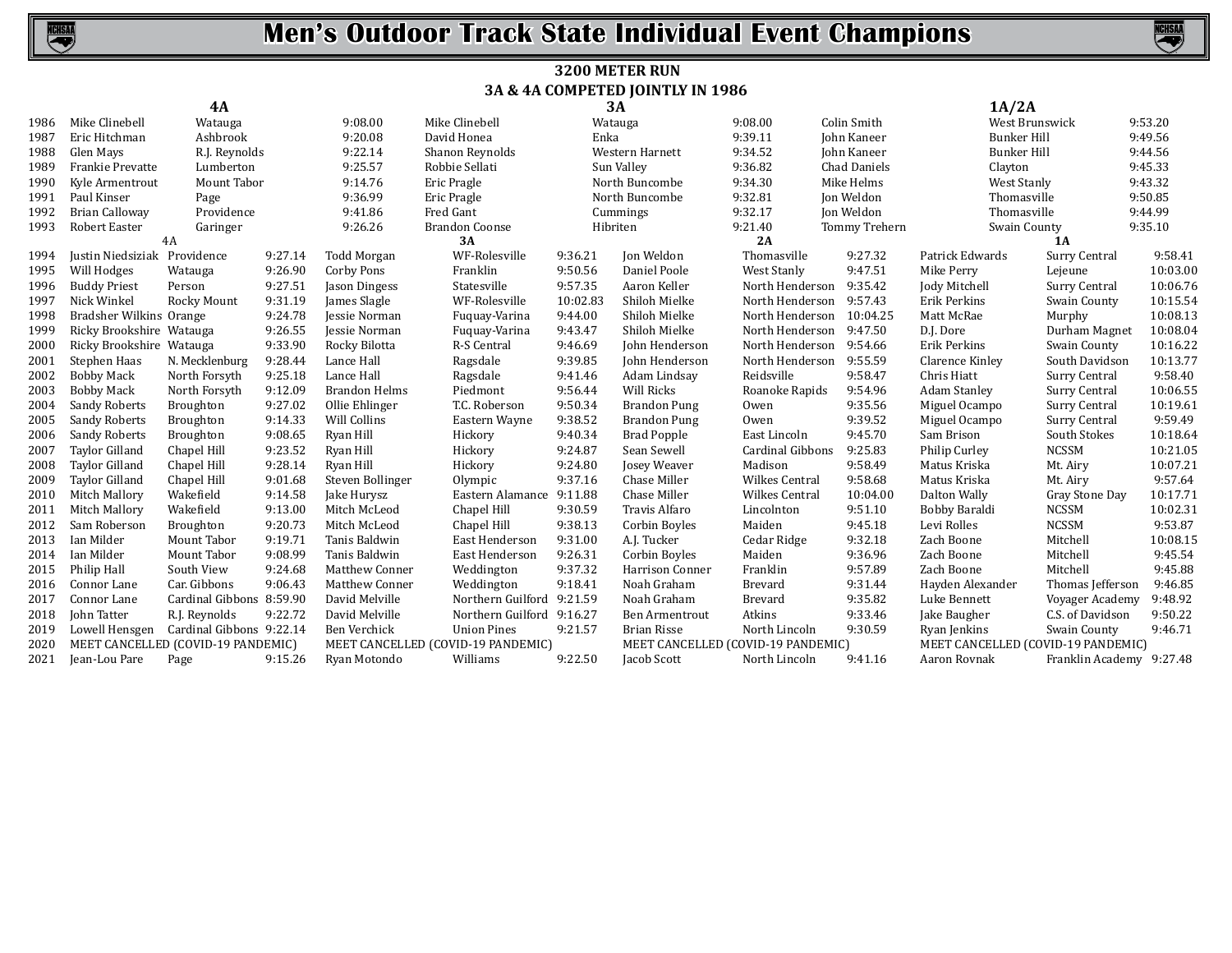# Men's Outdoor Track State Individual Event Champions

## 3200 METER RUN

### 3A & 4A COMPETED JOINTLY IN 1986

| Year | 4A | | | 3A | | | 1A/2A | | |
|---|---|---|---|---|---|---|---|---|---|
| 1986 | Mike Clinebell | Watauga | 9:08.00 | Mike Clinebell | Watauga | 9:08.00 | Colin Smith | West Brunswick | 9:53.20 |
| 1987 | Eric Hitchman | Ashbrook | 9:20.08 | David Honea | Enka | 9:39.11 | John Kaneer | Bunker Hill | 9:49.56 |
| 1988 | Glen Mays | R.J. Reynolds | 9:22.14 | Shanon Reynolds | Western Harnett | 9:34.52 | John Kaneer | Bunker Hill | 9:44.56 |
| 1989 | Frankie Prevatte | Lumberton | 9:25.57 | Robbie Sellati | Sun Valley | 9:36.82 | Chad Daniels | Clayton | 9:45.33 |
| 1990 | Kyle Armentrout | Mount Tabor | 9:14.76 | Eric Pragle | North Buncombe | 9:34.30 | Mike Helms | West Stanly | 9:43.32 |
| 1991 | Paul Kinser | Page | 9:36.99 | Eric Pragle | North Buncombe | 9:32.81 | Jon Weldon | Thomasville | 9:50.85 |
| 1992 | Brian Calloway | Providence | 9:41.86 | Fred Gant | Cummings | 9:32.17 | Jon Weldon | Thomasville | 9:44.99 |
| 1993 | Robert Easter | Garinger | 9:26.26 | Brandon Coonse | Hibriten | 9:21.40 | Tommy Trehern | Swain County | 9:35.10 |

| Year | 4A | | | 3A | | | 2A | | | 1A | | |
|---|---|---|---|---|---|---|---|---|---|---|---|---|
| 1994 | Justin Niedsziak | Providence | 9:27.14 | Todd Morgan | WF-Rolesville | 9:36.21 | Jon Weldon | Thomasville | 9:27.32 | Patrick Edwards | Surry Central | 9:58.41 |
| 1995 | Will Hodges | Watauga | 9:26.90 | Corby Pons | Franklin | 9:50.56 | Daniel Poole | West Stanly | 9:47.51 | Mike Perry | Lejeune | 10:03.00 |
| 1996 | Buddy Priest | Person | 9:27.51 | Jason Dingess | Statesville | 9:57.35 | Aaron Keller | North Henderson | 9:35.42 | Jody Mitchell | Surry Central | 10:06.76 |
| 1997 | Nick Winkel | Rocky Mount | 9:31.19 | James Slagle | WF-Rolesville | 10:02.83 | Shiloh Mielke | North Henderson | 9:57.43 | Erik Perkins | Swain County | 10:15.54 |
| 1998 | Bradsher Wilkins | Orange | 9:24.78 | Jessie Norman | Fuquay-Varina | 9:44.00 | Shiloh Mielke | North Henderson | 10:04.25 | Matt McRae | Murphy | 10:08.13 |
| 1999 | Ricky Brookshire | Watauga | 9:26.55 | Jessie Norman | Fuquay-Varina | 9:43.47 | Shiloh Mielke | North Henderson | 9:47.50 | D.J. Dore | Durham Magnet | 10:08.04 |
| 2000 | Ricky Brookshire | Watauga | 9:33.90 | Rocky Bilotta | R-S Central | 9:46.69 | John Henderson | North Henderson | 9:54.66 | Erik Perkins | Swain County | 10:16.22 |
| 2001 | Stephen Haas | N. Mecklenburg | 9:28.44 | Lance Hall | Ragsdale | 9:39.85 | John Henderson | North Henderson | 9:55.59 | Clarence Kinley | South Davidson | 10:13.77 |
| 2002 | Bobby Mack | North Forsyth | 9:25.18 | Lance Hall | Ragsdale | 9:41.46 | Adam Lindsay | Reidsville | 9:58.47 | Chris Hiatt | Surry Central | 9:58.40 |
| 2003 | Bobby Mack | North Forsyth | 9:12.09 | Brandon Helms | Piedmont | 9:56.44 | Will Ricks | Roanoke Rapids | 9:54.96 | Adam Stanley | Surry Central | 10:06.55 |
| 2004 | Sandy Roberts | Broughton | 9:27.02 | Ollie Ehlinger | T.C. Roberson | 9:50.34 | Brandon Pung | Owen | 9:35.56 | Miguel Ocampo | Surry Central | 10:19.61 |
| 2005 | Sandy Roberts | Broughton | 9:14.33 | Will Collins | Eastern Wayne | 9:38.52 | Brandon Pung | Owen | 9:39.52 | Miguel Ocampo | Surry Central | 9:59.49 |
| 2006 | Sandy Roberts | Broughton | 9:08.65 | Ryan Hill | Hickory | 9:40.34 | Brad Popple | East Lincoln | 9:45.70 | Sam Brison | South Stokes | 10:18.64 |
| 2007 | Taylor Gilland | Chapel Hill | 9:23.52 | Ryan Hill | Hickory | 9:24.87 | Sean Sewell | Cardinal Gibbons | 9:25.83 | Philip Curley | NCSSM | 10:21.05 |
| 2008 | Taylor Gilland | Chapel Hill | 9:28.14 | Ryan Hill | Hickory | 9:24.80 | Josey Weaver | Madison | 9:58.49 | Matus Kriska | Mt. Airy | 10:07.21 |
| 2009 | Taylor Gilland | Chapel Hill | 9:01.68 | Steven Bollinger | Olympic | 9:37.16 | Chase Miller | Wilkes Central | 9:58.68 | Matus Kriska | Mt. Airy | 9:57.64 |
| 2010 | Mitch Mallory | Wakefield | 9:14.58 | Jake Hurysz | Eastern Alamance | 9:11.88 | Chase Miller | Wilkes Central | 10:04.00 | Dalton Wally | Gray Stone Day | 10:17.71 |
| 2011 | Mitch Mallory | Wakefield | 9:13.00 | Mitch McLeod | Chapel Hill | 9:30.59 | Travis Alfaro | Lincolnton | 9:51.10 | Bobby Baraldi | NCSSM | 10:02.31 |
| 2012 | Sam Roberson | Broughton | 9:20.73 | Mitch McLeod | Chapel Hill | 9:38.13 | Corbin Boyles | Maiden | 9:45.18 | Levi Rolles | NCSSM | 9:53.87 |
| 2013 | Ian Milder | Mount Tabor | 9:19.71 | Tanis Baldwin | East Henderson | 9:31.00 | A.J. Tucker | Cedar Ridge | 9:32.18 | Zach Boone | Mitchell | 10:08.15 |
| 2014 | Ian Milder | Mount Tabor | 9:08.99 | Tanis Baldwin | East Henderson | 9:26.31 | Corbin Boyles | Maiden | 9:36.96 | Zach Boone | Mitchell | 9:45.54 |
| 2015 | Philip Hall | South View | 9:24.68 | Matthew Conner | Weddington | 9:37.32 | Harrison Conner | Franklin | 9:57.89 | Zach Boone | Mitchell | 9:45.88 |
| 2016 | Connor Lane | Car. Gibbons | 9:06.43 | Matthew Conner | Weddington | 9:18.41 | Noah Graham | Brevard | 9:31.44 | Hayden Alexander | Thomas Jefferson | 9:46.85 |
| 2017 | Connor Lane | Cardinal Gibbons | 8:59.90 | David Melville | Northern Guilford | 9:21.59 | Noah Graham | Brevard | 9:35.82 | Luke Bennett | Voyager Academy | 9:48.92 |
| 2018 | John Tatter | R.J. Reynolds | 9:22.72 | David Melville | Northern Guilford | 9:16.27 | Ben Armentrout | Atkins | 9:33.46 | Jake Baugher | C.S. of Davidson | 9:50.22 |
| 2019 | Lowell Hensgen | Cardinal Gibbons | 9:22.14 | Ben Verchick | Union Pines | 9:21.57 | Brian Risse | North Lincoln | 9:30.59 | Ryan Jenkins | Swain County | 9:46.71 |
| 2020 | MEET CANCELLED (COVID-19 PANDEMIC) | | | MEET CANCELLED (COVID-19 PANDEMIC) | | | MEET CANCELLED (COVID-19 PANDEMIC) | | | MEET CANCELLED (COVID-19 PANDEMIC) | | |
| 2021 | Jean-Lou Pare | Page | 9:15.26 | Ryan Motondo | Williams | 9:22.50 | Jacob Scott | North Lincoln | 9:41.16 | Aaron Rovnak | Franklin Academy | 9:27.48 |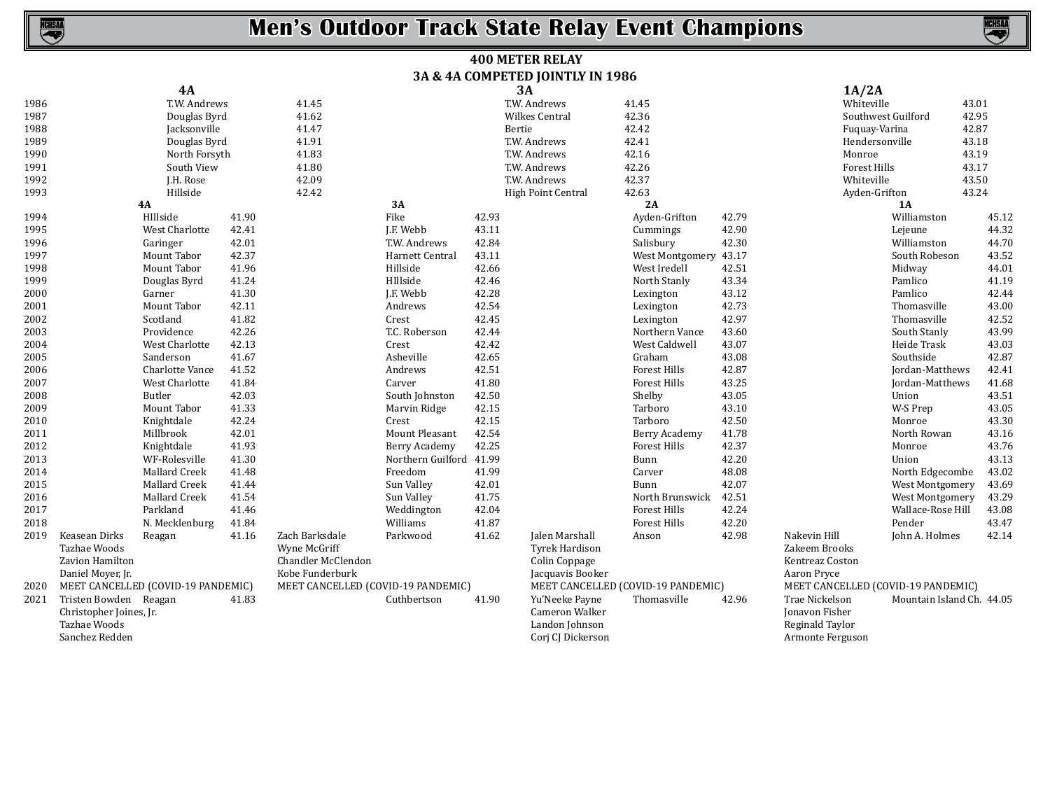# Men's Outdoor Track State Relay Event Champions

## 400 METER RELAY

### 3A & 4A COMPETED JOINTLY IN 1986

| Year | 4A | Time | 3A | Time | 1A/2A | Time |
|---|---|---|---|---|---|---|
| 1986 | T.W. Andrews | 41.45 | T.W. Andrews | 41.45 | Whiteville | 43.01 |
| 1987 | Douglas Byrd | 41.62 | Wilkes Central | 42.36 | Southwest Guilford | 42.95 |
| 1988 | Jacksonville | 41.47 | Bertie | 42.42 | Fuquay-Varina | 42.87 |
| 1989 | Douglas Byrd | 41.91 | T.W. Andrews | 42.41 | Hendersonville | 43.18 |
| 1990 | North Forsyth | 41.83 | T.W. Andrews | 42.16 | Monroe | 43.19 |
| 1991 | South View | 41.80 | T.W. Andrews | 42.26 | Forest Hills | 43.17 |
| 1992 | J.H. Rose | 42.09 | T.W. Andrews | 42.37 | Whiteville | 43.50 |
| 1993 | Hillside | 42.42 | High Point Central | 42.63 | Ayden-Grifton | 43.24 |

| Year | 4A Team Members | 4A | Time | 3A Team Members | 3A | Time | 2A Team Members | 2A | Time | 1A Team Members | 1A | Time |
|---|---|---|---|---|---|---|---|---|---|---|---|---|
| 1994 | | HIllside | 41.90 | | Fike | 42.93 | | Ayden-Grifton | 42.79 | | Williamston | 45.12 |
| 1995 | | West Charlotte | 42.41 | | J.F. Webb | 43.11 | | Cummings | 42.90 | | Lejeune | 44.32 |
| 1996 | | Garinger | 42.01 | | T.W. Andrews | 42.84 | | Salisbury | 42.30 | | Williamston | 44.70 |
| 1997 | | Mount Tabor | 42.37 | | Harnett Central | 43.11 | | West Montgomery | 43.17 | | South Robeson | 43.52 |
| 1998 | | Mount Tabor | 41.96 | | Hillside | 42.66 | | West Iredell | 42.51 | | Midway | 44.01 |
| 1999 | | Douglas Byrd | 41.24 | | HIllside | 42.46 | | North Stanly | 43.34 | | Pamlico | 41.19 |
| 2000 | | Garner | 41.30 | | J.F. Webb | 42.28 | | Lexington | 43.12 | | Pamlico | 42.44 |
| 2001 | | Mount Tabor | 42.11 | | Andrews | 42.54 | | Lexington | 42.73 | | Thomasville | 43.00 |
| 2002 | | Scotland | 41.82 | | Crest | 42.45 | | Lexington | 42.97 | | Thomasville | 42.52 |
| 2003 | | Providence | 42.26 | | T.C. Roberson | 42.44 | | Northern Vance | 43.60 | | South Stanly | 43.99 |
| 2004 | | West Charlotte | 42.13 | | Crest | 42.42 | | West Caldwell | 43.07 | | Heide Trask | 43.03 |
| 2005 | | Sanderson | 41.67 | | Asheville | 42.65 | | Graham | 43.08 | | Southside | 42.87 |
| 2006 | | Charlotte Vance | 41.52 | | Andrews | 42.51 | | Forest Hills | 42.87 | | Jordan-Matthews | 42.41 |
| 2007 | | West Charlotte | 41.84 | | Carver | 41.80 | | Forest Hills | 43.25 | | Jordan-Matthews | 41.68 |
| 2008 | | Butler | 42.03 | | South Johnston | 42.50 | | Shelby | 43.05 | | Union | 43.51 |
| 2009 | | Mount Tabor | 41.33 | | Marvin Ridge | 42.15 | | Tarboro | 43.10 | | W-S Prep | 43.05 |
| 2010 | | Knightdale | 42.24 | | Crest | 42.15 | | Tarboro | 42.50 | | Monroe | 43.30 |
| 2011 | | Millbrook | 42.01 | | Mount Pleasant | 42.54 | | Berry Academy | 41.78 | | North Rowan | 43.16 |
| 2012 | | Knightdale | 41.93 | | Berry Academy | 42.25 | | Forest Hills | 42.37 | | Monroe | 43.76 |
| 2013 | | WF-Rolesville | 41.30 | | Northern Guilford | 41.99 | | Bunn | 42.20 | | Union | 43.13 |
| 2014 | | Mallard Creek | 41.48 | | Freedom | 41.99 | | Carver | 48.08 | | North Edgecombe | 43.02 |
| 2015 | | Mallard Creek | 41.44 | | Sun Valley | 42.01 | | Bunn | 42.07 | | West Montgomery | 43.69 |
| 2016 | | Mallard Creek | 41.54 | | Sun Valley | 41.75 | | North Brunswick | 42.51 | | West Montgomery | 43.29 |
| 2017 | | Parkland | 41.46 | | Weddington | 42.04 | | Forest Hills | 42.24 | | Wallace-Rose Hill | 43.08 |
| 2018 | | N. Mecklenburg | 41.84 | | Williams | 41.87 | | Forest Hills | 42.20 | | Pender | 43.47 |
| 2019 | Keasean Dirks, Tazhae Woods, Zavion Hamilton, Daniel Moyer, Jr. | Reagan | 41.16 | Zach Barksdale, Wyne McGriff, Chandler McClendon, Kobe Funderburk | Parkwood | 41.62 | Jalen Marshall, Tyrek Hardison, Colin Coppage, Jacquavis Booker | Anson | 42.98 | Nakevin Hill, Zakeem Brooks, Kentreaz Coston, Aaron Pryce | John A. Holmes | 42.14 |
| 2020 | MEET CANCELLED (COVID-19 PANDEMIC) | | | MEET CANCELLED (COVID-19 PANDEMIC) | | | MEET CANCELLED (COVID-19 PANDEMIC) | | | MEET CANCELLED (COVID-19 PANDEMIC) | | |
| 2021 | Tristen Bowden, Christopher Joines, Jr., Tazhae Woods, Sanchez Redden | Reagan | 41.83 | | Cuthbertson | 41.90 | Yu'Neeke Payne, Cameron Walker, Landon Johnson, Corj CJ Dickerson | Thomasville | 42.96 | Trae Nickelson, Jonavon Fisher, Reginald Taylor, Armonte Ferguson | Mountain Island Ch. | 44.05 |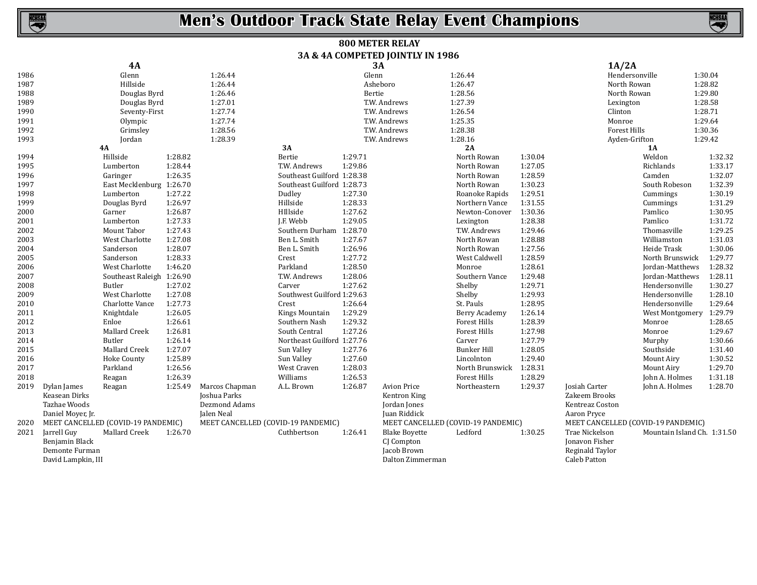# Men's Outdoor Track State Relay Event Champions

## 800 METER RELAY

### 3A & 4A COMPETED JOINTLY IN 1986

| Year | 4A | Time | 3A | Time | 1A/2A | Time |
|---|---|---|---|---|---|---|
| 1986 | Glenn | 1:26.44 | Glenn | 1:26.44 | Hendersonville | 1:30.04 |
| 1987 | Hillside | 1:26.44 | Asheboro | 1:26.47 | North Rowan | 1:28.82 |
| 1988 | Douglas Byrd | 1:26.46 | Bertie | 1:28.56 | North Rowan | 1:29.80 |
| 1989 | Douglas Byrd | 1:27.01 | T.W. Andrews | 1:27.39 | Lexington | 1:28.58 |
| 1990 | Seventy-First | 1:27.74 | T.W. Andrews | 1:26.54 | Clinton | 1:28.71 |
| 1991 | Olympic | 1:27.74 | T.W. Andrews | 1:25.35 | Monroe | 1:29.64 |
| 1992 | Grimsley | 1:28.56 | T.W. Andrews | 1:28.38 | Forest Hills | 1:30.36 |
| 1993 | Jordan | 1:28.39 | T.W. Andrews | 1:28.16 | Ayden-Grifton | 1:29.42 |

| Year | 4A Members | 4A | Time | 3A Members | 3A | Time | 2A Members | 2A | Time | 1A Members | 1A | Time |
|---|---|---|---|---|---|---|---|---|---|---|---|---|
| 1994 | | Hillside | 1:28.82 | | Bertie | 1:29.71 | | North Rowan | 1:30.04 | | Weldon | 1:32.32 |
| 1995 | | Lumberton | 1:28.44 | | T.W. Andrews | 1:29.86 | | North Rowan | 1:27.05 | | Richlands | 1:33.17 |
| 1996 | | Garinger | 1:26.35 | | Southeast Guilford | 1:28.38 | | North Rowan | 1:28.59 | | Camden | 1:32.07 |
| 1997 | | East Mecklenburg | 1:26.70 | | Southeast Guilford | 1:28.73 | | North Rowan | 1:30.23 | | South Robeson | 1:32.39 |
| 1998 | | Lumberton | 1:27.22 | | Dudley | 1:27.30 | | Roanoke Rapids | 1:29.51 | | Cummings | 1:30.19 |
| 1999 | | Douglas Byrd | 1:26.97 | | Hillside | 1:28.33 | | Northern Vance | 1:31.55 | | Cummings | 1:31.29 |
| 2000 | | Garner | 1:26.87 | | HIllside | 1:27.62 | | Newton-Conover | 1:30.36 | | Pamlico | 1:30.95 |
| 2001 | | Lumberton | 1:27.33 | | J.F. Webb | 1:29.05 | | Lexington | 1:28.38 | | Pamlico | 1:31.72 |
| 2002 | | Mount Tabor | 1:27.43 | | Southern Durham | 1:28.70 | | T.W. Andrews | 1:29.46 | | Thomasville | 1:29.25 |
| 2003 | | West Charlotte | 1:27.08 | | Ben L. Smith | 1:27.67 | | North Rowan | 1:28.88 | | Williamston | 1:31.03 |
| 2004 | | Sanderson | 1:28.07 | | Ben L. Smith | 1:26.96 | | North Rowan | 1:27.56 | | Heide Trask | 1:30.06 |
| 2005 | | Sanderson | 1:28.33 | | Crest | 1:27.72 | | West Caldwell | 1:28.59 | | North Brunswick | 1:29.77 |
| 2006 | | West Charlotte | 1:46.20 | | Parkland | 1:28.50 | | Monroe | 1:28.61 | | Jordan-Matthews | 1:28.32 |
| 2007 | | Southeast Raleigh | 1:26.90 | | T.W. Andrews | 1:28.06 | | Southern Vance | 1:29.48 | | Jordan-Matthews | 1:28.11 |
| 2008 | | Butler | 1:27.02 | | Carver | 1:27.62 | | Shelby | 1:29.71 | | Hendersonville | 1:30.27 |
| 2009 | | West Charlotte | 1:27.08 | | Southwest Guilford | 1:29.63 | | Shelby | 1:29.93 | | Hendersonville | 1:28.10 |
| 2010 | | Charlotte Vance | 1:27.73 | | Crest | 1:26.64 | | St. Pauls | 1:28.95 | | Hendersonville | 1:29.64 |
| 2011 | | Knightdale | 1:26.05 | | Kings Mountain | 1:29.29 | | Berry Academy | 1:26.14 | | West Montgomery | 1:29.79 |
| 2012 | | Enloe | 1:26.61 | | Southern Nash | 1:29.32 | | Forest Hills | 1:28.39 | | Monroe | 1:28.65 |
| 2013 | | Mallard Creek | 1:26.81 | | South Central | 1:27.26 | | Forest Hills | 1:27.98 | | Monroe | 1:29.67 |
| 2014 | | Butler | 1:26.14 | | Northeast Guilford | 1:27.76 | | Carver | 1:27.79 | | Murphy | 1:30.66 |
| 2015 | | Mallard Creek | 1:27.07 | | Sun Valley | 1:27.76 | | Bunker Hill | 1:28.05 | | Southside | 1:31.40 |
| 2016 | | Hoke County | 1:25.89 | | Sun Valley | 1:27.60 | | Lincolnton | 1:29.40 | | Mount Airy | 1:30.52 |
| 2017 | | Parkland | 1:26.56 | | West Craven | 1:28.03 | | North Brunswick | 1:28.31 | | Mount Airy | 1:29.70 |
| 2018 | | Reagan | 1:26.39 | | Williams | 1:26.53 | | Forest Hills | 1:28.29 | | John A. Holmes | 1:31.18 |
| 2019 | Dylan James, Keasean Dirks, Tazhae Woods, Daniel Moyer, Jr. | Reagan | 1:25.49 | Marcos Chapman, Joshua Parks, Dezmond Adams, Jalen Neal | A.L. Brown | 1:26.87 | Avion Price, Kentron King, Jordan Jones, Juan Riddick | Northeastern | 1:29.37 | Josiah Carter, Zakeem Brooks, Kentreaz Coston, Aaron Pryce | John A. Holmes | 1:28.70 |
| 2020 | MEET CANCELLED (COVID-19 PANDEMIC) | | | MEET CANCELLED (COVID-19 PANDEMIC) | | | MEET CANCELLED (COVID-19 PANDEMIC) | | | MEET CANCELLED (COVID-19 PANDEMIC) | | |
| 2021 | Jarrell Guy, Benjamin Black, Demonte Furman, David Lampkin, III | Mallard Creek | 1:26.70 | | Cuthbertson | 1:26.41 | Blake Boyette, CJ Compton, Jacob Brown, Dalton Zimmerman | Ledford | 1:30.25 | Trae Nickelson, Jonavon Fisher, Reginald Taylor, Caleb Patton | Mountain Island Ch. | 1:31.50 |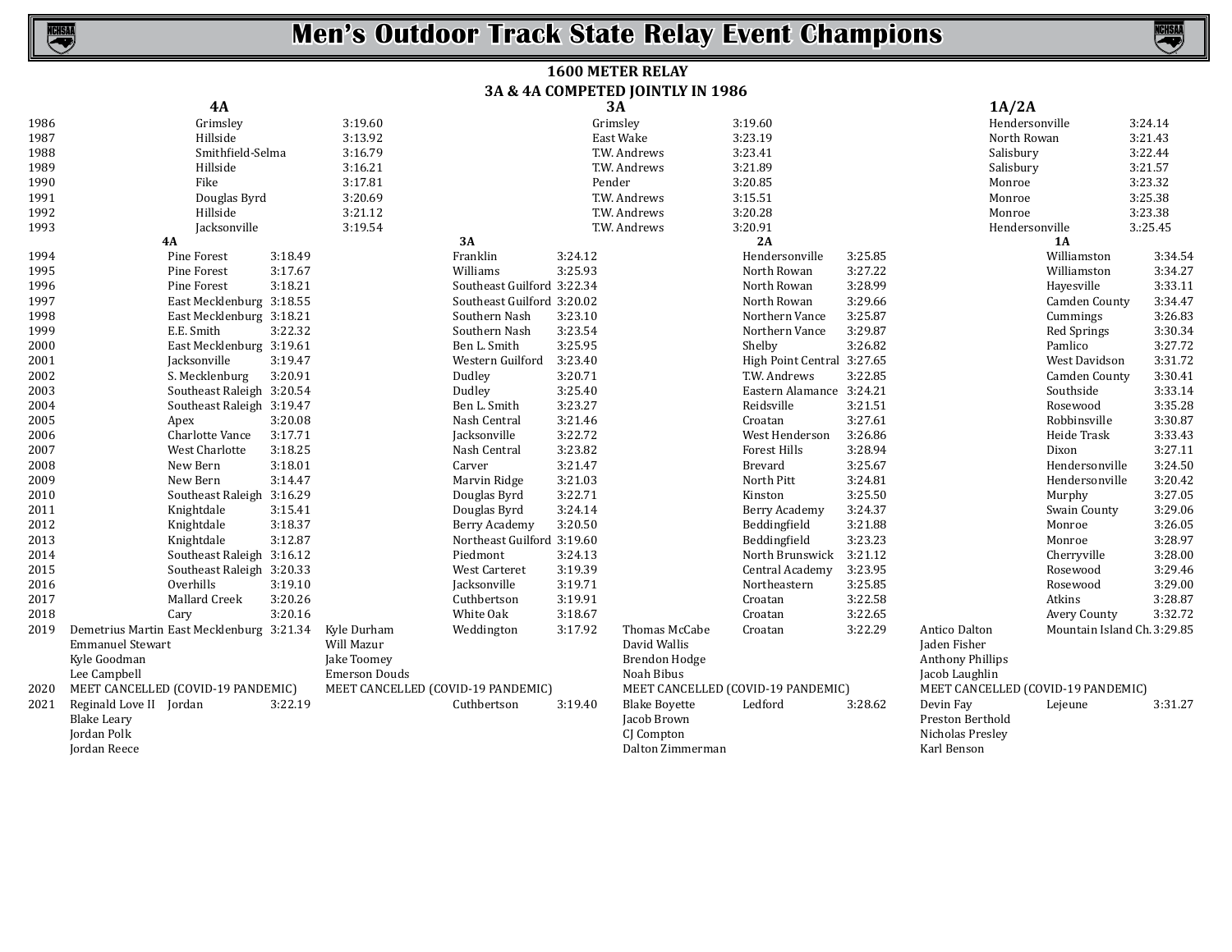# Men's Outdoor Track State Relay Event Champions

## 1600 METER RELAY

### 3A & 4A COMPETED JOINTLY IN 1986

| Year | 4A | Time | 3A | Time | 1A/2A | Time |
|---|---|---|---|---|---|---|
| 1986 | Grimsley | 3:19.60 | Grimsley | 3:19.60 | Hendersonville | 3:24.14 |
| 1987 | Hillside | 3:13.92 | East Wake | 3:23.19 | North Rowan | 3:21.43 |
| 1988 | Smithfield-Selma | 3:16.79 | T.W. Andrews | 3:23.41 | Salisbury | 3:22.44 |
| 1989 | Hillside | 3:16.21 | T.W. Andrews | 3:21.89 | Salisbury | 3:21.57 |
| 1990 | Fike | 3:17.81 | Pender | 3:20.85 | Monroe | 3:23.32 |
| 1991 | Douglas Byrd | 3:20.69 | T.W. Andrews | 3:15.51 | Monroe | 3:25.38 |
| 1992 | Hillside | 3:21.12 | T.W. Andrews | 3:20.28 | Monroe | 3:23.38 |
| 1993 | Jacksonville | 3:19.54 | T.W. Andrews | 3:20.91 | Hendersonville | 3.:25.45 |

| Year | 4A Members | 4A | Time | 3A Members | 3A | Time | 2A Members | 2A | Time | 1A Members | 1A | Time |
|---|---|---|---|---|---|---|---|---|---|---|---|---|
| 1994 | | Pine Forest | 3:18.49 | | Franklin | 3:24.12 | | Hendersonville | 3:25.85 | | Williamston | 3:34.54 |
| 1995 | | Pine Forest | 3:17.67 | | Williams | 3:25.93 | | North Rowan | 3:27.22 | | Williamston | 3:34.27 |
| 1996 | | Pine Forest | 3:18.21 | | Southeast Guilford | 3:22.34 | | North Rowan | 3:28.99 | | Hayesville | 3:33.11 |
| 1997 | | East Mecklenburg | 3:18.55 | | Southeast Guilford | 3:20.02 | | North Rowan | 3:29.66 | | Camden County | 3:34.47 |
| 1998 | | East Mecklenburg | 3:18.21 | | Southern Nash | 3:23.10 | | Northern Vance | 3:25.87 | | Cummings | 3:26.83 |
| 1999 | | E.E. Smith | 3:22.32 | | Southern Nash | 3:23.54 | | Northern Vance | 3:29.87 | | Red Springs | 3:30.34 |
| 2000 | | East Mecklenburg | 3:19.61 | | Ben L. Smith | 3:25.95 | | Shelby | 3:26.82 | | Pamlico | 3:27.72 |
| 2001 | | Jacksonville | 3:19.47 | | Western Guilford | 3:23.40 | | High Point Central | 3:27.65 | | West Davidson | 3:31.72 |
| 2002 | | S. Mecklenburg | 3:20.91 | | Dudley | 3:20.71 | | T.W. Andrews | 3:22.85 | | Camden County | 3:30.41 |
| 2003 | | Southeast Raleigh | 3:20.54 | | Dudley | 3:25.40 | | Eastern Alamance | 3:24.21 | | Southside | 3:33.14 |
| 2004 | | Southeast Raleigh | 3:19.47 | | Ben L. Smith | 3:23.27 | | Reidsville | 3:21.51 | | Rosewood | 3:35.28 |
| 2005 | | Apex | 3:20.08 | | Nash Central | 3:21.46 | | Croatan | 3:27.61 | | Robbinsville | 3:30.87 |
| 2006 | | Charlotte Vance | 3:17.71 | | Jacksonville | 3:22.72 | | West Henderson | 3:26.86 | | Heide Trask | 3:33.43 |
| 2007 | | West Charlotte | 3:18.25 | | Nash Central | 3:23.82 | | Forest Hills | 3:28.94 | | Dixon | 3:27.11 |
| 2008 | | New Bern | 3:18.01 | | Carver | 3:21.47 | | Brevard | 3:25.67 | | Hendersonville | 3:24.50 |
| 2009 | | New Bern | 3:14.47 | | Marvin Ridge | 3:21.03 | | North Pitt | 3:24.81 | | Hendersonville | 3:20.42 |
| 2010 | | Southeast Raleigh | 3:16.29 | | Douglas Byrd | 3:22.71 | | Kinston | 3:25.50 | | Murphy | 3:27.05 |
| 2011 | | Knightdale | 3:15.41 | | Douglas Byrd | 3:24.14 | | Berry Academy | 3:24.37 | | Swain County | 3:29.06 |
| 2012 | | Knightdale | 3:18.37 | | Berry Academy | 3:20.50 | | Beddingfield | 3:21.88 | | Monroe | 3:26.05 |
| 2013 | | Knightdale | 3:12.87 | | Northeast Guilford | 3:19.60 | | Beddingfield | 3:23.23 | | Monroe | 3:28.97 |
| 2014 | | Southeast Raleigh | 3:16.12 | | Piedmont | 3:24.13 | | North Brunswick | 3:21.12 | | Cherryville | 3:28.00 |
| 2015 | | Southeast Raleigh | 3:20.33 | | West Carteret | 3:19.39 | | Central Academy | 3:23.95 | | Rosewood | 3:29.46 |
| 2016 | | Overhills | 3:19.10 | | Jacksonville | 3:19.71 | | Northeastern | 3:25.85 | | Rosewood | 3:29.00 |
| 2017 | | Mallard Creek | 3:20.26 | | Cuthbertson | 3:19.91 | | Croatan | 3:22.58 | | Atkins | 3:28.87 |
| 2018 | | Cary | 3:20.16 | | White Oak | 3:18.67 | | Croatan | 3:22.65 | | Avery County | 3:32.72 |
| 2019 | Demetrius Martin, Emmanuel Stewart, Kyle Goodman, Lee Campbell | East Mecklenburg | 3:21.34 | Kyle Durham, Will Mazur, Jake Toomey, Emerson Douds | Weddington | 3:17.92 | Thomas McCabe, David Wallis, Brendon Hodge, Noah Bibus | Croatan | 3:22.29 | Antico Dalton, Jaden Fisher, Anthony Phillips, Jacob Laughlin | Mountain Island Ch. | 3:29.85 |
| 2020 | MEET CANCELLED (COVID-19 PANDEMIC) | | | MEET CANCELLED (COVID-19 PANDEMIC) | | | MEET CANCELLED (COVID-19 PANDEMIC) | | | MEET CANCELLED (COVID-19 PANDEMIC) | | |
| 2021 | Reginald Love II, Blake Leary, Jordan Polk, Jordan Reece | Jordan | 3:22.19 | | Cuthbertson | 3:19.40 | Blake Boyette, Jacob Brown, CJ Compton, Dalton Zimmerman | Ledford | 3:28.62 | Devin Fay, Preston Berthold, Nicholas Presley, Karl Benson | Lejeune | 3:31.27 |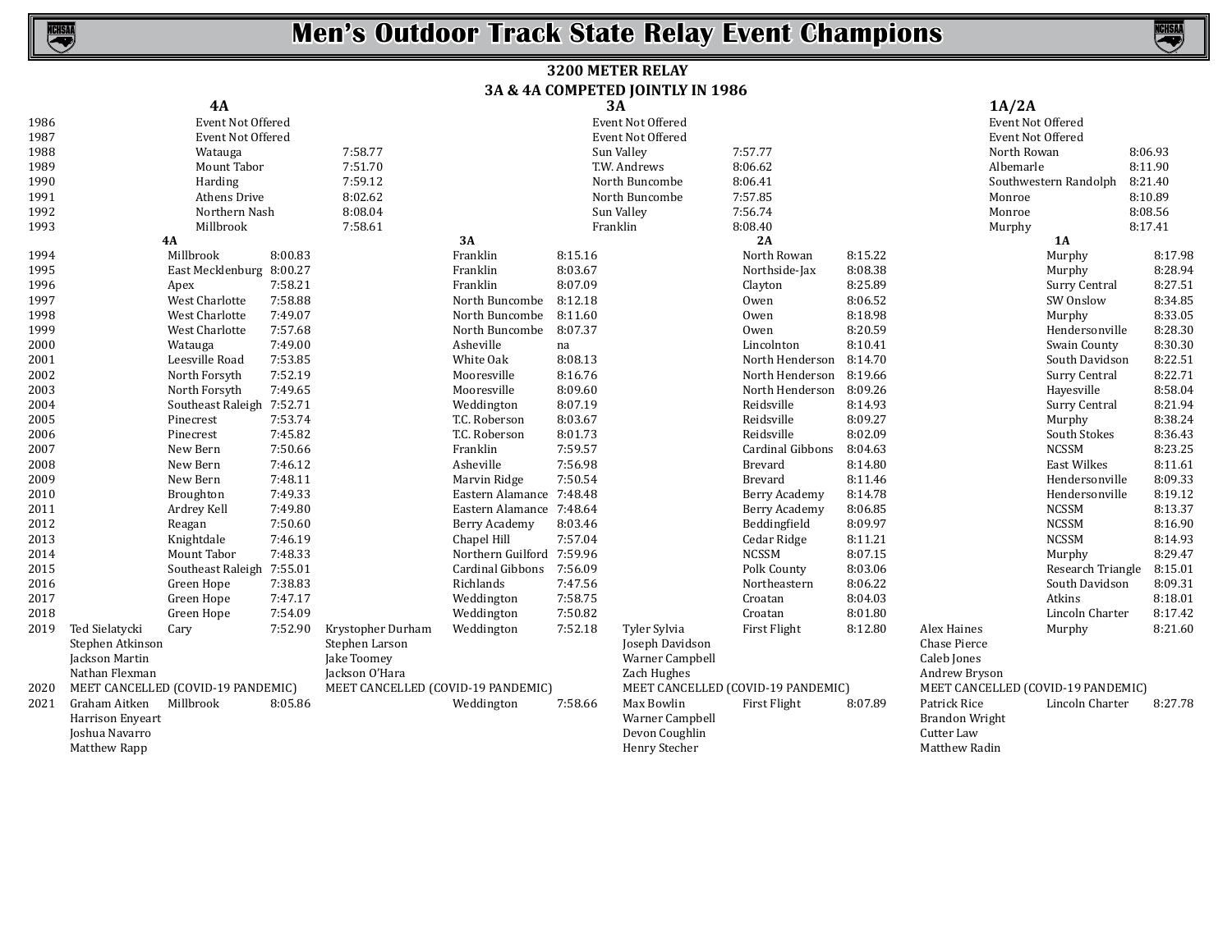# Men's Outdoor Track State Relay Event Champions

## 3200 METER RELAY

### 3A & 4A COMPETED JOINTLY IN 1986

| Year | 4A | Time | 3A | Time | 1A/2A | Time |
|---|---|---|---|---|---|---|
| 1986 | Event Not Offered | | Event Not Offered | | Event Not Offered | |
| 1987 | Event Not Offered | | Event Not Offered | | Event Not Offered | |
| 1988 | Watauga | 7:58.77 | Sun Valley | 7:57.77 | North Rowan | 8:06.93 |
| 1989 | Mount Tabor | 7:51.70 | T.W. Andrews | 8:06.62 | Albemarle | 8:11.90 |
| 1990 | Harding | 7:59.12 | North Buncombe | 8:06.41 | Southwestern Randolph | 8:21.40 |
| 1991 | Athens Drive | 8:02.62 | North Buncombe | 7:57.85 | Monroe | 8:10.89 |
| 1992 | Northern Nash | 8:08.04 | Sun Valley | 7:56.74 | Monroe | 8:08.56 |
| 1993 | Millbrook | 7:58.61 | Franklin | 8:08.40 | Murphy | 8:17.41 |

| Year | 4A Runners | 4A | Time | 3A Runners | 3A | Time | 2A Runners | 2A | Time | 1A Runners | 1A | Time |
|---|---|---|---|---|---|---|---|---|---|---|---|---|
| 1994 | | Millbrook | 8:00.83 | | Franklin | 8:15.16 | | North Rowan | 8:15.22 | | Murphy | 8:17.98 |
| 1995 | | East Mecklenburg | 8:00.27 | | Franklin | 8:03.67 | | Northside-Jax | 8:08.38 | | Murphy | 8:28.94 |
| 1996 | | Apex | 7:58.21 | | Franklin | 8:07.09 | | Clayton | 8:25.89 | | Surry Central | 8:27.51 |
| 1997 | | West Charlotte | 7:58.88 | | North Buncombe | 8:12.18 | | Owen | 8:06.52 | | SW Onslow | 8:34.85 |
| 1998 | | West Charlotte | 7:49.07 | | North Buncombe | 8:11.60 | | Owen | 8:18.98 | | Murphy | 8:33.05 |
| 1999 | | West Charlotte | 7:57.68 | | North Buncombe | 8:07.37 | | Owen | 8:20.59 | | Hendersonville | 8:28.30 |
| 2000 | | Watauga | 7:49.00 | | Asheville | na | | Lincolnton | 8:10.41 | | Swain County | 8:30.30 |
| 2001 | | Leesville Road | 7:53.85 | | White Oak | 8:08.13 | | North Henderson | 8:14.70 | | South Davidson | 8:22.51 |
| 2002 | | North Forsyth | 7:52.19 | | Mooresville | 8:16.76 | | North Henderson | 8:19.66 | | Surry Central | 8:22.71 |
| 2003 | | North Forsyth | 7:49.65 | | Mooresville | 8:09.60 | | North Henderson | 8:09.26 | | Hayesville | 8:58.04 |
| 2004 | | Southeast Raleigh | 7:52.71 | | Weddington | 8:07.19 | | Reidsville | 8:14.93 | | Surry Central | 8:21.94 |
| 2005 | | Pinecrest | 7:53.74 | | T.C. Roberson | 8:03.67 | | Reidsville | 8:09.27 | | Murphy | 8:38.24 |
| 2006 | | Pinecrest | 7:45.82 | | T.C. Roberson | 8:01.73 | | Reidsville | 8:02.09 | | South Stokes | 8:36.43 |
| 2007 | | New Bern | 7:50.66 | | Franklin | 7:59.57 | | Cardinal Gibbons | 8:04.63 | | NCSSM | 8:23.25 |
| 2008 | | New Bern | 7:46.12 | | Asheville | 7:56.98 | | Brevard | 8:14.80 | | East Wilkes | 8:11.61 |
| 2009 | | New Bern | 7:48.11 | | Marvin Ridge | 7:50.54 | | Brevard | 8:11.46 | | Hendersonville | 8:09.33 |
| 2010 | | Broughton | 7:49.33 | | Eastern Alamance | 7:48.48 | | Berry Academy | 8:14.78 | | Hendersonville | 8:19.12 |
| 2011 | | Ardrey Kell | 7:49.80 | | Eastern Alamance | 7:48.64 | | Berry Academy | 8:06.85 | | NCSSM | 8:13.37 |
| 2012 | | Reagan | 7:50.60 | | Berry Academy | 8:03.46 | | Beddingfield | 8:09.97 | | NCSSM | 8:16.90 |
| 2013 | | Knightdale | 7:46.19 | | Chapel Hill | 7:57.04 | | Cedar Ridge | 8:11.21 | | NCSSM | 8:14.93 |
| 2014 | | Mount Tabor | 7:48.33 | | Northern Guilford | 7:59.96 | | NCSSM | 8:07.15 | | Murphy | 8:29.47 |
| 2015 | | Southeast Raleigh | 7:55.01 | | Cardinal Gibbons | 7:56.09 | | Polk County | 8:03.06 | | Research Triangle | 8:15.01 |
| 2016 | | Green Hope | 7:38.83 | | Richlands | 7:47.56 | | Northeastern | 8:06.22 | | South Davidson | 8:09.31 |
| 2017 | | Green Hope | 7:47.17 | | Weddington | 7:58.75 | | Croatan | 8:04.03 | | Atkins | 8:18.01 |
| 2018 | | Green Hope | 7:54.09 | | Weddington | 7:50.82 | | Croatan | 8:01.80 | | Lincoln Charter | 8:17.42 |
| 2019 | Ted Sielatycki, Stephen Atkinson, Jackson Martin, Nathan Flexman | Cary | 7:52.90 | Krystopher Durham, Stephen Larson, Jake Toomey, Jackson O'Hara | Weddington | 7:52.18 | Tyler Sylvia, Joseph Davidson, Warner Campbell, Zach Hughes | First Flight | 8:12.80 | Alex Haines, Chase Pierce, Caleb Jones, Andrew Bryson | Murphy | 8:21.60 |
| 2020 | MEET CANCELLED (COVID-19 PANDEMIC) | | | MEET CANCELLED (COVID-19 PANDEMIC) | | | MEET CANCELLED (COVID-19 PANDEMIC) | | | MEET CANCELLED (COVID-19 PANDEMIC) | | |
| 2021 | Graham Aitken, Harrison Enyeart, Joshua Navarro, Matthew Rapp | Millbrook | 8:05.86 | | Weddington | 7:58.66 | Max Bowlin, Warner Campbell, Devon Coughlin, Henry Stecher | First Flight | 8:07.89 | Patrick Rice, Brandon Wright, Cutter Law, Matthew Radin | Lincoln Charter | 8:27.78 |